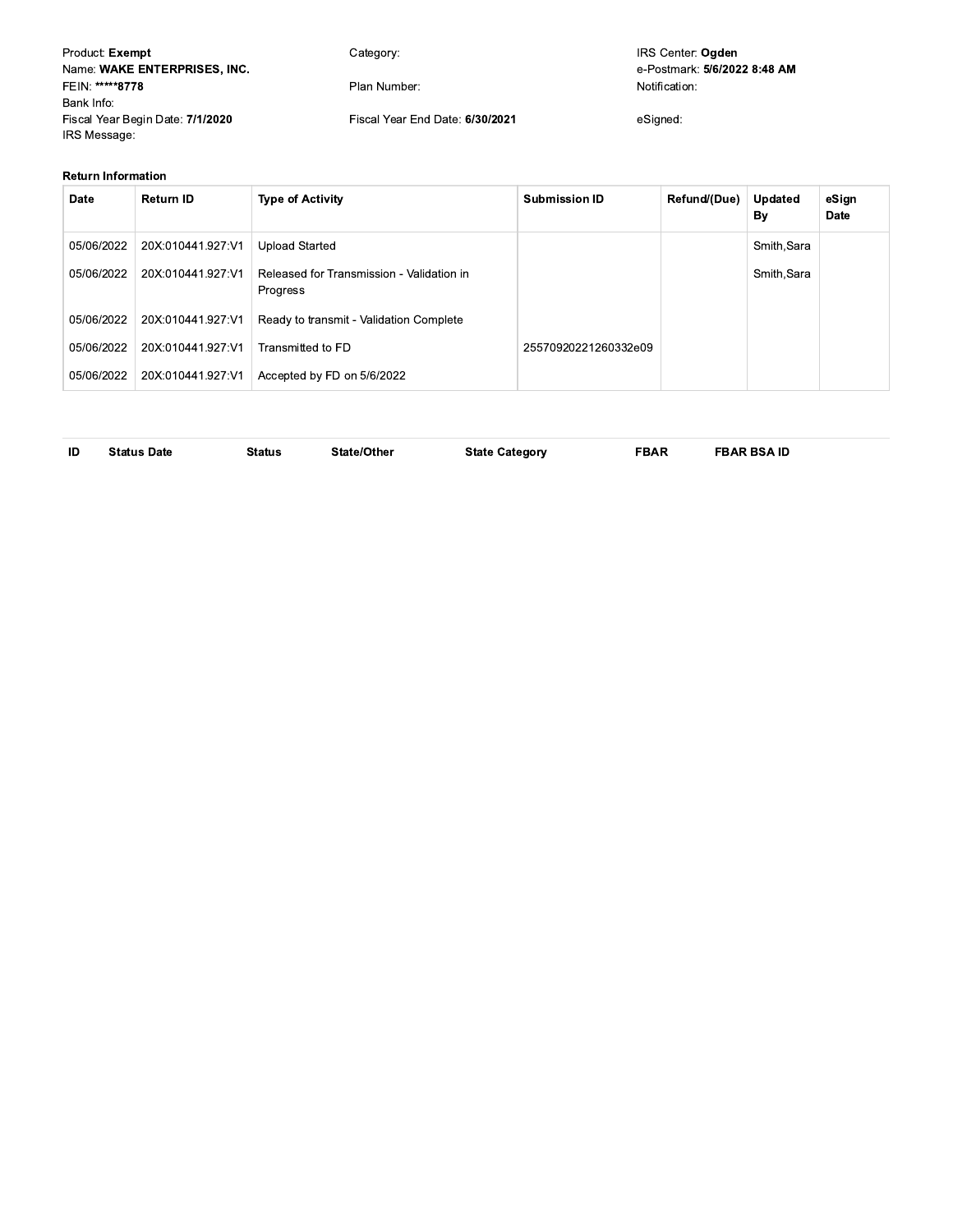Product: **Exempt**
Name: **WAKE ENTERPRISES, INC.**
FEIN: ** *****8778**
Bank Info:
Fiscal Year Begin Date: **7/1/2020**
IRS Message:

Category:

Plan Number:

Fiscal Year End Date: **6/30/2021**

IRS Center: **Ogden**
e-Postmark: **5/6/2022 8:48 AM**
Notification:

eSigned:

**Return Information**

| Date | Return ID | Type of Activity | Submission ID | Refund/(Due) | Updated By | eSign Date |
|---|---|---|---|---|---|---|
| 05/06/2022 | 20X:010441.927:V1 | Upload Started | | | Smith,Sara | |
| 05/06/2022 | 20X:010441.927:V1 | Released for Transmission - Validation in Progress | | | Smith,Sara | |
| 05/06/2022 | 20X:010441.927:V1 | Ready to transmit - Validation Complete | | | | |
| 05/06/2022 | 20X:010441.927:V1 | Transmitted to FD | 25570920221260332e09 | | | |
| 05/06/2022 | 20X:010441.927:V1 | Accepted by FD on 5/6/2022 | | | | |

| ID | Status Date | Status | State/Other | State Category | FBAR | FBAR BSA ID |
|---|---|---|---|---|---|---|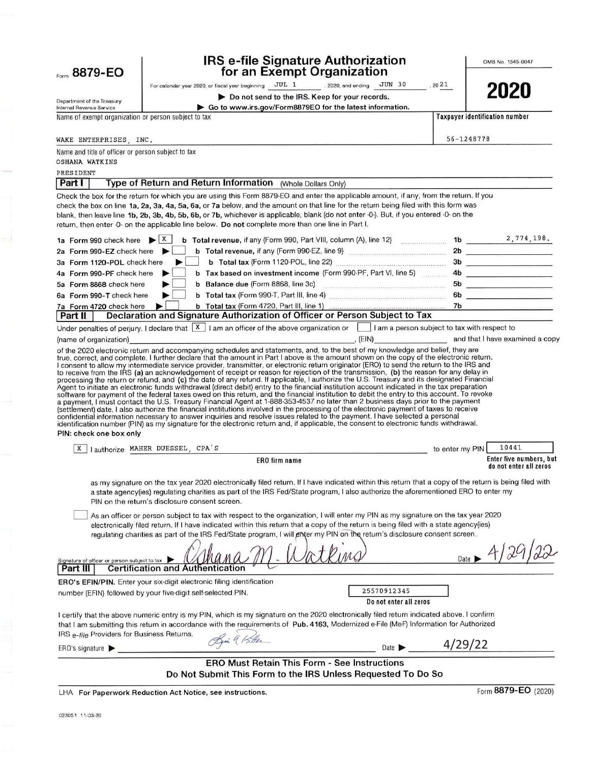Form **8879-EO**

Department of the Treasury
Internal Revenue Service

# IRS e-file Signature Authorization for an Exempt Organization

For calendar year 2020, or fiscal year beginning JUL 1, 2020, and ending JUN 30, 20 21

▶ **Do not send to the IRS. Keep for your records.**

▶ **Go to www.irs.gov/Form8879EO for the latest information.**

OMB No. 1545-0047

**2020**

Name of exempt organization or person subject to tax: WAKE ENTERPRISES, INC.

Taxpayer identification number: 56-1248778

Name and title of officer or person subject to tax: OSHANA WATKINS, PRESIDENT

## Part I Type of Return and Return Information (Whole Dollars Only)

Check the box for the return for which you are using this Form 8879-EO and enter the applicable amount, if any, from the return. If you check the box on line **1a, 2a, 3a, 4a, 5a, 6a,** or **7a** below, and the amount on that line for the return being filed with this form was blank, then leave line **1b, 2b, 3b, 4b, 5b, 6b,** or **7b,** whichever is applicable, blank (do not enter -0-). But, if you entered -0- on the return, then enter -0- on the applicable line below. **Do not** complete more than one line in Part I.

| | | | |
|---|---|---|---|
| **1a** Form 990 check here ▶ [X] | **b Total revenue,** if any (Form 990, Part VIII, column (A), line 12) | **1b** | 2,774,198. |
| **2a** Form 990-EZ check here ▶ [ ] | **b Total revenue,** if any (Form 990-EZ, line 9) | **2b** | |
| **3a** Form 1120-POL check here ▶ [ ] | **b Total tax** (Form 1120-POL, line 22) | **3b** | |
| **4a** Form 990-PF check here ▶ [ ] | **b Tax based on investment income** (Form 990-PF, Part VI, line 5) | **4b** | |
| **5a** Form 8868 check here ▶ [ ] | **b Balance due** (Form 8868, line 3c) | **5b** | |
| **6a** Form 990-T check here ▶ [ ] | **b Total tax** (Form 990-T, Part III, line 4) | **6b** | |
| **7a** Form 4720 check here ▶ [ ] | **b Total tax** (Form 4720, Part III, line 1) | **7b** | |

## Part II Declaration and Signature Authorization of Officer or Person Subject to Tax

Under penalties of perjury, I declare that [X] I am an officer of the above organization or [ ] I am a person subject to tax with respect to (name of organization) \_\_\_\_\_\_\_\_\_\_, (EIN) \_\_\_\_\_\_\_\_\_\_ and that I have examined a copy of the 2020 electronic return and accompanying schedules and statements, and, to the best of my knowledge and belief, they are true, correct, and complete. I further declare that the amount in Part I above is the amount shown on the copy of the electronic return. I consent to allow my intermediate service provider, transmitter, or electronic return originator (ERO) to send the return to the IRS and to receive from the IRS **(a)** an acknowledgement of receipt or reason for rejection of the transmission, **(b)** the reason for any delay in processing the return or refund, and **(c)** the date of any refund. If applicable, I authorize the U.S. Treasury and its designated Financial Agent to initiate an electronic funds withdrawal (direct debit) entry to the financial institution account indicated in the tax preparation software for payment of the federal taxes owed on this return, and the financial institution to debit the entry to this account. To revoke a payment, I must contact the U.S. Treasury Financial Agent at 1-888-353-4537 no later than 2 business days prior to the payment (settlement) date. I also authorize the financial institutions involved in the processing of the electronic payment of taxes to receive confidential information necessary to answer inquiries and resolve issues related to the payment. I have selected a personal identification number (PIN) as my signature for the electronic return and, if applicable, the consent to electronic funds withdrawal.

**PIN: check one box only**

[X] I authorize MAHER DUESSEL, CPA'S (ERO firm name) to enter my PIN 10441 (Enter five numbers, but do not enter all zeros)

as my signature on the tax year 2020 electronically filed return. If I have indicated within this return that a copy of the return is being filed with a state agency(ies) regulating charities as part of the IRS Fed/State program, I also authorize the aforementioned ERO to enter my PIN on the return's disclosure consent screen.

[ ] As an officer or person subject to tax with respect to the organization, I will enter my PIN as my signature on the tax year 2020 electronically filed return. If I have indicated within this return that a copy of the return is being filed with a state agency(ies) regulating charities as part of the IRS Fed/State program, I will enter my PIN on the return's disclosure consent screen.

Signature of officer or person subject to tax ▶ Oshana M. Watkins    Date ▶ 4/29/22

## Part III Certification and Authentication

**ERO's EFIN/PIN.** Enter your six-digit electronic filing identification number (EFIN) followed by your five-digit self-selected PIN. 25570912345 (**Do not enter all zeros**)

I certify that the above numeric entry is my PIN, which is my signature on the 2020 electronically filed return indicated above. I confirm that I am submitting this return in accordance with the requirements of **Pub. 4163,** Modernized e-File (MeF) Information for Authorized IRS *e-file* Providers for Business Returns.

ERO's signature ▶ [signature]    Date ▶ 4/29/22

**ERO Must Retain This Form - See Instructions**
**Do Not Submit This Form to the IRS Unless Requested To Do So**

LHA **For Paperwork Reduction Act Notice, see instructions.**    Form **8879-EO** (2020)

023051 11-03-20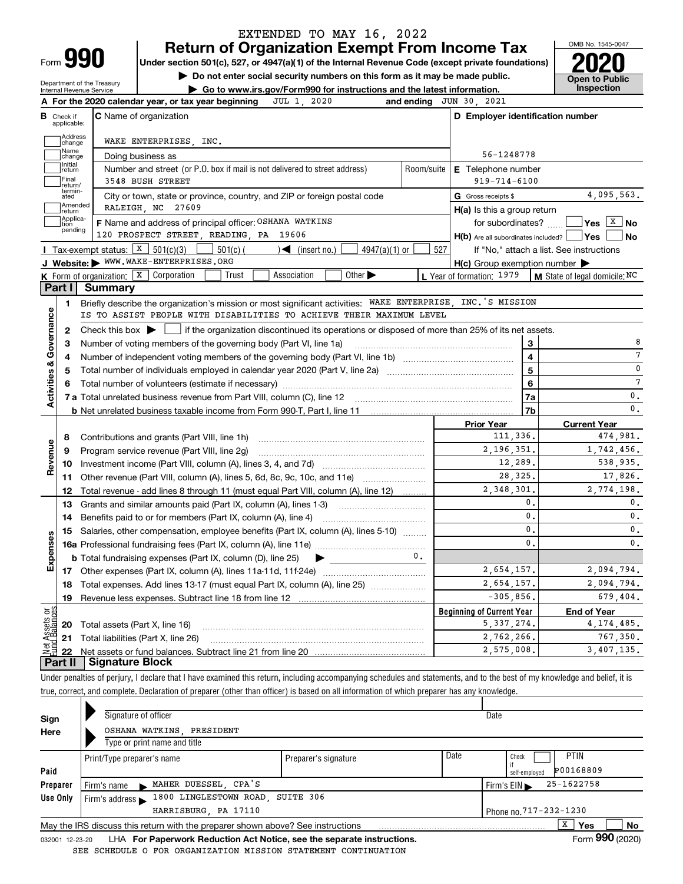EXTENDED TO MAY 16, 2022

# Form 990 — Return of Organization Exempt From Income Tax

**Under section 501(c), 527, or 4947(a)(1) of the Internal Revenue Code (except private foundations)**

▶ **Do not enter social security numbers on this form as it may be made public.**

▶ **Go to www.irs.gov/Form990 for instructions and the latest information.**

Department of the Treasury
Internal Revenue Service

OMB No. 1545-0047

**2020**

**Open to Public Inspection**

**A** For the 2020 calendar year, or tax year beginning JUL 1, 2020 and ending JUN 30, 2021

**B** Check if applicable: Address change, Name change, Initial return, Final return/terminated, Amended return, Application pending

**C** Name of organization: WAKE ENTERPRISES, INC.

Doing business as

Number and street (or P.O. box if mail is not delivered to street address): 3548 BUSH STREET — Room/suite

City or town, state or province, country, and ZIP or foreign postal code: RALEIGH, NC 27609

**D** Employer identification number: 56-1248778

**E** Telephone number: 919-714-6100

**G** Gross receipts $ 4,095,563.

**F** Name and address of principal officer: OSHANA WATKINS, 120 PROSPECT STREET, READING, PA 19606

**H(a)** Is this a group return for subordinates? Yes [ ] No [X]

**H(b)** Are all subordinates included? Yes [ ] No [ ]
If "No," attach a list. See instructions

**H(c)** Group exemption number ▶

**I** Tax-exempt status: [X] 501(c)(3) [ ] 501(c) ( ) ◀ (insert no.) [ ] 4947(a)(1) or [ ] 527

**J** Website: ▶ WWW.WAKE-ENTERPRISES.ORG

**K** Form of organization: [X] Corporation [ ] Trust [ ] Association [ ] Other ▶

**L** Year of formation: 1979

**M** State of legal domicile: NC

## Part I Summary

**Activities & Governance**

1. Briefly describe the organization's mission or most significant activities: WAKE ENTERPRISE, INC.'S MISSION IS TO ASSIST PEOPLE WITH DISABILITIES TO ACHIEVE THEIR MAXIMUM LEVEL
2. Check this box ▶ [ ] if the organization discontinued its operations or disposed of more than 25% of its net assets.

| | | | |
|---|---|---|---|
| 3 | Number of voting members of the governing body (Part VI, line 1a) | 3 | 8 |
| 4 | Number of independent voting members of the governing body (Part VI, line 1b) | 4 | 7 |
| 5 | Total number of individuals employed in calendar year 2020 (Part V, line 2a) | 5 | 0 |
| 6 | Total number of volunteers (estimate if necessary) | 6 | 7 |
| 7a | Total unrelated business revenue from Part VIII, column (C), line 12 | 7a | 0. |
| b | Net unrelated business taxable income from Form 990-T, Part I, line 11 | 7b | 0. |

| | | | Prior Year | Current Year |
|---|---|---|---|---|
| **Revenue** | 8 | Contributions and grants (Part VIII, line 1h) | 111,336. | 474,981. |
| | 9 | Program service revenue (Part VIII, line 2g) | 2,196,351. | 1,742,456. |
| | 10 | Investment income (Part VIII, column (A), lines 3, 4, and 7d) | 12,289. | 538,935. |
| | 11 | Other revenue (Part VIII, column (A), lines 5, 6d, 8c, 9c, 10c, and 11e) | 28,325. | 17,826. |
| | 12 | Total revenue - add lines 8 through 11 (must equal Part VIII, column (A), line 12) | 2,348,301. | 2,774,198. |
| **Expenses** | 13 | Grants and similar amounts paid (Part IX, column (A), lines 1-3) | 0. | 0. |
| | 14 | Benefits paid to or for members (Part IX, column (A), line 4) | 0. | 0. |
| | 15 | Salaries, other compensation, employee benefits (Part IX, column (A), lines 5-10) | 0. | 0. |
| | 16a | Professional fundraising fees (Part IX, column (A), line 11e) | 0. | 0. |
| | b | Total fundraising expenses (Part IX, column (D), line 25) ▶ 0. | | |
| | 17 | Other expenses (Part IX, column (A), lines 11a-11d, 11f-24e) | 2,654,157. | 2,094,794. |
| | 18 | Total expenses. Add lines 13-17 (must equal Part IX, column (A), line 25) | 2,654,157. | 2,094,794. |
| | 19 | Revenue less expenses. Subtract line 18 from line 12 | -305,856. | 679,404. |
| | | | **Beginning of Current Year** | **End of Year** |
| **Net Assets or Fund Balances** | 20 | Total assets (Part X, line 16) | 5,337,274. | 4,174,485. |
| | 21 | Total liabilities (Part X, line 26) | 2,762,266. | 767,350. |
| | 22 | Net assets or fund balances. Subtract line 21 from line 20 | 2,575,008. | 3,407,135. |

## Part II Signature Block

Under penalties of perjury, I declare that I have examined this return, including accompanying schedules and statements, and to the best of my knowledge and belief, it is true, correct, and complete. Declaration of preparer (other than officer) is based on all information of which preparer has any knowledge.

**Sign Here**

▶ Signature of officer — Date

▶ OSHANA WATKINS, PRESIDENT
Type or print name and title

**Paid Preparer Use Only**

| Print/Type preparer's name | Preparer's signature | Date | Check [ ] if self-employed | PTIN P00168809 |
|---|---|---|---|---|

Firm's name ▶ MAHER DUESSEL, CPA'S — Firm's EIN ▶ 25-1622758

Firm's address ▶ 1800 LINGLESTOWN ROAD, SUITE 306, HARRISBURG, PA 17110 — Phone no. 717-232-1230

May the IRS discuss this return with the preparer shown above? See instructions [X] Yes [ ] No

032001 12-23-20 LHA **For Paperwork Reduction Act Notice, see the separate instructions.** Form **990** (2020)

SEE SCHEDULE O FOR ORGANIZATION MISSION STATEMENT CONTINUATION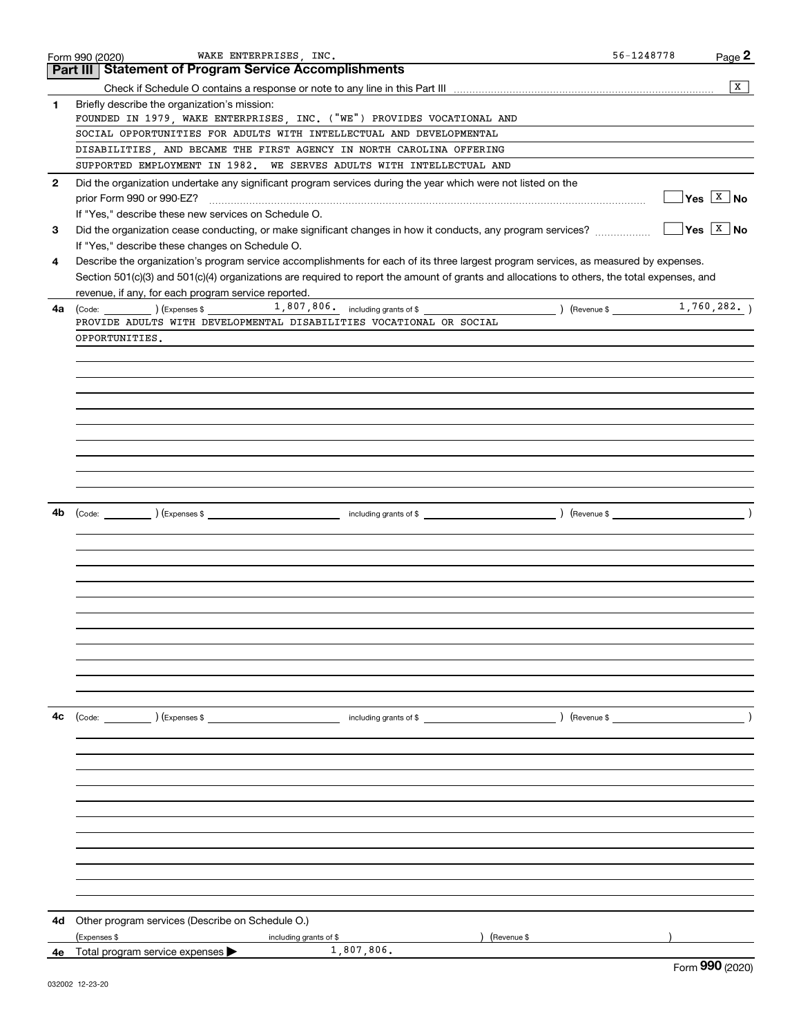Form 990 (2020) WAKE ENTERPRISES, INC. 56-1248778 Page **2**

## Part III Statement of Program Service Accomplishments

Check if Schedule O contains a response or note to any line in this Part III [X]

**1** Briefly describe the organization's mission:

FOUNDED IN 1979, WAKE ENTERPRISES, INC. ("WE") PROVIDES VOCATIONAL AND SOCIAL OPPORTUNITIES FOR ADULTS WITH INTELLECTUAL AND DEVELOPMENTAL DISABILITIES, AND BECAME THE FIRST AGENCY IN NORTH CAROLINA OFFERING SUPPORTED EMPLOYMENT IN 1982. WE SERVES ADULTS WITH INTELLECTUAL AND

**2** Did the organization undertake any significant program services during the year which were not listed on the prior Form 990 or 990-EZ? [ ] Yes [X] No

If "Yes," describe these new services on Schedule O.

**3** Did the organization cease conducting, or make significant changes in how it conducts, any program services? [ ] Yes [X] No

If "Yes," describe these changes on Schedule O.

**4** Describe the organization's program service accomplishments for each of its three largest program services, as measured by expenses. Section 501(c)(3) and 501(c)(4) organizations are required to report the amount of grants and allocations to others, the total expenses, and revenue, if any, for each program service reported.

**4a** (Code: ) (Expenses $ 1,807,806. including grants of $ ) (Revenue $ 1,760,282. )

PROVIDE ADULTS WITH DEVELOPMENTAL DISABILITIES VOCATIONAL OR SOCIAL OPPORTUNITIES.

**4b** (Code: ) (Expenses $ including grants of $ ) (Revenue $ )

**4c** (Code: ) (Expenses $ including grants of $ ) (Revenue $ )

**4d** Other program services (Describe on Schedule O.)

(Expenses $ including grants of $ ) (Revenue $ )

**4e** Total program service expenses ▶ 1,807,806.

Form **990** (2020)

032002 12-23-20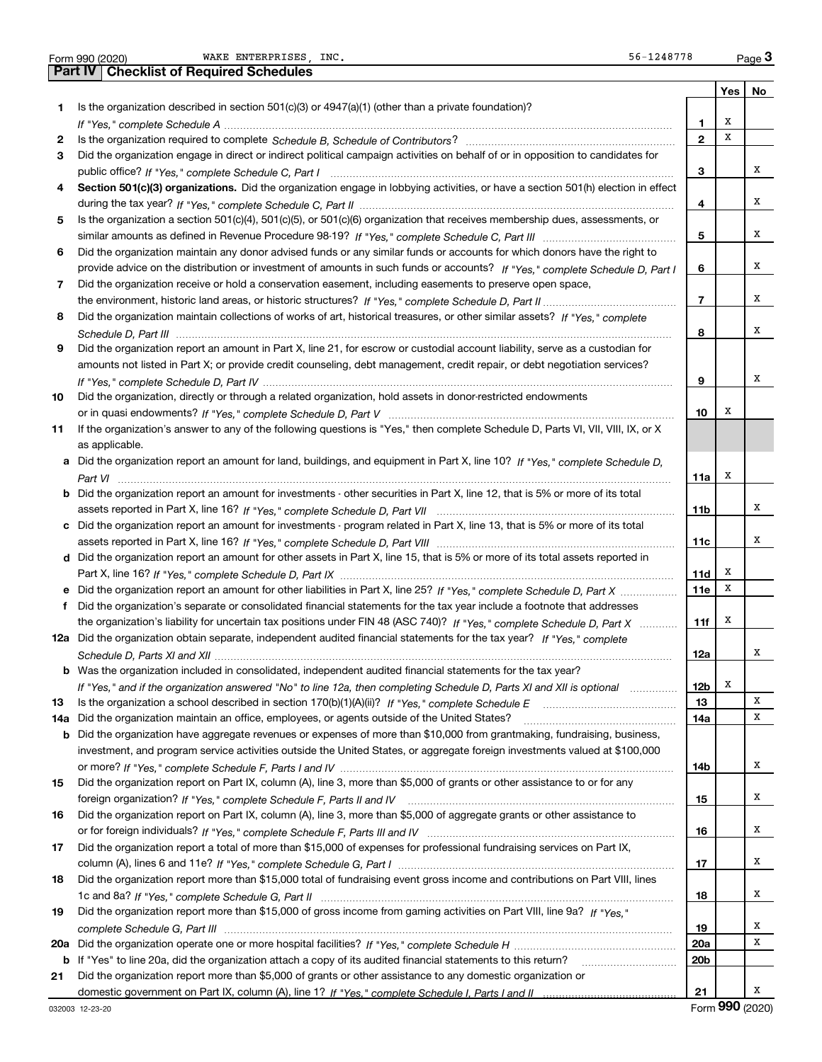Form 990 (2020) WAKE ENTERPRISES, INC. 56-1248778 Page 3

## Part IV | Checklist of Required Schedules

| | | | Yes | No |
|---|---|---|---|---|
| 1 | Is the organization described in section 501(c)(3) or 4947(a)(1) (other than a private foundation)? *If "Yes," complete Schedule A* | 1 | X | |
| 2 | Is the organization required to complete *Schedule B, Schedule of Contributors*? | 2 | X | |
| 3 | Did the organization engage in direct or indirect political campaign activities on behalf of or in opposition to candidates for public office? *If "Yes," complete Schedule C, Part I* | 3 | | X |
| 4 | **Section 501(c)(3) organizations.** Did the organization engage in lobbying activities, or have a section 501(h) election in effect during the tax year? *If "Yes," complete Schedule C, Part II* | 4 | | X |
| 5 | Is the organization a section 501(c)(4), 501(c)(5), or 501(c)(6) organization that receives membership dues, assessments, or similar amounts as defined in Revenue Procedure 98-19? *If "Yes," complete Schedule C, Part III* | 5 | | X |
| 6 | Did the organization maintain any donor advised funds or any similar funds or accounts for which donors have the right to provide advice on the distribution or investment of amounts in such funds or accounts? *If "Yes," complete Schedule D, Part I* | 6 | | X |
| 7 | Did the organization receive or hold a conservation easement, including easements to preserve open space, the environment, historic land areas, or historic structures? *If "Yes," complete Schedule D, Part II* | 7 | | X |
| 8 | Did the organization maintain collections of works of art, historical treasures, or other similar assets? *If "Yes," complete Schedule D, Part III* | 8 | | X |
| 9 | Did the organization report an amount in Part X, line 21, for escrow or custodial account liability, serve as a custodian for amounts not listed in Part X; or provide credit counseling, debt management, credit repair, or debt negotiation services? *If "Yes," complete Schedule D, Part IV* | 9 | | X |
| 10 | Did the organization, directly or through a related organization, hold assets in donor-restricted endowments or in quasi endowments? *If "Yes," complete Schedule D, Part V* | 10 | X | |
| 11 | If the organization's answer to any of the following questions is "Yes," then complete Schedule D, Parts VI, VII, VIII, IX, or X as applicable. | | | |
| a | Did the organization report an amount for land, buildings, and equipment in Part X, line 10? *If "Yes," complete Schedule D, Part VI* | 11a | X | |
| b | Did the organization report an amount for investments - other securities in Part X, line 12, that is 5% or more of its total assets reported in Part X, line 16? *If "Yes," complete Schedule D, Part VII* | 11b | | X |
| c | Did the organization report an amount for investments - program related in Part X, line 13, that is 5% or more of its total assets reported in Part X, line 16? *If "Yes," complete Schedule D, Part VIII* | 11c | | X |
| d | Did the organization report an amount for other assets in Part X, line 15, that is 5% or more of its total assets reported in Part X, line 16? *If "Yes," complete Schedule D, Part IX* | 11d | X | |
| e | Did the organization report an amount for other liabilities in Part X, line 25? *If "Yes," complete Schedule D, Part X* | 11e | X | |
| f | Did the organization's separate or consolidated financial statements for the tax year include a footnote that addresses the organization's liability for uncertain tax positions under FIN 48 (ASC 740)? *If "Yes," complete Schedule D, Part X* | 11f | X | |
| 12a | Did the organization obtain separate, independent audited financial statements for the tax year? *If "Yes," complete Schedule D, Parts XI and XII* | 12a | | X |
| b | Was the organization included in consolidated, independent audited financial statements for the tax year? *If "Yes," and if the organization answered "No" to line 12a, then completing Schedule D, Parts XI and XII is optional* | 12b | X | |
| 13 | Is the organization a school described in section 170(b)(1)(A)(ii)? *If "Yes," complete Schedule E* | 13 | | X |
| 14a | Did the organization maintain an office, employees, or agents outside of the United States? | 14a | | X |
| b | Did the organization have aggregate revenues or expenses of more than $10,000 from grantmaking, fundraising, business, investment, and program service activities outside the United States, or aggregate foreign investments valued at $100,000 or more? *If "Yes," complete Schedule F, Parts I and IV* | 14b | | X |
| 15 | Did the organization report on Part IX, column (A), line 3, more than $5,000 of grants or other assistance to or for any foreign organization? *If "Yes," complete Schedule F, Parts II and IV* | 15 | | X |
| 16 | Did the organization report on Part IX, column (A), line 3, more than $5,000 of aggregate grants or other assistance to or for foreign individuals? *If "Yes," complete Schedule F, Parts III and IV* | 16 | | X |
| 17 | Did the organization report a total of more than $15,000 of expenses for professional fundraising services on Part IX, column (A), lines 6 and 11e? *If "Yes," complete Schedule G, Part I* | 17 | | X |
| 18 | Did the organization report more than $15,000 total of fundraising event gross income and contributions on Part VIII, lines 1c and 8a? *If "Yes," complete Schedule G, Part II* | 18 | | X |
| 19 | Did the organization report more than $15,000 of gross income from gaming activities on Part VIII, line 9a? *If "Yes," complete Schedule G, Part III* | 19 | | X |
| 20a | Did the organization operate one or more hospital facilities? *If "Yes," complete Schedule H* | 20a | | X |
| b | If "Yes" to line 20a, did the organization attach a copy of its audited financial statements to this return? | 20b | | |
| 21 | Did the organization report more than $5,000 of grants or other assistance to any domestic organization or domestic government on Part IX, column (A), line 1? *If "Yes," complete Schedule I, Parts I and II* | 21 | | X |

032003 12-23-20 Form 990 (2020)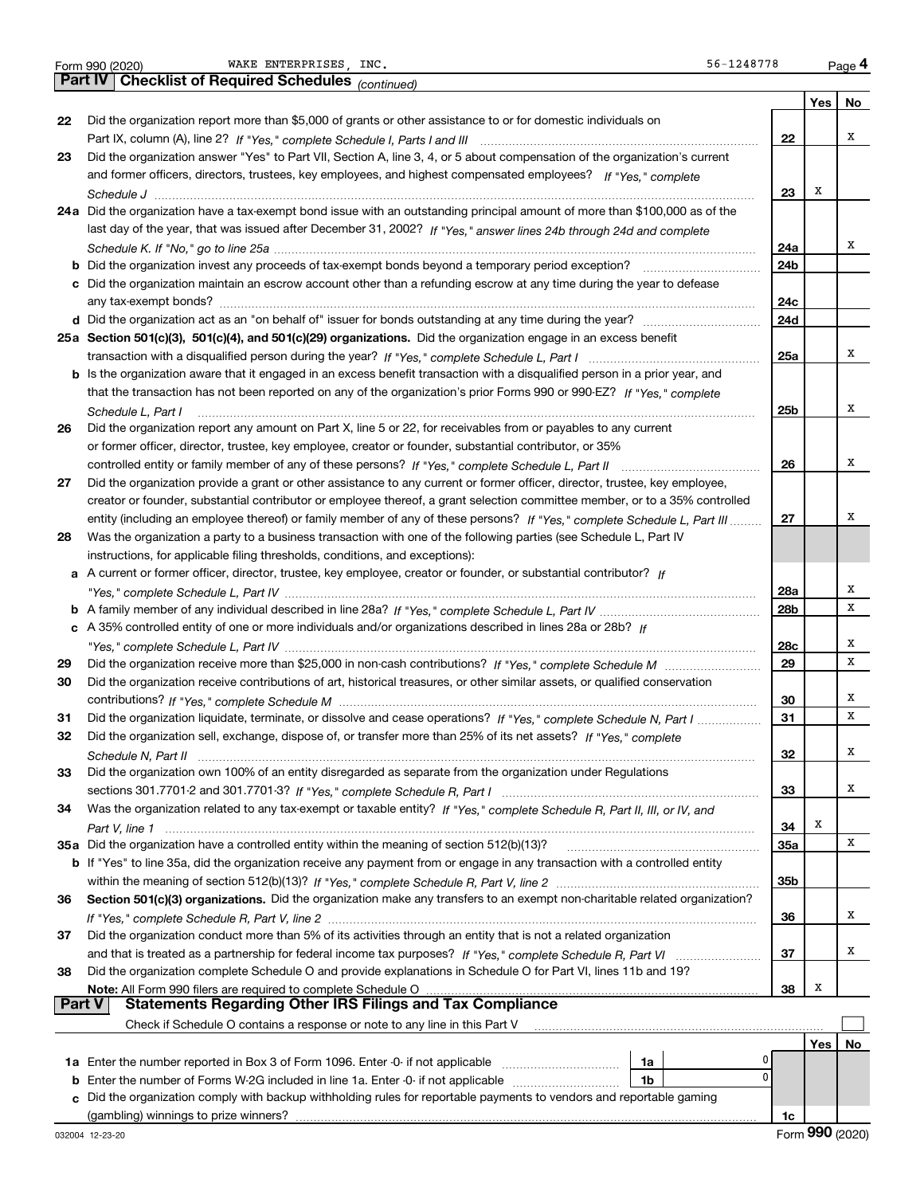Form 990 (2020) WAKE ENTERPRISES, INC. 56-1248778 Page 4

## Part IV Checklist of Required Schedules *(continued)*

| | | | Yes | No |
|---|---|---|---|---|
| 22 | Did the organization report more than $5,000 of grants or other assistance to or for domestic individuals on Part IX, column (A), line 2? *If "Yes," complete Schedule I, Parts I and III* | 22 | | X |
| 23 | Did the organization answer "Yes" to Part VII, Section A, line 3, 4, or 5 about compensation of the organization's current and former officers, directors, trustees, key employees, and highest compensated employees? *If "Yes," complete Schedule J* | 23 | X | |
| 24a | Did the organization have a tax-exempt bond issue with an outstanding principal amount of more than $100,000 as of the last day of the year, that was issued after December 31, 2002? *If "Yes," answer lines 24b through 24d and complete Schedule K. If "No," go to line 25a* | 24a | | X |
| b | Did the organization invest any proceeds of tax-exempt bonds beyond a temporary period exception? | 24b | | |
| c | Did the organization maintain an escrow account other than a refunding escrow at any time during the year to defease any tax-exempt bonds? | 24c | | |
| d | Did the organization act as an "on behalf of" issuer for bonds outstanding at any time during the year? | 24d | | |
| 25a | **Section 501(c)(3), 501(c)(4), and 501(c)(29) organizations.** Did the organization engage in an excess benefit transaction with a disqualified person during the year? *If "Yes," complete Schedule L, Part I* | 25a | | X |
| b | Is the organization aware that it engaged in an excess benefit transaction with a disqualified person in a prior year, and that the transaction has not been reported on any of the organization's prior Forms 990 or 990-EZ? *If "Yes," complete Schedule L, Part I* | 25b | | X |
| 26 | Did the organization report any amount on Part X, line 5 or 22, for receivables from or payables to any current or former officer, director, trustee, key employee, creator or founder, substantial contributor, or 35% controlled entity or family member of any of these persons? *If "Yes," complete Schedule L, Part II* | 26 | | X |
| 27 | Did the organization provide a grant or other assistance to any current or former officer, director, trustee, key employee, creator or founder, substantial contributor or employee thereof, a grant selection committee member, or to a 35% controlled entity (including an employee thereof) or family member of any of these persons? *If "Yes," complete Schedule L, Part III* | 27 | | X |
| 28 | Was the organization a party to a business transaction with one of the following parties (see Schedule L, Part IV instructions, for applicable filing thresholds, conditions, and exceptions): | | | |
| a | A current or former officer, director, trustee, key employee, creator or founder, or substantial contributor? *If "Yes," complete Schedule L, Part IV* | 28a | | X |
| b | A family member of any individual described in line 28a? *If "Yes," complete Schedule L, Part IV* | 28b | | X |
| c | A 35% controlled entity of one or more individuals and/or organizations described in lines 28a or 28b? *If "Yes," complete Schedule L, Part IV* | 28c | | X |
| 29 | Did the organization receive more than $25,000 in non-cash contributions? *If "Yes," complete Schedule M* | 29 | | X |
| 30 | Did the organization receive contributions of art, historical treasures, or other similar assets, or qualified conservation contributions? *If "Yes," complete Schedule M* | 30 | | X |
| 31 | Did the organization liquidate, terminate, or dissolve and cease operations? *If "Yes," complete Schedule N, Part I* | 31 | | X |
| 32 | Did the organization sell, exchange, dispose of, or transfer more than 25% of its net assets? *If "Yes," complete Schedule N, Part II* | 32 | | X |
| 33 | Did the organization own 100% of an entity disregarded as separate from the organization under Regulations sections 301.7701-2 and 301.7701-3? *If "Yes," complete Schedule R, Part I* | 33 | | X |
| 34 | Was the organization related to any tax-exempt or taxable entity? *If "Yes," complete Schedule R, Part II, III, or IV, and Part V, line 1* | 34 | X | |
| 35a | Did the organization have a controlled entity within the meaning of section 512(b)(13)? | 35a | | X |
| b | If "Yes" to line 35a, did the organization receive any payment from or engage in any transaction with a controlled entity within the meaning of section 512(b)(13)? *If "Yes," complete Schedule R, Part V, line 2* | 35b | | |
| 36 | **Section 501(c)(3) organizations.** Did the organization make any transfers to an exempt non-charitable related organization? *If "Yes," complete Schedule R, Part V, line 2* | 36 | | X |
| 37 | Did the organization conduct more than 5% of its activities through an entity that is not a related organization and that is treated as a partnership for federal income tax purposes? *If "Yes," complete Schedule R, Part VI* | 37 | | X |
| 38 | Did the organization complete Schedule O and provide explanations in Schedule O for Part VI, lines 11b and 19? **Note:** All Form 990 filers are required to complete Schedule O | 38 | X | |

## Part V Statements Regarding Other IRS Filings and Tax Compliance

Check if Schedule O contains a response or note to any line in this Part V ☐

| | | | | | Yes | No |
|---|---|---|---|---|---|---|
| 1a | Enter the number reported in Box 3 of Form 1096. Enter -0- if not applicable | 1a | 0 | | | |
| b | Enter the number of Forms W-2G included in line 1a. Enter -0- if not applicable | 1b | 0 | | | |
| c | Did the organization comply with backup withholding rules for reportable payments to vendors and reportable gaming (gambling) winnings to prize winners? | | | 1c | | |

032004 12-23-20 Form **990** (2020)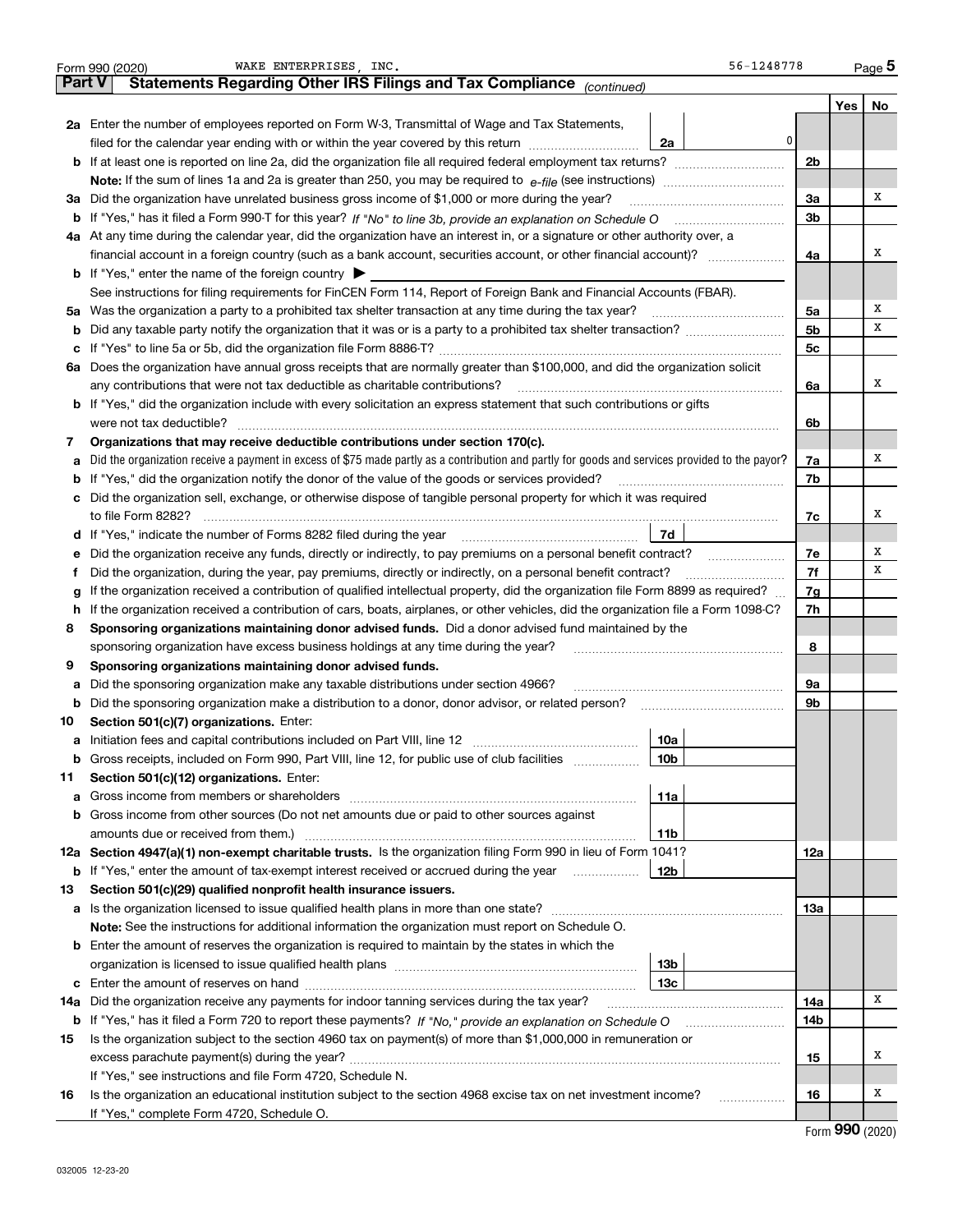Form 990 (2020) WAKE ENTERPRISES, INC. 56-1248778 Page 5

## Part V Statements Regarding Other IRS Filings and Tax Compliance *(continued)*

| | | | | Yes | No |
|---|---|---|---|---|---|
| **2a** | Enter the number of employees reported on Form W-3, Transmittal of Wage and Tax Statements, filed for the calendar year ending with or within the year covered by this return | 2a 0 | | | |
| **b** | If at least one is reported on line 2a, did the organization file all required federal employment tax returns? | | 2b | | |
| | **Note:** If the sum of lines 1a and 2a is greater than 250, you may be required to *e-file* (see instructions) | | | | |
| **3a** | Did the organization have unrelated business gross income of $1,000 or more during the year? | | 3a | | X |
| **b** | If "Yes," has it filed a Form 990-T for this year? *If "No" to line 3b, provide an explanation on Schedule O* | | 3b | | |
| **4a** | At any time during the calendar year, did the organization have an interest in, or a signature or other authority over, a financial account in a foreign country (such as a bank account, securities account, or other financial account)? | | 4a | | X |
| **b** | If "Yes," enter the name of the foreign country ▶ | | | | |
| | See instructions for filing requirements for FinCEN Form 114, Report of Foreign Bank and Financial Accounts (FBAR). | | | | |
| **5a** | Was the organization a party to a prohibited tax shelter transaction at any time during the tax year? | | 5a | | X |
| **b** | Did any taxable party notify the organization that it was or is a party to a prohibited tax shelter transaction? | | 5b | | X |
| **c** | If "Yes" to line 5a or 5b, did the organization file Form 8886-T? | | 5c | | |
| **6a** | Does the organization have annual gross receipts that are normally greater than $100,000, and did the organization solicit any contributions that were not tax deductible as charitable contributions? | | 6a | | X |
| **b** | If "Yes," did the organization include with every solicitation an express statement that such contributions or gifts were not tax deductible? | | 6b | | |
| **7** | **Organizations that may receive deductible contributions under section 170(c).** | | | | |
| **a** | Did the organization receive a payment in excess of $75 made partly as a contribution and partly for goods and services provided to the payor? | | 7a | | X |
| **b** | If "Yes," did the organization notify the donor of the value of the goods or services provided? | | 7b | | |
| **c** | Did the organization sell, exchange, or otherwise dispose of tangible personal property for which it was required to file Form 8282? | | 7c | | X |
| **d** | If "Yes," indicate the number of Forms 8282 filed during the year | 7d | | | |
| **e** | Did the organization receive any funds, directly or indirectly, to pay premiums on a personal benefit contract? | | 7e | | X |
| **f** | Did the organization, during the year, pay premiums, directly or indirectly, on a personal benefit contract? | | 7f | | X |
| **g** | If the organization received a contribution of qualified intellectual property, did the organization file Form 8899 as required? | | 7g | | |
| **h** | If the organization received a contribution of cars, boats, airplanes, or other vehicles, did the organization file a Form 1098-C? | | 7h | | |
| **8** | **Sponsoring organizations maintaining donor advised funds.** Did a donor advised fund maintained by the sponsoring organization have excess business holdings at any time during the year? | | 8 | | |
| **9** | **Sponsoring organizations maintaining donor advised funds.** | | | | |
| **a** | Did the sponsoring organization make any taxable distributions under section 4966? | | 9a | | |
| **b** | Did the sponsoring organization make a distribution to a donor, donor advisor, or related person? | | 9b | | |
| **10** | **Section 501(c)(7) organizations.** Enter: | | | | |
| **a** | Initiation fees and capital contributions included on Part VIII, line 12 | 10a | | | |
| **b** | Gross receipts, included on Form 990, Part VIII, line 12, for public use of club facilities | 10b | | | |
| **11** | **Section 501(c)(12) organizations.** Enter: | | | | |
| **a** | Gross income from members or shareholders | 11a | | | |
| **b** | Gross income from other sources (Do not net amounts due or paid to other sources against amounts due or received from them.) | 11b | | | |
| **12a** | **Section 4947(a)(1) non-exempt charitable trusts.** Is the organization filing Form 990 in lieu of Form 1041? | | 12a | | |
| **b** | If "Yes," enter the amount of tax-exempt interest received or accrued during the year | 12b | | | |
| **13** | **Section 501(c)(29) qualified nonprofit health insurance issuers.** | | | | |
| **a** | Is the organization licensed to issue qualified health plans in more than one state? | | 13a | | |
| | **Note:** See the instructions for additional information the organization must report on Schedule O. | | | | |
| **b** | Enter the amount of reserves the organization is required to maintain by the states in which the organization is licensed to issue qualified health plans | 13b | | | |
| **c** | Enter the amount of reserves on hand | 13c | | | |
| **14a** | Did the organization receive any payments for indoor tanning services during the tax year? | | 14a | | X |
| **b** | If "Yes," has it filed a Form 720 to report these payments? *If "No," provide an explanation on Schedule O* | | 14b | | |
| **15** | Is the organization subject to the section 4960 tax on payment(s) of more than $1,000,000 in remuneration or excess parachute payment(s) during the year? | | 15 | | X |
| | If "Yes," see instructions and file Form 4720, Schedule N. | | | | |
| **16** | Is the organization an educational institution subject to the section 4968 excise tax on net investment income? | | 16 | | X |
| | If "Yes," complete Form 4720, Schedule O. | | | | |

Form **990** (2020)

032005 12-23-20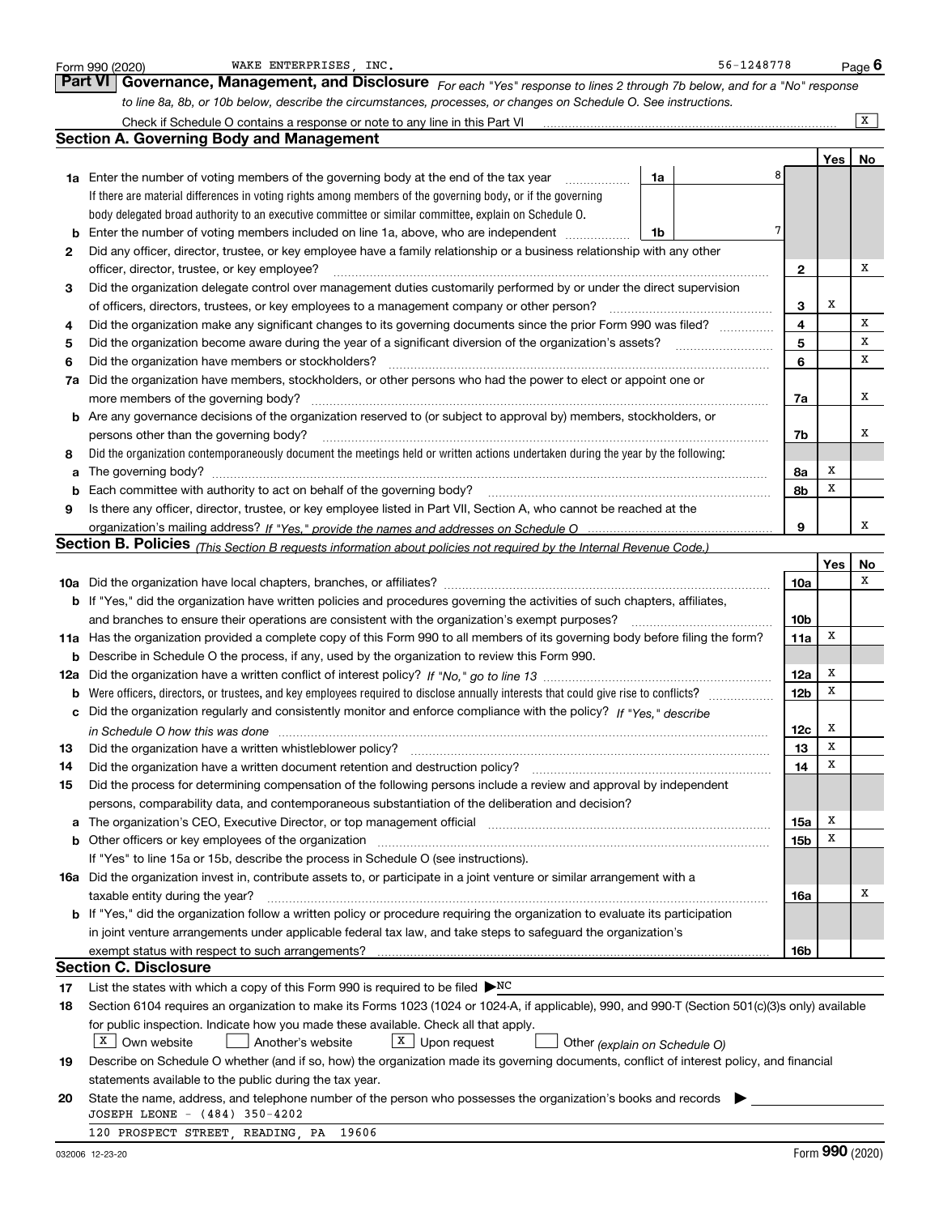Form 990 (2020) WAKE ENTERPRISES, INC. 56-1248778 Page 6

## Part VI Governance, Management, and Disclosure

*For each "Yes" response to lines 2 through 7b below, and for a "No" response to line 8a, 8b, or 10b below, describe the circumstances, processes, or changes on Schedule O. See instructions.*

Check if Schedule O contains a response or note to any line in this Part VI [X]

### Section A. Governing Body and Management

| | | | Yes | No |
|---|---|---|---|---|
| **1a** | Enter the number of voting members of the governing body at the end of the tax year — **1a** 8. If there are material differences in voting rights among members of the governing body, or if the governing body delegated broad authority to an executive committee or similar committee, explain on Schedule O. | | | |
| **b** | Enter the number of voting members included on line 1a, above, who are independent — **1b** 7 | | | |
| **2** | Did any officer, director, trustee, or key employee have a family relationship or a business relationship with any other officer, director, trustee, or key employee? | 2 | | X |
| **3** | Did the organization delegate control over management duties customarily performed by or under the direct supervision of officers, directors, trustees, or key employees to a management company or other person? | 3 | X | |
| **4** | Did the organization make any significant changes to its governing documents since the prior Form 990 was filed? | 4 | | X |
| **5** | Did the organization become aware during the year of a significant diversion of the organization's assets? | 5 | | X |
| **6** | Did the organization have members or stockholders? | 6 | | X |
| **7a** | Did the organization have members, stockholders, or other persons who had the power to elect or appoint one or more members of the governing body? | 7a | | X |
| **b** | Are any governance decisions of the organization reserved to (or subject to approval by) members, stockholders, or persons other than the governing body? | 7b | | X |
| **8** | Did the organization contemporaneously document the meetings held or written actions undertaken during the year by the following: | | | |
| **a** | The governing body? | 8a | X | |
| **b** | Each committee with authority to act on behalf of the governing body? | 8b | X | |
| **9** | Is there any officer, director, trustee, or key employee listed in Part VII, Section A, who cannot be reached at the organization's mailing address? *If "Yes," provide the names and addresses on Schedule O* | 9 | | X |

### Section B. Policies *(This Section B requests information about policies not required by the Internal Revenue Code.)*

| | | | Yes | No |
|---|---|---|---|---|
| **10a** | Did the organization have local chapters, branches, or affiliates? | 10a | | X |
| **b** | If "Yes," did the organization have written policies and procedures governing the activities of such chapters, affiliates, and branches to ensure their operations are consistent with the organization's exempt purposes? | 10b | | |
| **11a** | Has the organization provided a complete copy of this Form 990 to all members of its governing body before filing the form? | 11a | X | |
| **b** | Describe in Schedule O the process, if any, used by the organization to review this Form 990. | | | |
| **12a** | Did the organization have a written conflict of interest policy? *If "No," go to line 13* | 12a | X | |
| **b** | Were officers, directors, or trustees, and key employees required to disclose annually interests that could give rise to conflicts? | 12b | X | |
| **c** | Did the organization regularly and consistently monitor and enforce compliance with the policy? *If "Yes," describe in Schedule O how this was done* | 12c | X | |
| **13** | Did the organization have a written whistleblower policy? | 13 | X | |
| **14** | Did the organization have a written document retention and destruction policy? | 14 | X | |
| **15** | Did the process for determining compensation of the following persons include a review and approval by independent persons, comparability data, and contemporaneous substantiation of the deliberation and decision? | | | |
| **a** | The organization's CEO, Executive Director, or top management official | 15a | X | |
| **b** | Other officers or key employees of the organization | 15b | X | |
| | If "Yes" to line 15a or 15b, describe the process in Schedule O (see instructions). | | | |
| **16a** | Did the organization invest in, contribute assets to, or participate in a joint venture or similar arrangement with a taxable entity during the year? | 16a | | X |
| **b** | If "Yes," did the organization follow a written policy or procedure requiring the organization to evaluate its participation in joint venture arrangements under applicable federal tax law, and take steps to safeguard the organization's exempt status with respect to such arrangements? | 16b | | |

### Section C. Disclosure

**17** List the states with which a copy of this Form 990 is required to be filed ▶ NC

**18** Section 6104 requires an organization to make its Forms 1023 (1024 or 1024-A, if applicable), 990, and 990-T (Section 501(c)(3)s only) available for public inspection. Indicate how you made these available. Check all that apply.

[X] Own website [ ] Another's website [X] Upon request [ ] Other *(explain on Schedule O)*

**19** Describe on Schedule O whether (and if so, how) the organization made its governing documents, conflict of interest policy, and financial statements available to the public during the tax year.

**20** State the name, address, and telephone number of the person who possesses the organization's books and records ▶

JOSEPH LEONE - (484) 350-4202
120 PROSPECT STREET, READING, PA 19606

032006 12-23-20 Form **990** (2020)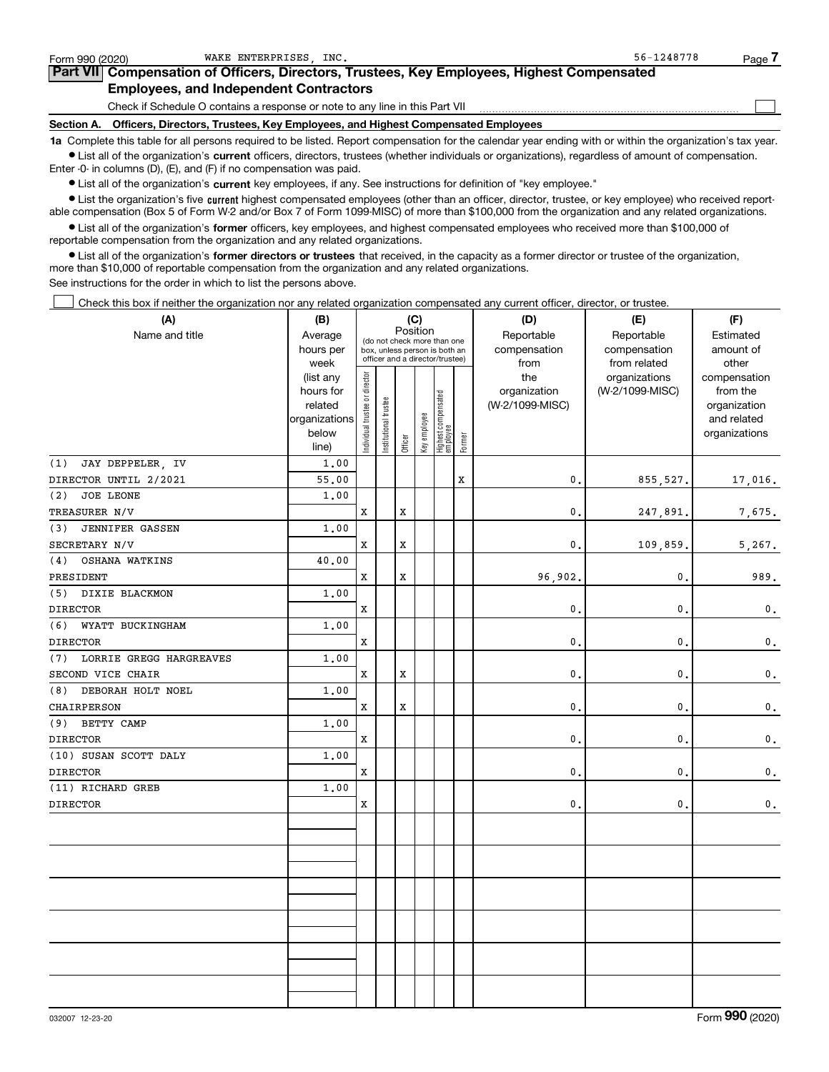Form 990 (2020) WAKE ENTERPRISES, INC. 56-1248778 Page 7

## Part VII Compensation of Officers, Directors, Trustees, Key Employees, Highest Compensated Employees, and Independent Contractors

Check if Schedule O contains a response or note to any line in this Part VII ☐

### Section A. Officers, Directors, Trustees, Key Employees, and Highest Compensated Employees

**1a** Complete this table for all persons required to be listed. Report compensation for the calendar year ending with or within the organization's tax year.

- List all of the organization's **current** officers, directors, trustees (whether individuals or organizations), regardless of amount of compensation. Enter -0- in columns (D), (E), and (F) if no compensation was paid.
- List all of the organization's **current** key employees, if any. See instructions for definition of "key employee."
- List the organization's five **current** highest compensated employees (other than an officer, director, trustee, or key employee) who received reportable compensation (Box 5 of Form W-2 and/or Box 7 of Form 1099-MISC) of more than $100,000 from the organization and any related organizations.
- List all of the organization's **former** officers, key employees, and highest compensated employees who received more than $100,000 of reportable compensation from the organization and any related organizations.
- List all of the organization's **former directors or trustees** that received, in the capacity as a former director or trustee of the organization, more than $10,000 of reportable compensation from the organization and any related organizations.

See instructions for the order in which to list the persons above.

☐ Check this box if neither the organization nor any related organization compensated any current officer, director, or trustee.

| (A) Name and title | (B) Average hours per week (list any hours for related organizations below line) | (C) Position: Individual trustee or director | Institutional trustee | Officer | Key employee | Highest compensated employee | Former | (D) Reportable compensation from the organization (W-2/1099-MISC) | (E) Reportable compensation from related organizations (W-2/1099-MISC) | (F) Estimated amount of other compensation from the organization and related organizations |
|---|---|---|---|---|---|---|---|---|---|---|
| (1) JAY DEPPELER, IV<br>DIRECTOR UNTIL 2/2021 | 1.00<br>55.00 | | | | | | X | 0. | 855,527. | 17,016. |
| (2) JOE LEONE<br>TREASURER N/V | 1.00 | X | | X | | | | 0. | 247,891. | 7,675. |
| (3) JENNIFER GASSEN<br>SECRETARY N/V | 1.00 | X | | X | | | | 0. | 109,859. | 5,267. |
| (4) OSHANA WATKINS<br>PRESIDENT | 40.00 | X | | X | | | | 96,902. | 0. | 989. |
| (5) DIXIE BLACKMON<br>DIRECTOR | 1.00 | X | | | | | | 0. | 0. | 0. |
| (6) WYATT BUCKINGHAM<br>DIRECTOR | 1.00 | X | | | | | | 0. | 0. | 0. |
| (7) LORRIE GREGG HARGREAVES<br>SECOND VICE CHAIR | 1.00 | X | | X | | | | 0. | 0. | 0. |
| (8) DEBORAH HOLT NOEL<br>CHAIRPERSON | 1.00 | X | | X | | | | 0. | 0. | 0. |
| (9) BETTY CAMP<br>DIRECTOR | 1.00 | X | | | | | | 0. | 0. | 0. |
| (10) SUSAN SCOTT DALY<br>DIRECTOR | 1.00 | X | | | | | | 0. | 0. | 0. |
| (11) RICHARD GREB<br>DIRECTOR | 1.00 | X | | | | | | 0. | 0. | 0. |
| | | | | | | | | | | |
| | | | | | | | | | | |
| | | | | | | | | | | |
| | | | | | | | | | | |
| | | | | | | | | | | |
| | | | | | | | | | | |

032007 12-23-20 Form 990 (2020)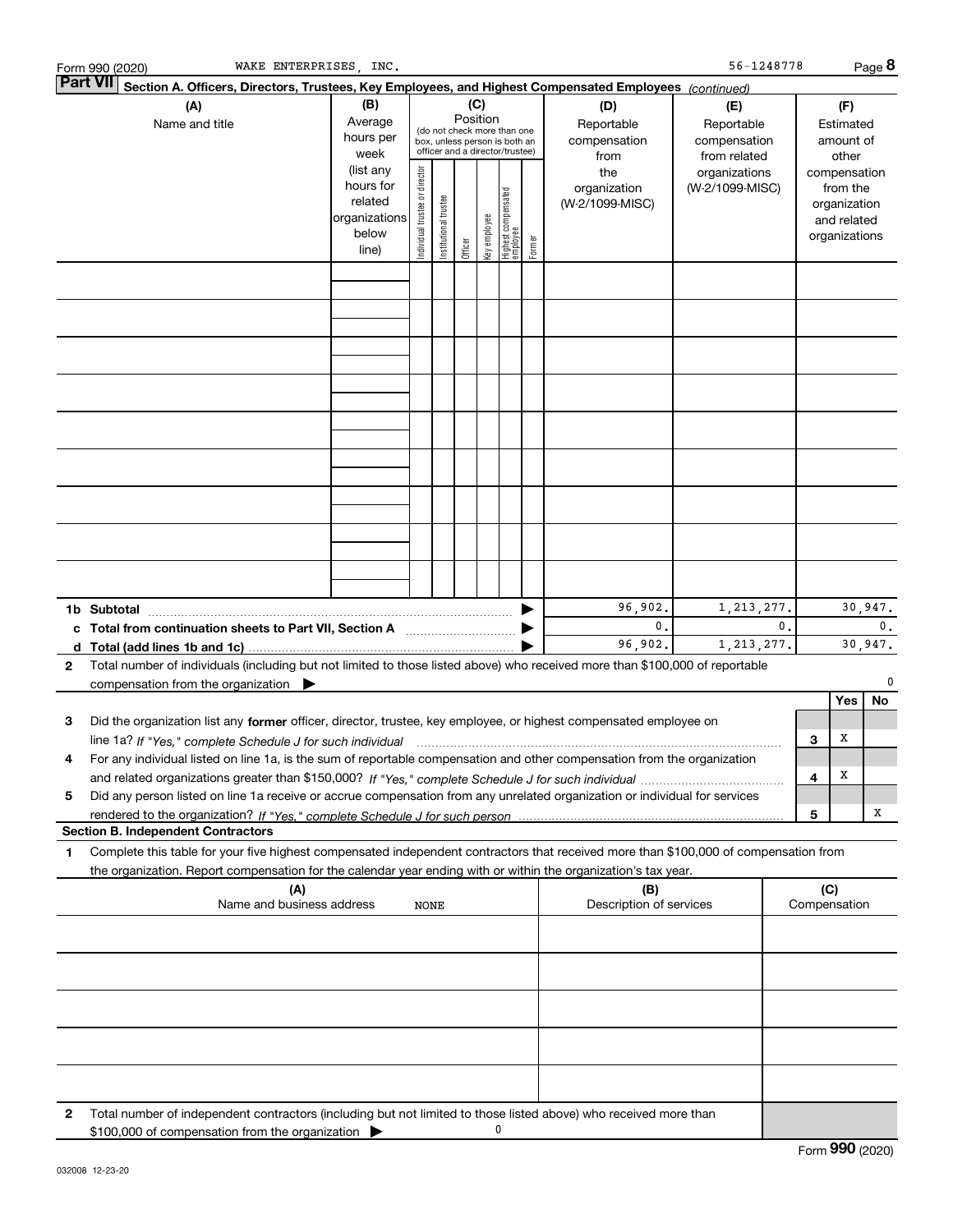Form 990 (2020) WAKE ENTERPRISES, INC. 56-1248778 Page 8

**Part VII** **Section A. Officers, Directors, Trustees, Key Employees, and Highest Compensated Employees** *(continued)*

| (A) Name and title | (B) Average hours per week (list any hours for related organizations below line) | (C) Position (do not check more than one box, unless person is both an officer and a director/trustee): Individual trustee or director | Institutional trustee | Officer | Key employee | Highest compensated employee | Former | (D) Reportable compensation from the organization (W-2/1099-MISC) | (E) Reportable compensation from related organizations (W-2/1099-MISC) | (F) Estimated amount of other compensation from the organization and related organizations |
|---|---|---|---|---|---|---|---|---|---|---|
| | | | | | | | | | | |
| | | | | | | | | | | |
| | | | | | | | | | | |
| | | | | | | | | | | |
| | | | | | | | | | | |
| | | | | | | | | | | |
| | | | | | | | | | | |
| | | | | | | | | | | |
| | | | | | | | | | | |

| | | (D) | (E) | (F) |
|---|---|---|---|---|
| **1b** | **Subtotal** | 96,902. | 1,213,277. | 30,947. |
| **c** | **Total from continuation sheets to Part VII, Section A** | 0. | 0. | 0. |
| **d** | **Total (add lines 1b and 1c)** | 96,902. | 1,213,277. | 30,947. |

**2** Total number of individuals (including but not limited to those listed above) who received more than $100,000 of reportable compensation from the organization ▶ 0

| | | | Yes | No |
|---|---|---|---|---|
| **3** | Did the organization list any **former** officer, director, trustee, key employee, or highest compensated employee on line 1a? *If "Yes," complete Schedule J for such individual* | 3 | X | |
| **4** | For any individual listed on line 1a, is the sum of reportable compensation and other compensation from the organization and related organizations greater than $150,000? *If "Yes," complete Schedule J for such individual* | 4 | X | |
| **5** | Did any person listed on line 1a receive or accrue compensation from any unrelated organization or individual for services rendered to the organization? *If "Yes," complete Schedule J for such person* | 5 | | X |

**Section B. Independent Contractors**

**1** Complete this table for your five highest compensated independent contractors that received more than $100,000 of compensation from the organization. Report compensation for the calendar year ending with or within the organization's tax year.

| (A) Name and business address | (B) Description of services | (C) Compensation |
|---|---|---|
| NONE | | |
| | | |
| | | |
| | | |
| | | |

**2** Total number of independent contractors (including but not limited to those listed above) who received more than $100,000 of compensation from the organization ▶ 0

Form **990** (2020)

032008 12-23-20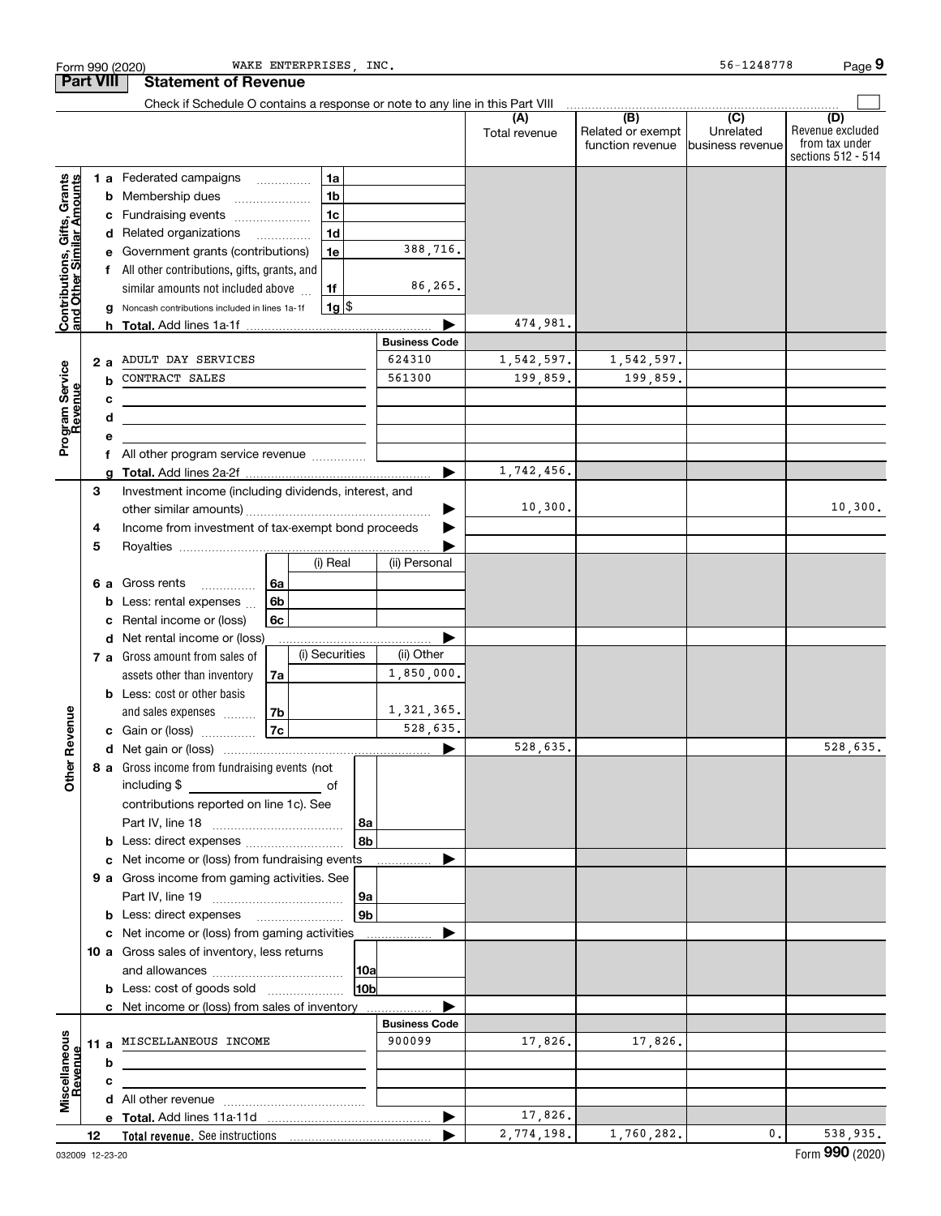Form 990 (2020) WAKE ENTERPRISES, INC. 56-1248778 Page 9

## Part VIII Statement of Revenue

Check if Schedule O contains a response or note to any line in this Part VIII

| | | | | (A) Total revenue | (B) Related or exempt function revenue | (C) Unrelated business revenue | (D) Revenue excluded from tax under sections 512 - 514 |
|---|---|---|---|---|---|---|---|
| **Contributions, Gifts, Grants and Other Similar Amounts** | 1 a Federated campaigns | 1a | | | | | |
| | b Membership dues | 1b | | | | | |
| | c Fundraising events | 1c | | | | | |
| | d Related organizations | 1d | | | | | |
| | e Government grants (contributions) | 1e | 388,716. | | | | |
| | f All other contributions, gifts, grants, and similar amounts not included above | 1f | 86,265. | | | | |
| | g Noncash contributions included in lines 1a-1f | 1g | $ | | | | |
| | h **Total.** Add lines 1a-1f | | | 474,981. | | | |
| **Program Service Revenue** | | | **Business Code** | | | | |
| | 2 a ADULT DAY SERVICES | | 624310 | 1,542,597. | 1,542,597. | | |
| | b CONTRACT SALES | | 561300 | 199,859. | 199,859. | | |
| | c | | | | | | |
| | d | | | | | | |
| | e | | | | | | |
| | f All other program service revenue | | | | | | |
| | g **Total.** Add lines 2a-2f | | | 1,742,456. | | | |
| **Other Revenue** | 3 Investment income (including dividends, interest, and other similar amounts) | | | 10,300. | | | 10,300. |
| | 4 Income from investment of tax-exempt bond proceeds | | | | | | |
| | 5 Royalties | | | | | | |
| | | | (i) Real / (ii) Personal | | | | |
| | 6 a Gross rents | 6a | | | | | |
| | b Less: rental expenses | 6b | | | | | |
| | c Rental income or (loss) | 6c | | | | | |
| | d Net rental income or (loss) | | | | | | |
| | | | (i) Securities / (ii) Other | | | | |
| | 7 a Gross amount from sales of assets other than inventory | 7a | (ii) 1,850,000. | | | | |
| | b Less: cost or other basis and sales expenses | 7b | (ii) 1,321,365. | | | | |
| | c Gain or (loss) | 7c | (ii) 528,635. | | | | |
| | d Net gain or (loss) | | | 528,635. | | | 528,635. |
| | 8 a Gross income from fundraising events (not including $ ______ of contributions reported on line 1c). See Part IV, line 18 | 8a | | | | | |
| | b Less: direct expenses | 8b | | | | | |
| | c Net income or (loss) from fundraising events | | | | | | |
| | 9 a Gross income from gaming activities. See Part IV, line 19 | 9a | | | | | |
| | b Less: direct expenses | 9b | | | | | |
| | c Net income or (loss) from gaming activities | | | | | | |
| | 10 a Gross sales of inventory, less returns and allowances | 10a | | | | | |
| | b Less: cost of goods sold | 10b | | | | | |
| | c Net income or (loss) from sales of inventory | | | | | | |
| **Miscellaneous Revenue** | | | **Business Code** | | | | |
| | 11 a MISCELLANEOUS INCOME | | 900099 | 17,826. | 17,826. | | |
| | b | | | | | | |
| | c | | | | | | |
| | d All other revenue | | | | | | |
| | e **Total.** Add lines 11a-11d | | | 17,826. | | | |
| | 12 **Total revenue.** See instructions | | | 2,774,198. | 1,760,282. | 0. | 538,935. |

032009 12-23-20 Form 990 (2020)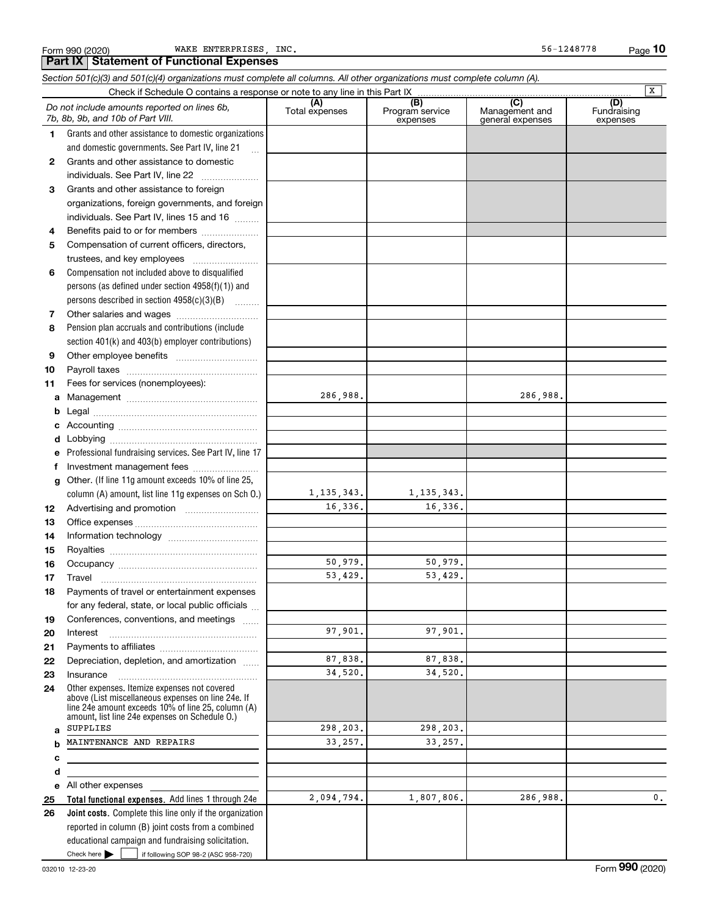Form 990 (2020) WAKE ENTERPRISES, INC. 56-1248778

## Part IX Statement of Functional Expenses

*Section 501(c)(3) and 501(c)(4) organizations must complete all columns. All other organizations must complete column (A).*

Check if Schedule O contains a response or note to any line in this Part IX [X]

| *Do not include amounts reported on lines 6b, 7b, 8b, 9b, and 10b of Part VIII.* | (A) Total expenses | (B) Program service expenses | (C) Management and general expenses | (D) Fundraising expenses |
|---|---|---|---|---|
| 1 Grants and other assistance to domestic organizations and domestic governments. See Part IV, line 21 | | | | |
| 2 Grants and other assistance to domestic individuals. See Part IV, line 22 | | | | |
| 3 Grants and other assistance to foreign organizations, foreign governments, and foreign individuals. See Part IV, lines 15 and 16 | | | | |
| 4 Benefits paid to or for members | | | | |
| 5 Compensation of current officers, directors, trustees, and key employees | | | | |
| 6 Compensation not included above to disqualified persons (as defined under section 4958(f)(1)) and persons described in section 4958(c)(3)(B) | | | | |
| 7 Other salaries and wages | | | | |
| 8 Pension plan accruals and contributions (include section 401(k) and 403(b) employer contributions) | | | | |
| 9 Other employee benefits | | | | |
| 10 Payroll taxes | | | | |
| 11 Fees for services (nonemployees): | | | | |
| a Management | 286,988. | | 286,988. | |
| b Legal | | | | |
| c Accounting | | | | |
| d Lobbying | | | | |
| e Professional fundraising services. See Part IV, line 17 | | | | |
| f Investment management fees | | | | |
| g Other. (If line 11g amount exceeds 10% of line 25, column (A) amount, list line 11g expenses on Sch O.) | 1,135,343. | 1,135,343. | | |
| 12 Advertising and promotion | 16,336. | 16,336. | | |
| 13 Office expenses | | | | |
| 14 Information technology | | | | |
| 15 Royalties | | | | |
| 16 Occupancy | 50,979. | 50,979. | | |
| 17 Travel | 53,429. | 53,429. | | |
| 18 Payments of travel or entertainment expenses for any federal, state, or local public officials | | | | |
| 19 Conferences, conventions, and meetings | | | | |
| 20 Interest | 97,901. | 97,901. | | |
| 21 Payments to affiliates | | | | |
| 22 Depreciation, depletion, and amortization | 87,838. | 87,838. | | |
| 23 Insurance | 34,520. | 34,520. | | |
| 24 Other expenses. Itemize expenses not covered above (List miscellaneous expenses on line 24e. If line 24e amount exceeds 10% of line 25, column (A) amount, list line 24e expenses on Schedule O.) | | | | |
| a SUPPLIES | 298,203. | 298,203. | | |
| b MAINTENANCE AND REPAIRS | 33,257. | 33,257. | | |
| c | | | | |
| d | | | | |
| e All other expenses | | | | |
| 25 **Total functional expenses.** Add lines 1 through 24e | 2,094,794. | 1,807,806. | 286,988. | 0. |
| 26 **Joint costs.** Complete this line only if the organization reported in column (B) joint costs from a combined educational campaign and fundraising solicitation. Check here [ ] if following SOP 98-2 (ASC 958-720) | | | | |

032010 12-23-20 Form **990** (2020)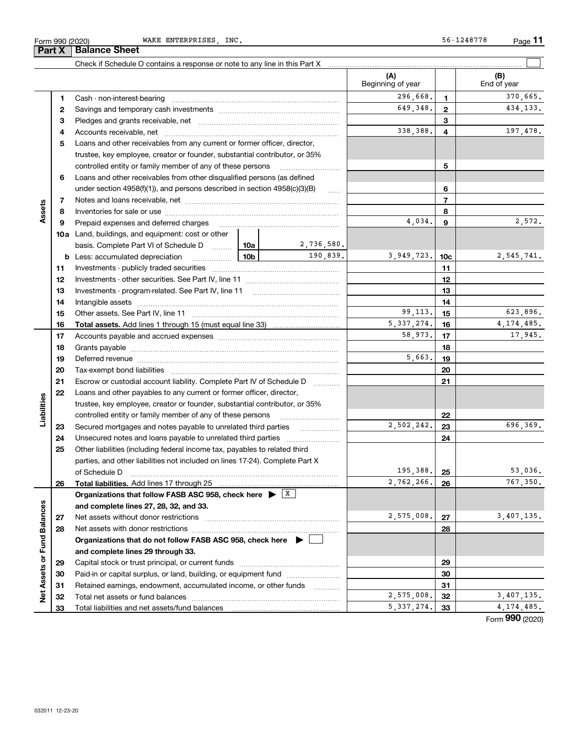Form 990 (2020) WAKE ENTERPRISES, INC. 56-1248778

## Part X Balance Sheet

Check if Schedule O contains a response or note to any line in this Part X ☐

| | | | | | (A) Beginning of year | | (B) End of year |
|---|---|---|---|---|---|---|---|
| Assets | 1 | Cash - non-interest-bearing | | | 296,668. | 1 | 370,665. |
| | 2 | Savings and temporary cash investments | | | 649,348. | 2 | 434,133. |
| | 3 | Pledges and grants receivable, net | | | | 3 | |
| | 4 | Accounts receivable, net | | | 338,388. | 4 | 197,478. |
| | 5 | Loans and other receivables from any current or former officer, director, trustee, key employee, creator or founder, substantial contributor, or 35% controlled entity or family member of any of these persons | | | | 5 | |
| | 6 | Loans and other receivables from other disqualified persons (as defined under section 4958(f)(1)), and persons described in section 4958(c)(3)(B) | | | | 6 | |
| | 7 | Notes and loans receivable, net | | | | 7 | |
| | 8 | Inventories for sale or use | | | | 8 | |
| | 9 | Prepaid expenses and deferred charges | | | 4,034. | 9 | 2,572. |
| | 10a | Land, buildings, and equipment: cost or other basis. Complete Part VI of Schedule D | 10a | 2,736,580. | | | |
| | b | Less: accumulated depreciation | 10b | 190,839. | 3,949,723. | 10c | 2,545,741. |
| | 11 | Investments - publicly traded securities | | | | 11 | |
| | 12 | Investments - other securities. See Part IV, line 11 | | | | 12 | |
| | 13 | Investments - program-related. See Part IV, line 11 | | | | 13 | |
| | 14 | Intangible assets | | | | 14 | |
| | 15 | Other assets. See Part IV, line 11 | | | 99,113. | 15 | 623,896. |
| | 16 | **Total assets.** Add lines 1 through 15 (must equal line 33) | | | 5,337,274. | 16 | 4,174,485. |
| Liabilities | 17 | Accounts payable and accrued expenses | | | 58,973. | 17 | 17,945. |
| | 18 | Grants payable | | | | 18 | |
| | 19 | Deferred revenue | | | 5,663. | 19 | |
| | 20 | Tax-exempt bond liabilities | | | | 20 | |
| | 21 | Escrow or custodial account liability. Complete Part IV of Schedule D | | | | 21 | |
| | 22 | Loans and other payables to any current or former officer, director, trustee, key employee, creator or founder, substantial contributor, or 35% controlled entity or family member of any of these persons | | | | 22 | |
| | 23 | Secured mortgages and notes payable to unrelated third parties | | | 2,502,242. | 23 | 696,369. |
| | 24 | Unsecured notes and loans payable to unrelated third parties | | | | 24 | |
| | 25 | Other liabilities (including federal income tax, payables to related third parties, and other liabilities not included on lines 17-24). Complete Part X of Schedule D | | | 195,388. | 25 | 53,036. |
| | 26 | **Total liabilities.** Add lines 17 through 25 | | | 2,762,266. | 26 | 767,350. |
| Net Assets or Fund Balances | | **Organizations that follow FASB ASC 958, check here ▶ ☒ and complete lines 27, 28, 32, and 33.** | | | | | |
| | 27 | Net assets without donor restrictions | | | 2,575,008. | 27 | 3,407,135. |
| | 28 | Net assets with donor restrictions | | | | 28 | |
| | | **Organizations that do not follow FASB ASC 958, check here ▶ ☐ and complete lines 29 through 33.** | | | | | |
| | 29 | Capital stock or trust principal, or current funds | | | | 29 | |
| | 30 | Paid-in or capital surplus, or land, building, or equipment fund | | | | 30 | |
| | 31 | Retained earnings, endowment, accumulated income, or other funds | | | | 31 | |
| | 32 | Total net assets or fund balances | | | 2,575,008. | 32 | 3,407,135. |
| | 33 | Total liabilities and net assets/fund balances | | | 5,337,274. | 33 | 4,174,485. |

Form **990** (2020)

032011 12-23-20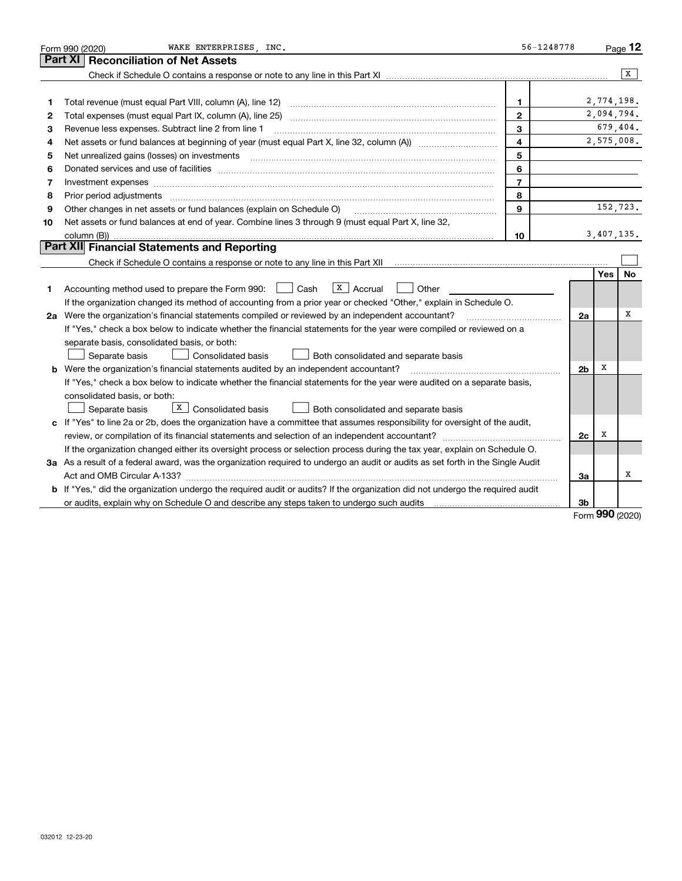Form 990 (2020) WAKE ENTERPRISES, INC. 56-1248778

## Part XI Reconciliation of Net Assets

Check if Schedule O contains a response or note to any line in this Part XI .......... [X]

| | | | |
|---|---|---|---|
| 1 | Total revenue (must equal Part VIII, column (A), line 12) | 1 | 2,774,198. |
| 2 | Total expenses (must equal Part IX, column (A), line 25) | 2 | 2,094,794. |
| 3 | Revenue less expenses. Subtract line 2 from line 1 | 3 | 679,404. |
| 4 | Net assets or fund balances at beginning of year (must equal Part X, line 32, column (A)) | 4 | 2,575,008. |
| 5 | Net unrealized gains (losses) on investments | 5 | |
| 6 | Donated services and use of facilities | 6 | |
| 7 | Investment expenses | 7 | |
| 8 | Prior period adjustments | 8 | |
| 9 | Other changes in net assets or fund balances (explain on Schedule O) | 9 | 152,723. |
| 10 | Net assets or fund balances at end of year. Combine lines 3 through 9 (must equal Part X, line 32, column (B)) | 10 | 3,407,135. |

## Part XII Financial Statements and Reporting

Check if Schedule O contains a response or note to any line in this Part XII .......... [ ]

| | | | Yes | No |
|---|---|---|---|---|
| 1 | Accounting method used to prepare the Form 990: [ ] Cash [X] Accrual [ ] Other<br>If the organization changed its method of accounting from a prior year or checked "Other," explain in Schedule O. | | | |
| 2a | Were the organization's financial statements compiled or reviewed by an independent accountant?<br>If "Yes," check a box below to indicate whether the financial statements for the year were compiled or reviewed on a separate basis, consolidated basis, or both:<br>[ ] Separate basis [ ] Consolidated basis [ ] Both consolidated and separate basis | 2a | | X |
| b | Were the organization's financial statements audited by an independent accountant?<br>If "Yes," check a box below to indicate whether the financial statements for the year were audited on a separate basis, consolidated basis, or both:<br>[ ] Separate basis [X] Consolidated basis [ ] Both consolidated and separate basis | 2b | X | |
| c | If "Yes" to line 2a or 2b, does the organization have a committee that assumes responsibility for oversight of the audit, review, or compilation of its financial statements and selection of an independent accountant?<br>If the organization changed either its oversight process or selection process during the tax year, explain on Schedule O. | 2c | X | |
| 3a | As a result of a federal award, was the organization required to undergo an audit or audits as set forth in the Single Audit Act and OMB Circular A-133? | 3a | | X |
| b | If "Yes," did the organization undergo the required audit or audits? If the organization did not undergo the required audit or audits, explain why on Schedule O and describe any steps taken to undergo such audits | 3b | | |

Form **990** (2020)

032012 12-23-20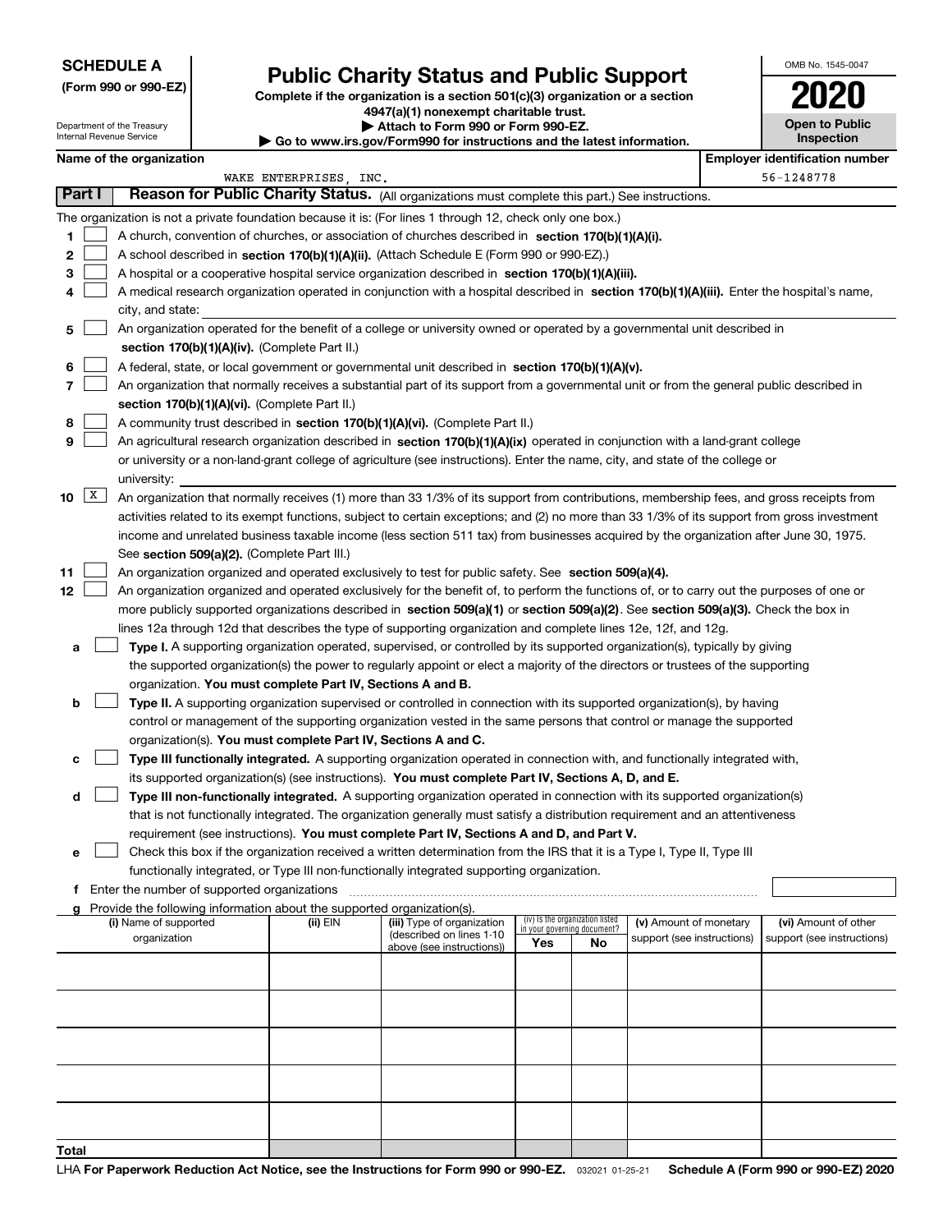**SCHEDULE A**
**(Form 990 or 990-EZ)**

Department of the Treasury
Internal Revenue Service

# Public Charity Status and Public Support

**Complete if the organization is a section 501(c)(3) organization or a section 4947(a)(1) nonexempt charitable trust.**
**▶ Attach to Form 990 or Form 990-EZ.**
**▶ Go to www.irs.gov/Form990 for instructions and the latest information.**

OMB No. 1545-0047

**2020**

**Open to Public Inspection**

**Name of the organization**
WAKE ENTERPRISES, INC.

**Employer identification number**
56-1248778

**Part I** **Reason for Public Charity Status.** (All organizations must complete this part.) See instructions.

The organization is not a private foundation because it is: (For lines 1 through 12, check only one box.)

1 ☐ A church, convention of churches, or association of churches described in **section 170(b)(1)(A)(i).**

2 ☐ A school described in **section 170(b)(1)(A)(ii).** (Attach Schedule E (Form 990 or 990-EZ).)

3 ☐ A hospital or a cooperative hospital service organization described in **section 170(b)(1)(A)(iii).**

4 ☐ A medical research organization operated in conjunction with a hospital described in **section 170(b)(1)(A)(iii).** Enter the hospital's name, city, and state:

5 ☐ An organization operated for the benefit of a college or university owned or operated by a governmental unit described in **section 170(b)(1)(A)(iv).** (Complete Part II.)

6 ☐ A federal, state, or local government or governmental unit described in **section 170(b)(1)(A)(v).**

7 ☐ An organization that normally receives a substantial part of its support from a governmental unit or from the general public described in **section 170(b)(1)(A)(vi).** (Complete Part II.)

8 ☐ A community trust described in **section 170(b)(1)(A)(vi).** (Complete Part II.)

9 ☐ An agricultural research organization described in **section 170(b)(1)(A)(ix)** operated in conjunction with a land-grant college or university or a non-land-grant college of agriculture (see instructions). Enter the name, city, and state of the college or university:

10 ☒ An organization that normally receives (1) more than 33 1/3% of its support from contributions, membership fees, and gross receipts from activities related to its exempt functions, subject to certain exceptions; and (2) no more than 33 1/3% of its support from gross investment income and unrelated business taxable income (less section 511 tax) from businesses acquired by the organization after June 30, 1975. See **section 509(a)(2).** (Complete Part III.)

11 ☐ An organization organized and operated exclusively to test for public safety. See **section 509(a)(4).**

12 ☐ An organization organized and operated exclusively for the benefit of, to perform the functions of, or to carry out the purposes of one or more publicly supported organizations described in **section 509(a)(1)** or **section 509(a)(2)**. See **section 509(a)(3).** Check the box in lines 12a through 12d that describes the type of supporting organization and complete lines 12e, 12f, and 12g.

a ☐ **Type I.** A supporting organization operated, supervised, or controlled by its supported organization(s), typically by giving the supported organization(s) the power to regularly appoint or elect a majority of the directors or trustees of the supporting organization. **You must complete Part IV, Sections A and B.**

b ☐ **Type II.** A supporting organization supervised or controlled in connection with its supported organization(s), by having control or management of the supporting organization vested in the same persons that control or manage the supported organization(s). **You must complete Part IV, Sections A and C.**

c ☐ **Type III functionally integrated.** A supporting organization operated in connection with, and functionally integrated with, its supported organization(s) (see instructions). **You must complete Part IV, Sections A, D, and E.**

d ☐ **Type III non-functionally integrated.** A supporting organization operated in connection with its supported organization(s) that is not functionally integrated. The organization generally must satisfy a distribution requirement and an attentiveness requirement (see instructions). **You must complete Part IV, Sections A and D, and Part V.**

e ☐ Check this box if the organization received a written determination from the IRS that it is a Type I, Type II, Type III functionally integrated, or Type III non-functionally integrated supporting organization.

f Enter the number of supported organizations

g Provide the following information about the supported organization(s).

| (i) Name of supported organization | (ii) EIN | (iii) Type of organization (described on lines 1-10 above (see instructions)) | (iv) Is the organization listed in your governing document? Yes | No | (v) Amount of monetary support (see instructions) | (vi) Amount of other support (see instructions) |
|---|---|---|---|---|---|---|
| | | | | | | |
| | | | | | | |
| | | | | | | |
| | | | | | | |
| | | | | | | |
| **Total** | | | | | | |

LHA **For Paperwork Reduction Act Notice, see the Instructions for Form 990 or 990-EZ.** 032021 01-25-21 **Schedule A (Form 990 or 990-EZ) 2020**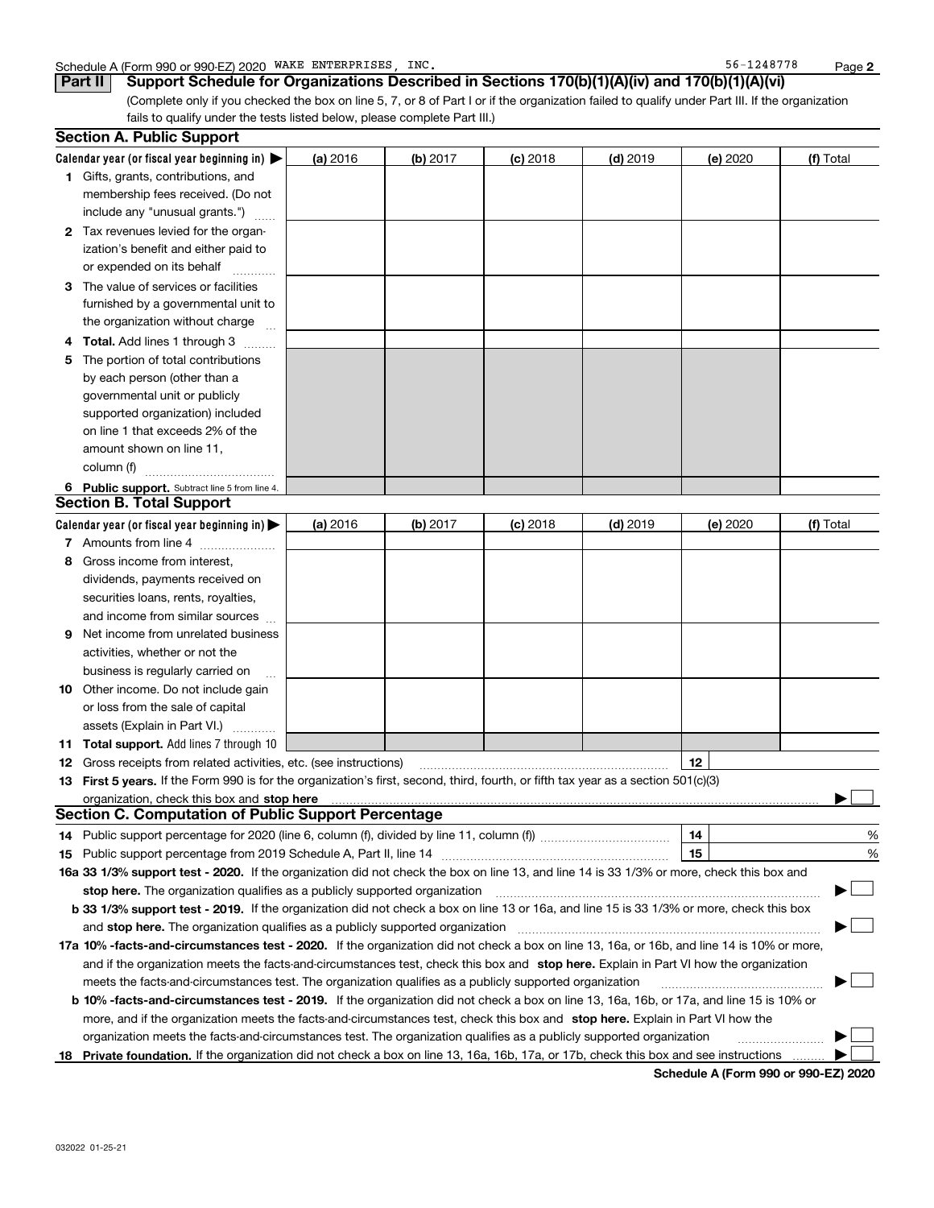Schedule A (Form 990 or 990-EZ) 2020 WAKE ENTERPRISES, INC. 56-1248778

## Part II Support Schedule for Organizations Described in Sections 170(b)(1)(A)(iv) and 170(b)(1)(A)(vi)

(Complete only if you checked the box on line 5, 7, or 8 of Part I or if the organization failed to qualify under Part III. If the organization fails to qualify under the tests listed below, please complete Part III.)

### Section A. Public Support

| Calendar year (or fiscal year beginning in) ▶ | (a) 2016 | (b) 2017 | (c) 2018 | (d) 2019 | (e) 2020 | (f) Total |
|---|---|---|---|---|---|---|
| **1** Gifts, grants, contributions, and membership fees received. (Do not include any "unusual grants.") | | | | | | |
| **2** Tax revenues levied for the organization's benefit and either paid to or expended on its behalf | | | | | | |
| **3** The value of services or facilities furnished by a governmental unit to the organization without charge | | | | | | |
| **4 Total.** Add lines 1 through 3 | | | | | | |
| **5** The portion of total contributions by each person (other than a governmental unit or publicly supported organization) included on line 1 that exceeds 2% of the amount shown on line 11, column (f) | | | | | | |
| **6 Public support.** Subtract line 5 from line 4. | | | | | | |

### Section B. Total Support

| Calendar year (or fiscal year beginning in) ▶ | (a) 2016 | (b) 2017 | (c) 2018 | (d) 2019 | (e) 2020 | (f) Total |
|---|---|---|---|---|---|---|
| **7** Amounts from line 4 | | | | | | |
| **8** Gross income from interest, dividends, payments received on securities loans, rents, royalties, and income from similar sources | | | | | | |
| **9** Net income from unrelated business activities, whether or not the business is regularly carried on | | | | | | |
| **10** Other income. Do not include gain or loss from the sale of capital assets (Explain in Part VI.) | | | | | | |
| **11 Total support.** Add lines 7 through 10 | | | | | | |

**12** Gross receipts from related activities, etc. (see instructions) | **12** |

**13 First 5 years.** If the Form 990 is for the organization's first, second, third, fourth, or fifth tax year as a section 501(c)(3) organization, check this box and **stop here** ▶ ☐

### Section C. Computation of Public Support Percentage

**14** Public support percentage for 2020 (line 6, column (f), divided by line 11, column (f)) | **14** | %

**15** Public support percentage from 2019 Schedule A, Part II, line 14 | **15** | %

**16a 33 1/3% support test - 2020.** If the organization did not check the box on line 13, and line 14 is 33 1/3% or more, check this box and **stop here.** The organization qualifies as a publicly supported organization ▶ ☐

**b 33 1/3% support test - 2019.** If the organization did not check a box on line 13 or 16a, and line 15 is 33 1/3% or more, check this box and **stop here.** The organization qualifies as a publicly supported organization ▶ ☐

**17a 10% -facts-and-circumstances test - 2020.** If the organization did not check a box on line 13, 16a, or 16b, and line 14 is 10% or more, and if the organization meets the facts-and-circumstances test, check this box and **stop here.** Explain in Part VI how the organization meets the facts-and-circumstances test. The organization qualifies as a publicly supported organization ▶ ☐

**b 10% -facts-and-circumstances test - 2019.** If the organization did not check a box on line 13, 16a, 16b, or 17a, and line 15 is 10% or more, and if the organization meets the facts-and-circumstances test, check this box and **stop here.** Explain in Part VI how the organization meets the facts-and-circumstances test. The organization qualifies as a publicly supported organization ▶ ☐

**18 Private foundation.** If the organization did not check a box on line 13, 16a, 16b, 17a, or 17b, check this box and see instructions ▶ ☐

**Schedule A (Form 990 or 990-EZ) 2020**

032022 01-25-21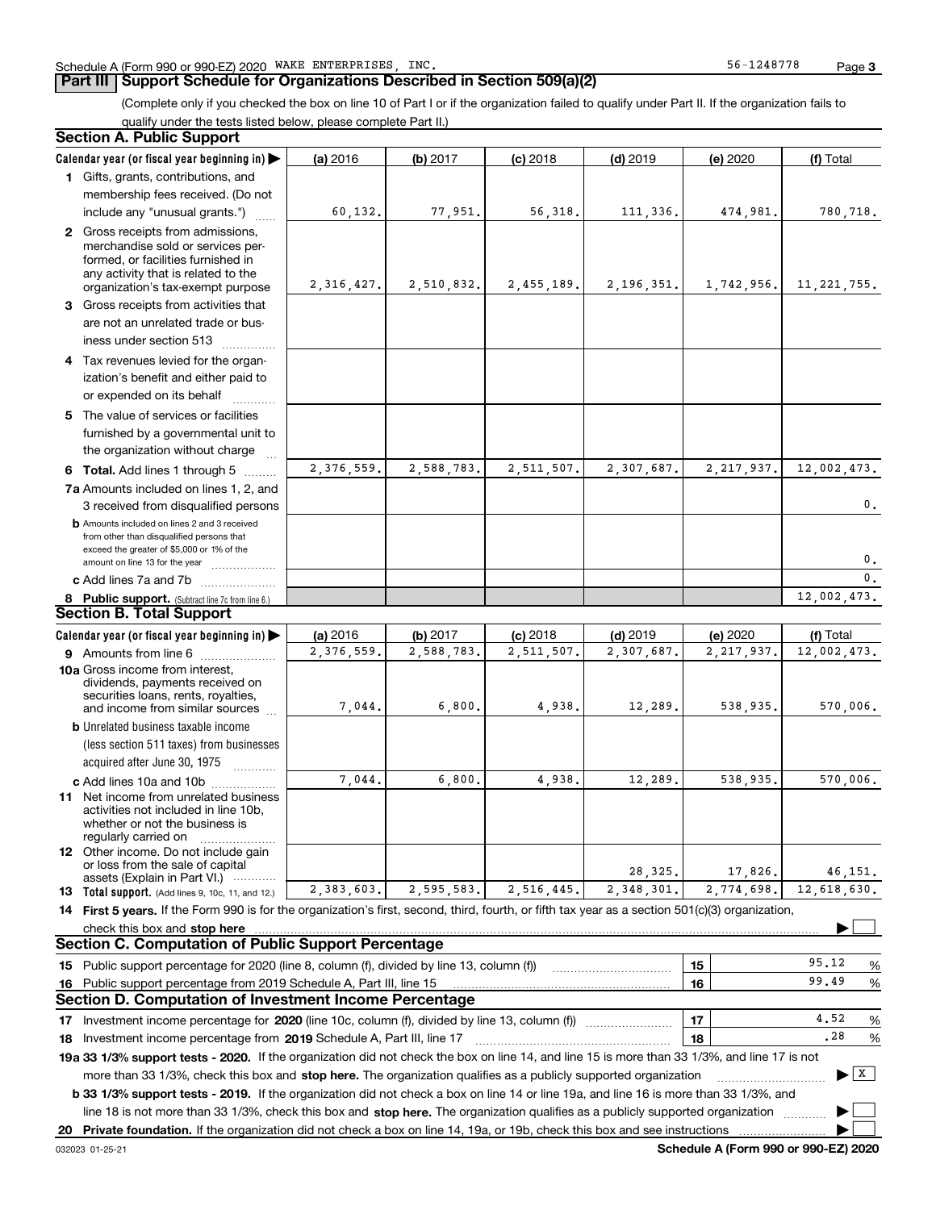Schedule A (Form 990 or 990-EZ) 2020 WAKE ENTERPRISES, INC. 56-1248778

## Part III Support Schedule for Organizations Described in Section 509(a)(2)

(Complete only if you checked the box on line 10 of Part I or if the organization failed to qualify under Part II. If the organization fails to qualify under the tests listed below, please complete Part II.)

### Section A. Public Support

| Calendar year (or fiscal year beginning in) ▶ | (a) 2016 | (b) 2017 | (c) 2018 | (d) 2019 | (e) 2020 | (f) Total |
|---|---|---|---|---|---|---|
| 1 Gifts, grants, contributions, and membership fees received. (Do not include any "unusual grants.") | 60,132. | 77,951. | 56,318. | 111,336. | 474,981. | 780,718. |
| 2 Gross receipts from admissions, merchandise sold or services performed, or facilities furnished in any activity that is related to the organization's tax-exempt purpose | 2,316,427. | 2,510,832. | 2,455,189. | 2,196,351. | 1,742,956. | 11,221,755. |
| 3 Gross receipts from activities that are not an unrelated trade or business under section 513 | | | | | | |
| 4 Tax revenues levied for the organization's benefit and either paid to or expended on its behalf | | | | | | |
| 5 The value of services or facilities furnished by a governmental unit to the organization without charge | | | | | | |
| 6 Total. Add lines 1 through 5 | 2,376,559. | 2,588,783. | 2,511,507. | 2,307,687. | 2,217,937. | 12,002,473. |
| 7a Amounts included on lines 1, 2, and 3 received from disqualified persons | | | | | | 0. |
| b Amounts included on lines 2 and 3 received from other than disqualified persons that exceed the greater of $5,000 or 1% of the amount on line 13 for the year | | | | | | 0. |
| c Add lines 7a and 7b | | | | | | 0. |
| 8 Public support. (Subtract line 7c from line 6.) | | | | | | 12,002,473. |

### Section B. Total Support

| Calendar year (or fiscal year beginning in) ▶ | (a) 2016 | (b) 2017 | (c) 2018 | (d) 2019 | (e) 2020 | (f) Total |
|---|---|---|---|---|---|---|
| 9 Amounts from line 6 | 2,376,559. | 2,588,783. | 2,511,507. | 2,307,687. | 2,217,937. | 12,002,473. |
| 10a Gross income from interest, dividends, payments received on securities loans, rents, royalties, and income from similar sources | 7,044. | 6,800. | 4,938. | 12,289. | 538,935. | 570,006. |
| b Unrelated business taxable income (less section 511 taxes) from businesses acquired after June 30, 1975 | | | | | | |
| c Add lines 10a and 10b | 7,044. | 6,800. | 4,938. | 12,289. | 538,935. | 570,006. |
| 11 Net income from unrelated business activities not included in line 10b, whether or not the business is regularly carried on | | | | | | |
| 12 Other income. Do not include gain or loss from the sale of capital assets (Explain in Part VI.) | | | | 28,325. | 17,826. | 46,151. |
| 13 Total support. (Add lines 9, 10c, 11, and 12.) | 2,383,603. | 2,595,583. | 2,516,445. | 2,348,301. | 2,774,698. | 12,618,630. |

14 First 5 years. If the Form 990 is for the organization's first, second, third, fourth, or fifth tax year as a section 501(c)(3) organization, check this box and stop here ▶ ☐

### Section C. Computation of Public Support Percentage

| | | |
|---|---|---|
| 15 Public support percentage for 2020 (line 8, column (f), divided by line 13, column (f)) | 15 | 95.12 % |
| 16 Public support percentage from 2019 Schedule A, Part III, line 15 | 16 | 99.49 % |

### Section D. Computation of Investment Income Percentage

| | | |
|---|---|---|
| 17 Investment income percentage for 2020 (line 10c, column (f), divided by line 13, column (f)) | 17 | 4.52 % |
| 18 Investment income percentage from 2019 Schedule A, Part III, line 17 | 18 | .28 % |

19a 33 1/3% support tests - 2020. If the organization did not check the box on line 14, and line 15 is more than 33 1/3%, and line 17 is not more than 33 1/3%, check this box and stop here. The organization qualifies as a publicly supported organization ▶ ☒

b 33 1/3% support tests - 2019. If the organization did not check a box on line 14 or line 19a, and line 16 is more than 33 1/3%, and line 18 is not more than 33 1/3%, check this box and stop here. The organization qualifies as a publicly supported organization ▶ ☐

20 Private foundation. If the organization did not check a box on line 14, 19a, or 19b, check this box and see instructions ▶ ☐

032023 01-25-21 Schedule A (Form 990 or 990-EZ) 2020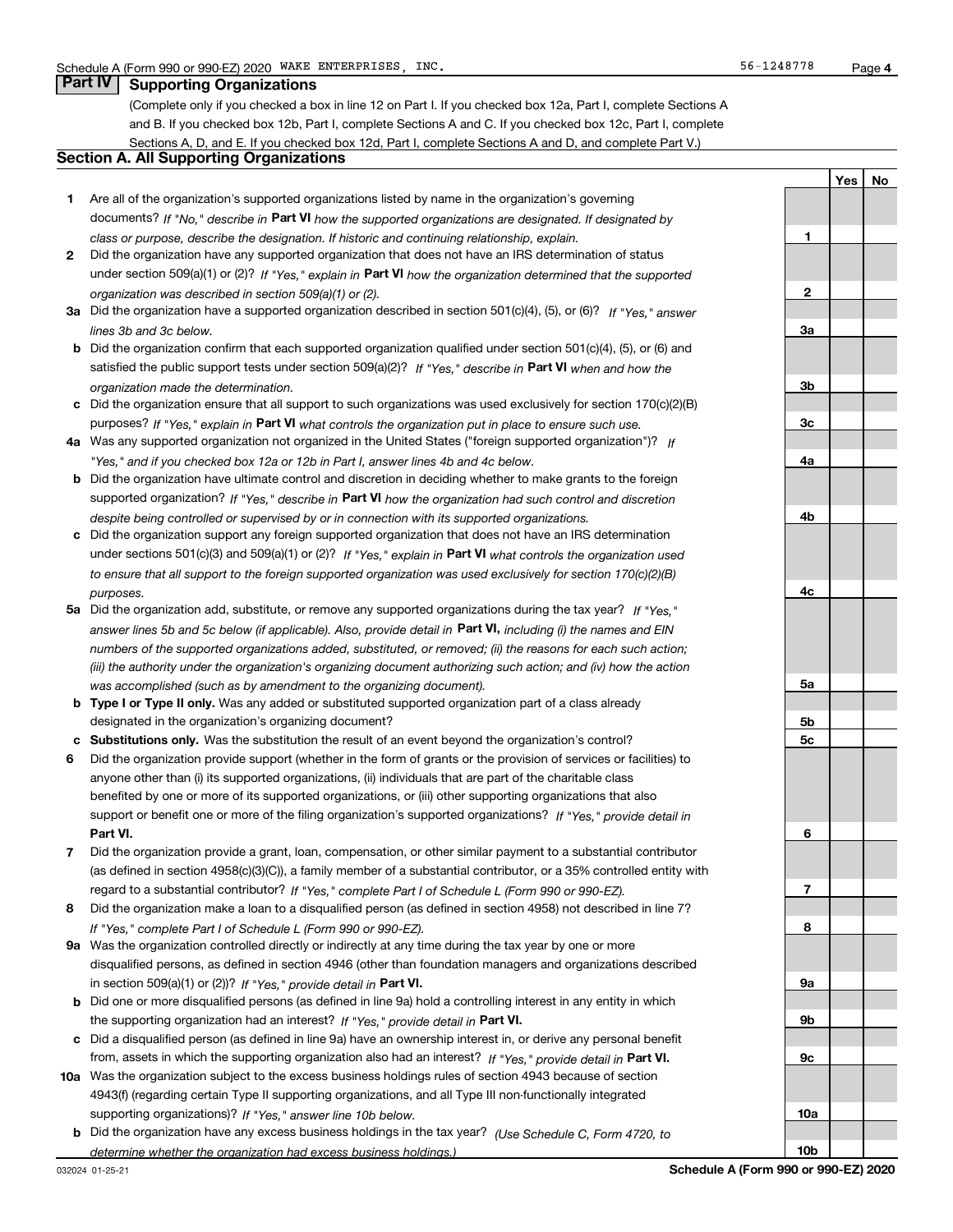Schedule A (Form 990 or 990-EZ) 2020 WAKE ENTERPRISES, INC. 56-1248778

## Part IV Supporting Organizations

(Complete only if you checked a box in line 12 on Part I. If you checked box 12a, Part I, complete Sections A and B. If you checked box 12b, Part I, complete Sections A and C. If you checked box 12c, Part I, complete Sections A, D, and E. If you checked box 12d, Part I, complete Sections A and D, and complete Part V.)

### Section A. All Supporting Organizations

| | | | Yes | No |
|---|---|---|---|---|
| **1** | Are all of the organization's supported organizations listed by name in the organization's governing documents? *If "No," describe in* **Part VI** *how the supported organizations are designated. If designated by class or purpose, describe the designation. If historic and continuing relationship, explain.* | **1** | | |
| **2** | Did the organization have any supported organization that does not have an IRS determination of status under section 509(a)(1) or (2)? *If "Yes," explain in* **Part VI** *how the organization determined that the supported organization was described in section 509(a)(1) or (2).* | **2** | | |
| **3a** | Did the organization have a supported organization described in section 501(c)(4), (5), or (6)? *If "Yes," answer lines 3b and 3c below.* | **3a** | | |
| **b** | Did the organization confirm that each supported organization qualified under section 501(c)(4), (5), or (6) and satisfied the public support tests under section 509(a)(2)? *If "Yes," describe in* **Part VI** *when and how the organization made the determination.* | **3b** | | |
| **c** | Did the organization ensure that all support to such organizations was used exclusively for section 170(c)(2)(B) purposes? *If "Yes," explain in* **Part VI** *what controls the organization put in place to ensure such use.* | **3c** | | |
| **4a** | Was any supported organization not organized in the United States ("foreign supported organization")? *If "Yes," and if you checked box 12a or 12b in Part I, answer lines 4b and 4c below.* | **4a** | | |
| **b** | Did the organization have ultimate control and discretion in deciding whether to make grants to the foreign supported organization? *If "Yes," describe in* **Part VI** *how the organization had such control and discretion despite being controlled or supervised by or in connection with its supported organizations.* | **4b** | | |
| **c** | Did the organization support any foreign supported organization that does not have an IRS determination under sections 501(c)(3) and 509(a)(1) or (2)? *If "Yes," explain in* **Part VI** *what controls the organization used to ensure that all support to the foreign supported organization was used exclusively for section 170(c)(2)(B) purposes.* | **4c** | | |
| **5a** | Did the organization add, substitute, or remove any supported organizations during the tax year? *If "Yes," answer lines 5b and 5c below (if applicable). Also, provide detail in* **Part VI,** *including (i) the names and EIN numbers of the supported organizations added, substituted, or removed; (ii) the reasons for each such action; (iii) the authority under the organization's organizing document authorizing such action; and (iv) how the action was accomplished (such as by amendment to the organizing document).* | **5a** | | |
| **b** | **Type I or Type II only.** Was any added or substituted supported organization part of a class already designated in the organization's organizing document? | **5b** | | |
| **c** | **Substitutions only.** Was the substitution the result of an event beyond the organization's control? | **5c** | | |
| **6** | Did the organization provide support (whether in the form of grants or the provision of services or facilities) to anyone other than (i) its supported organizations, (ii) individuals that are part of the charitable class benefited by one or more of its supported organizations, or (iii) other supporting organizations that also support or benefit one or more of the filing organization's supported organizations? *If "Yes," provide detail in* **Part VI.** | **6** | | |
| **7** | Did the organization provide a grant, loan, compensation, or other similar payment to a substantial contributor (as defined in section 4958(c)(3)(C)), a family member of a substantial contributor, or a 35% controlled entity with regard to a substantial contributor? *If "Yes," complete Part I of Schedule L (Form 990 or 990-EZ).* | **7** | | |
| **8** | Did the organization make a loan to a disqualified person (as defined in section 4958) not described in line 7? *If "Yes," complete Part I of Schedule L (Form 990 or 990-EZ).* | **8** | | |
| **9a** | Was the organization controlled directly or indirectly at any time during the tax year by one or more disqualified persons, as defined in section 4946 (other than foundation managers and organizations described in section 509(a)(1) or (2))? *If "Yes," provide detail in* **Part VI.** | **9a** | | |
| **b** | Did one or more disqualified persons (as defined in line 9a) hold a controlling interest in any entity in which the supporting organization had an interest? *If "Yes," provide detail in* **Part VI.** | **9b** | | |
| **c** | Did a disqualified person (as defined in line 9a) have an ownership interest in, or derive any personal benefit from, assets in which the supporting organization also had an interest? *If "Yes," provide detail in* **Part VI.** | **9c** | | |
| **10a** | Was the organization subject to the excess business holdings rules of section 4943 because of section 4943(f) (regarding certain Type II supporting organizations, and all Type III non-functionally integrated supporting organizations)? *If "Yes," answer line 10b below.* | **10a** | | |
| **b** | Did the organization have any excess business holdings in the tax year? *(Use Schedule C, Form 4720, to determine whether the organization had excess business holdings.)* | **10b** | | |

032024 01-25-21 **Schedule A (Form 990 or 990-EZ) 2020**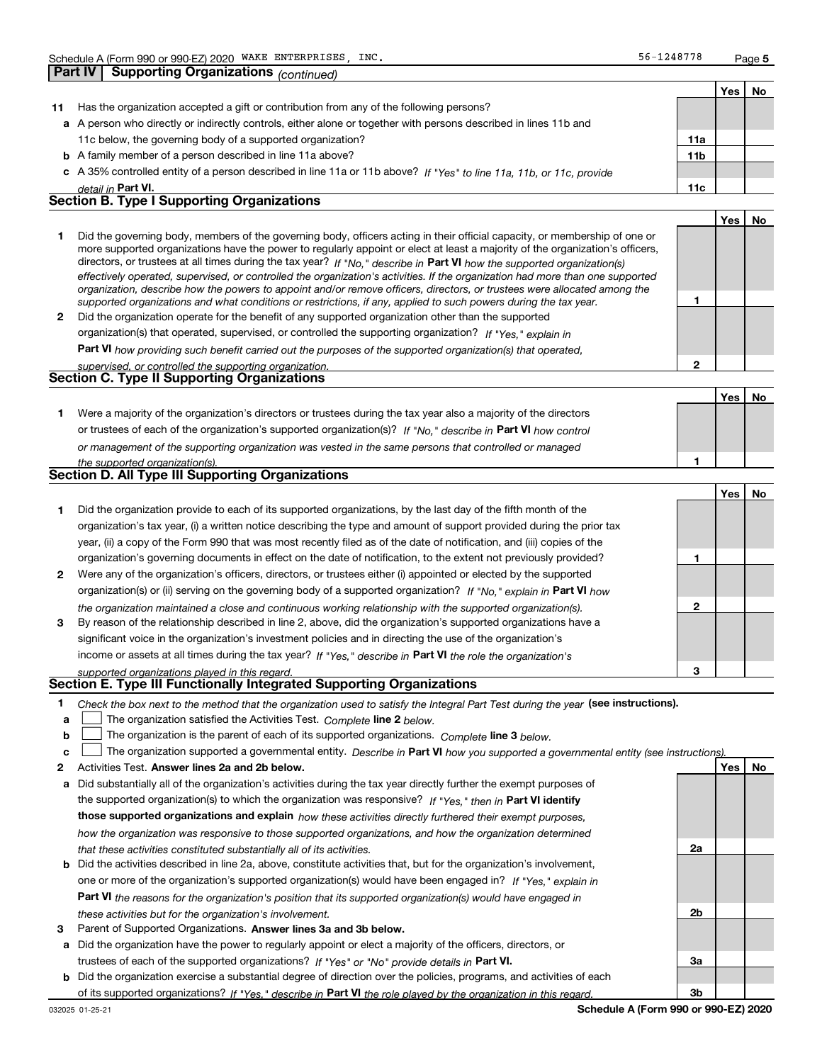Schedule A (Form 990 or 990-EZ) 2020 WAKE ENTERPRISES, INC. 56-1248778

## Part IV Supporting Organizations *(continued)*

| | | | Yes | No |
|---|---|---|---|---|
| **11** | Has the organization accepted a gift or contribution from any of the following persons? | | | |
| **a** | A person who directly or indirectly controls, either alone or together with persons described in lines 11b and 11c below, the governing body of a supported organization? | **11a** | | |
| **b** | A family member of a person described in line 11a above? | **11b** | | |
| **c** | A 35% controlled entity of a person described in line 11a or 11b above? *If "Yes" to line 11a, 11b, or 11c, provide detail in* **Part VI.** | **11c** | | |

### Section B. Type I Supporting Organizations

| | | | Yes | No |
|---|---|---|---|---|
| **1** | Did the governing body, members of the governing body, officers acting in their official capacity, or membership of one or more supported organizations have the power to regularly appoint or elect at least a majority of the organization's officers, directors, or trustees at all times during the tax year? *If "No," describe in* **Part VI** *how the supported organization(s) effectively operated, supervised, or controlled the organization's activities. If the organization had more than one supported organization, describe how the powers to appoint and/or remove officers, directors, or trustees were allocated among the supported organizations and what conditions or restrictions, if any, applied to such powers during the tax year.* | **1** | | |
| **2** | Did the organization operate for the benefit of any supported organization other than the supported organization(s) that operated, supervised, or controlled the supporting organization? *If "Yes," explain in* **Part VI** *how providing such benefit carried out the purposes of the supported organization(s) that operated, supervised, or controlled the supporting organization.* | **2** | | |

### Section C. Type II Supporting Organizations

| | | | Yes | No |
|---|---|---|---|---|
| **1** | Were a majority of the organization's directors or trustees during the tax year also a majority of the directors or trustees of each of the organization's supported organization(s)? *If "No," describe in* **Part VI** *how control or management of the supporting organization was vested in the same persons that controlled or managed the supported organization(s).* | **1** | | |

### Section D. All Type III Supporting Organizations

| | | | Yes | No |
|---|---|---|---|---|
| **1** | Did the organization provide to each of its supported organizations, by the last day of the fifth month of the organization's tax year, (i) a written notice describing the type and amount of support provided during the prior tax year, (ii) a copy of the Form 990 that was most recently filed as of the date of notification, and (iii) copies of the organization's governing documents in effect on the date of notification, to the extent not previously provided? | **1** | | |
| **2** | Were any of the organization's officers, directors, or trustees either (i) appointed or elected by the supported organization(s) or (ii) serving on the governing body of a supported organization? *If "No," explain in* **Part VI** *how the organization maintained a close and continuous working relationship with the supported organization(s).* | **2** | | |
| **3** | By reason of the relationship described in line 2, above, did the organization's supported organizations have a significant voice in the organization's investment policies and in directing the use of the organization's income or assets at all times during the tax year? *If "Yes," describe in* **Part VI** *the role the organization's supported organizations played in this regard.* | **3** | | |

### Section E. Type III Functionally Integrated Supporting Organizations

**1** *Check the box next to the method that the organization used to satisfy the Integral Part Test during the year* **(see instructions).**

- **a** ☐ The organization satisfied the Activities Test. *Complete* **line 2** *below.*
- **b** ☐ The organization is the parent of each of its supported organizations. *Complete* **line 3** *below.*
- **c** ☐ The organization supported a governmental entity. *Describe in* **Part VI** *how you supported a governmental entity (see instructions).*

| | | | Yes | No |
|---|---|---|---|---|
| **2** | Activities Test. **Answer lines 2a and 2b below.** | | | |
| **a** | Did substantially all of the organization's activities during the tax year directly further the exempt purposes of the supported organization(s) to which the organization was responsive? *If "Yes," then in* **Part VI identify those supported organizations and explain** *how these activities directly furthered their exempt purposes, how the organization was responsive to those supported organizations, and how the organization determined that these activities constituted substantially all of its activities.* | **2a** | | |
| **b** | Did the activities described in line 2a, above, constitute activities that, but for the organization's involvement, one or more of the organization's supported organization(s) would have been engaged in? *If "Yes," explain in* **Part VI** *the reasons for the organization's position that its supported organization(s) would have engaged in these activities but for the organization's involvement.* | **2b** | | |
| **3** | Parent of Supported Organizations. **Answer lines 3a and 3b below.** | | | |
| **a** | Did the organization have the power to regularly appoint or elect a majority of the officers, directors, or trustees of each of the supported organizations? *If "Yes" or "No" provide details in* **Part VI.** | **3a** | | |
| **b** | Did the organization exercise a substantial degree of direction over the policies, programs, and activities of each of its supported organizations? *If "Yes," describe in* **Part VI** *the role played by the organization in this regard.* | **3b** | | |

032025 01-25-21 **Schedule A (Form 990 or 990-EZ) 2020**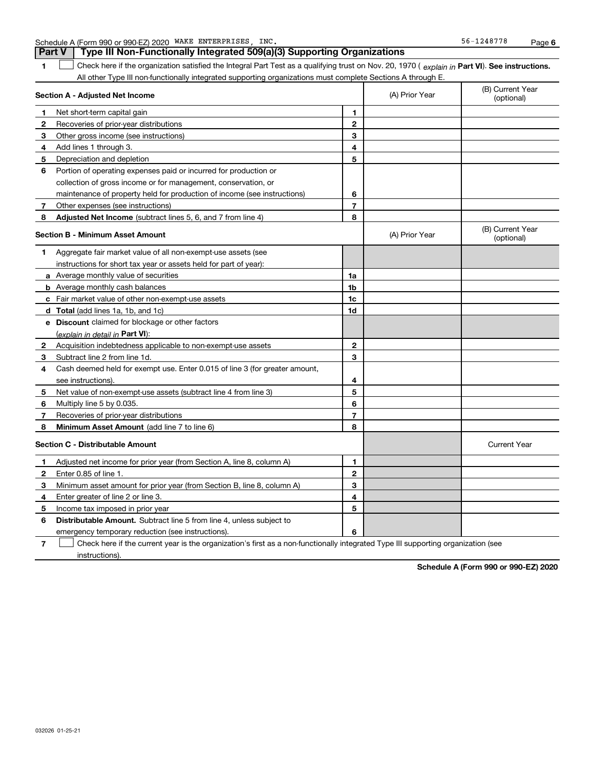Schedule A (Form 990 or 990-EZ) 2020 WAKE ENTERPRISES, INC. 56-1248778

## Part V Type III Non-Functionally Integrated 509(a)(3) Supporting Organizations

**1** ☐ Check here if the organization satisfied the Integral Part Test as a qualifying trust on Nov. 20, 1970 ( *explain in* **Part VI**). **See instructions.** All other Type III non-functionally integrated supporting organizations must complete Sections A through E.

| **Section A - Adjusted Net Income** | | | (A) Prior Year | (B) Current Year (optional) |
|---|---|---|---|---|
| **1** | Net short-term capital gain | **1** | | |
| **2** | Recoveries of prior-year distributions | **2** | | |
| **3** | Other gross income (see instructions) | **3** | | |
| **4** | Add lines 1 through 3. | **4** | | |
| **5** | Depreciation and depletion | **5** | | |
| **6** | Portion of operating expenses paid or incurred for production or collection of gross income or for management, conservation, or maintenance of property held for production of income (see instructions) | **6** | | |
| **7** | Other expenses (see instructions) | **7** | | |
| **8** | **Adjusted Net Income** (subtract lines 5, 6, and 7 from line 4) | **8** | | |

| **Section B - Minimum Asset Amount** | | | (A) Prior Year | (B) Current Year (optional) |
|---|---|---|---|---|
| **1** | Aggregate fair market value of all non-exempt-use assets (see instructions for short tax year or assets held for part of year): | | | |
| **a** | Average monthly value of securities | **1a** | | |
| **b** | Average monthly cash balances | **1b** | | |
| **c** | Fair market value of other non-exempt-use assets | **1c** | | |
| **d** | **Total** (add lines 1a, 1b, and 1c) | **1d** | | |
| **e** | **Discount** claimed for blockage or other factors (*explain in detail in* **Part VI**): | | | |
| **2** | Acquisition indebtedness applicable to non-exempt-use assets | **2** | | |
| **3** | Subtract line 2 from line 1d. | **3** | | |
| **4** | Cash deemed held for exempt use. Enter 0.015 of line 3 (for greater amount, see instructions). | **4** | | |
| **5** | Net value of non-exempt-use assets (subtract line 4 from line 3) | **5** | | |
| **6** | Multiply line 5 by 0.035. | **6** | | |
| **7** | Recoveries of prior-year distributions | **7** | | |
| **8** | **Minimum Asset Amount** (add line 7 to line 6) | **8** | | |

| **Section C - Distributable Amount** | | | | Current Year |
|---|---|---|---|---|
| **1** | Adjusted net income for prior year (from Section A, line 8, column A) | **1** | | |
| **2** | Enter 0.85 of line 1. | **2** | | |
| **3** | Minimum asset amount for prior year (from Section B, line 8, column A) | **3** | | |
| **4** | Enter greater of line 2 or line 3. | **4** | | |
| **5** | Income tax imposed in prior year | **5** | | |
| **6** | **Distributable Amount.** Subtract line 5 from line 4, unless subject to emergency temporary reduction (see instructions). | **6** | | |

**7** ☐ Check here if the current year is the organization's first as a non-functionally integrated Type III supporting organization (see instructions).

**Schedule A (Form 990 or 990-EZ) 2020**

032026 01-25-21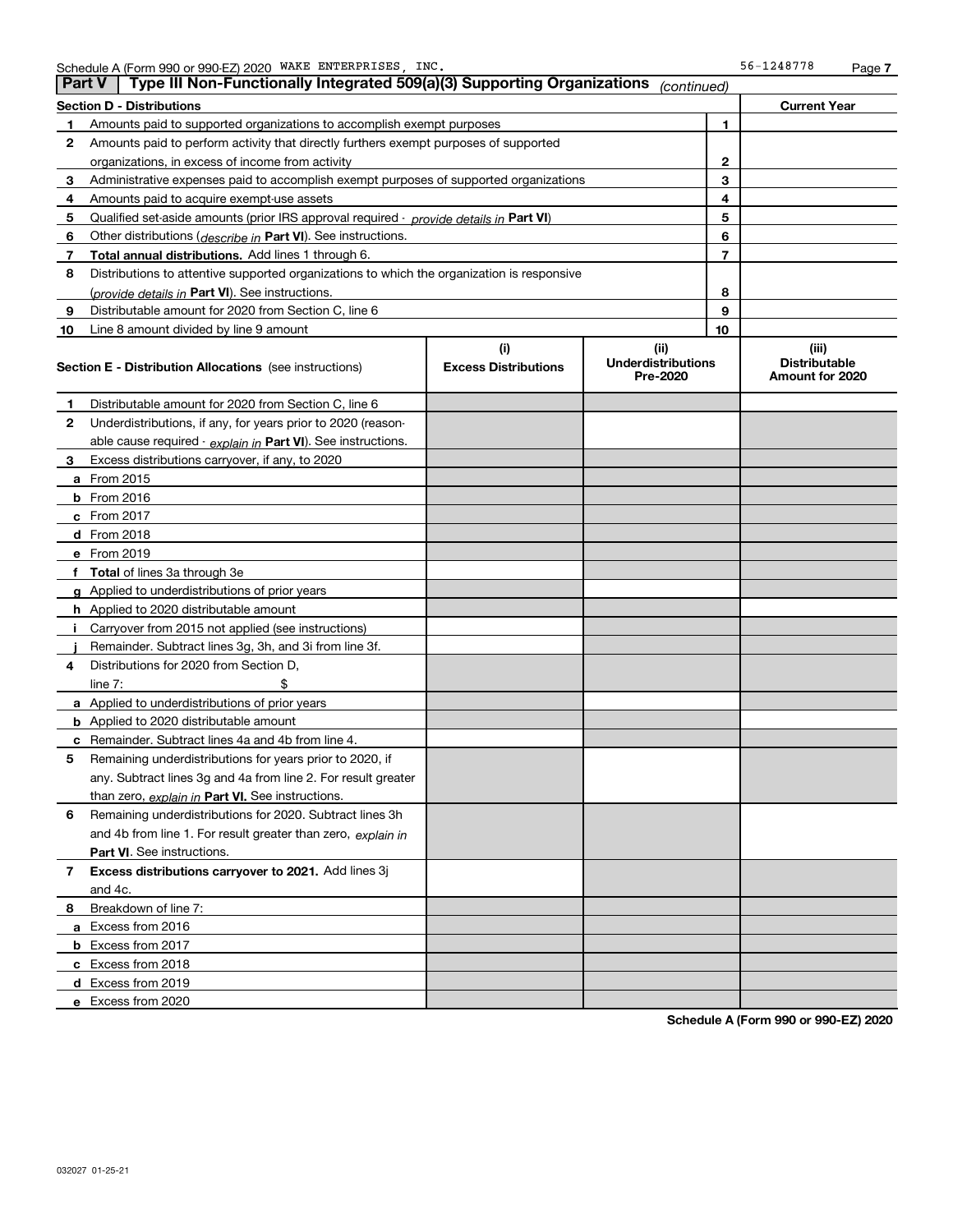Schedule A (Form 990 or 990-EZ) 2020 WAKE ENTERPRISES, INC. 56-1248778

## Part V | Type III Non-Functionally Integrated 509(a)(3) Supporting Organizations *(continued)*

| Section D - Distributions | | Current Year |
|---|---|---|
| **1** Amounts paid to supported organizations to accomplish exempt purposes | 1 | |
| **2** Amounts paid to perform activity that directly furthers exempt purposes of supported organizations, in excess of income from activity | 2 | |
| **3** Administrative expenses paid to accomplish exempt purposes of supported organizations | 3 | |
| **4** Amounts paid to acquire exempt-use assets | 4 | |
| **5** Qualified set-aside amounts (prior IRS approval required - *provide details in* **Part VI**) | 5 | |
| **6** Other distributions (*describe in* **Part VI**). See instructions. | 6 | |
| **7** **Total annual distributions.** Add lines 1 through 6. | 7 | |
| **8** Distributions to attentive supported organizations to which the organization is responsive (*provide details in* **Part VI**). See instructions. | 8 | |
| **9** Distributable amount for 2020 from Section C, line 6 | 9 | |
| **10** Line 8 amount divided by line 9 amount | 10 | |

| Section E - Distribution Allocations (see instructions) | (i) Excess Distributions | (ii) Underdistributions Pre-2020 | (iii) Distributable Amount for 2020 |
|---|---|---|---|
| **1** Distributable amount for 2020 from Section C, line 6 | | | |
| **2** Underdistributions, if any, for years prior to 2020 (reasonable cause required - *explain in* **Part VI**). See instructions. | | | |
| **3** Excess distributions carryover, if any, to 2020 | | | |
| **a** From 2015 | | | |
| **b** From 2016 | | | |
| **c** From 2017 | | | |
| **d** From 2018 | | | |
| **e** From 2019 | | | |
| **f** **Total** of lines 3a through 3e | | | |
| **g** Applied to underdistributions of prior years | | | |
| **h** Applied to 2020 distributable amount | | | |
| **i** Carryover from 2015 not applied (see instructions) | | | |
| **j** Remainder. Subtract lines 3g, 3h, and 3i from line 3f. | | | |
| **4** Distributions for 2020 from Section D, line 7: $ | | | |
| **a** Applied to underdistributions of prior years | | | |
| **b** Applied to 2020 distributable amount | | | |
| **c** Remainder. Subtract lines 4a and 4b from line 4. | | | |
| **5** Remaining underdistributions for years prior to 2020, if any. Subtract lines 3g and 4a from line 2. For result greater than zero, *explain in* **Part VI.** See instructions. | | | |
| **6** Remaining underdistributions for 2020. Subtract lines 3h and 4b from line 1. For result greater than zero, *explain in* **Part VI**. See instructions. | | | |
| **7** **Excess distributions carryover to 2021.** Add lines 3j and 4c. | | | |
| **8** Breakdown of line 7: | | | |
| **a** Excess from 2016 | | | |
| **b** Excess from 2017 | | | |
| **c** Excess from 2018 | | | |
| **d** Excess from 2019 | | | |
| **e** Excess from 2020 | | | |

**Schedule A (Form 990 or 990-EZ) 2020**

032027 01-25-21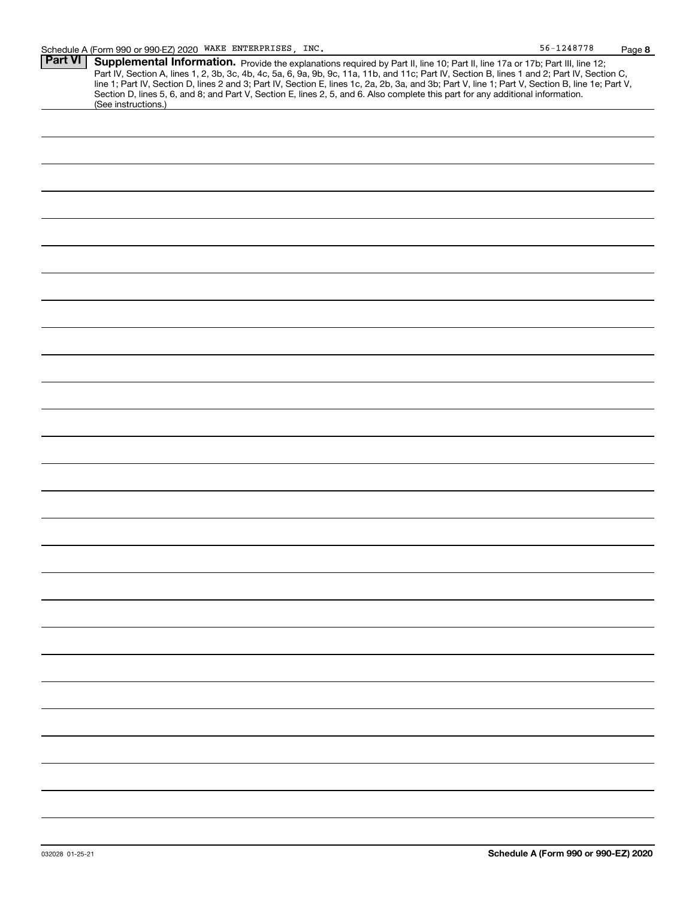Schedule A (Form 990 or 990-EZ) 2020 WAKE ENTERPRISES, INC. 56-1248778

## Part VI Supplemental Information.

Provide the explanations required by Part II, line 10; Part II, line 17a or 17b; Part III, line 12; Part IV, Section A, lines 1, 2, 3b, 3c, 4b, 4c, 5a, 6, 9a, 9b, 9c, 11a, 11b, and 11c; Part IV, Section B, lines 1 and 2; Part IV, Section C, line 1; Part IV, Section D, lines 2 and 3; Part IV, Section E, lines 1c, 2a, 2b, 3a, and 3b; Part V, line 1; Part V, Section B, line 1e; Part V, Section D, lines 5, 6, and 8; and Part V, Section E, lines 2, 5, and 6. Also complete this part for any additional information. (See instructions.)

032028 01-25-21

**Schedule A (Form 990 or 990-EZ) 2020**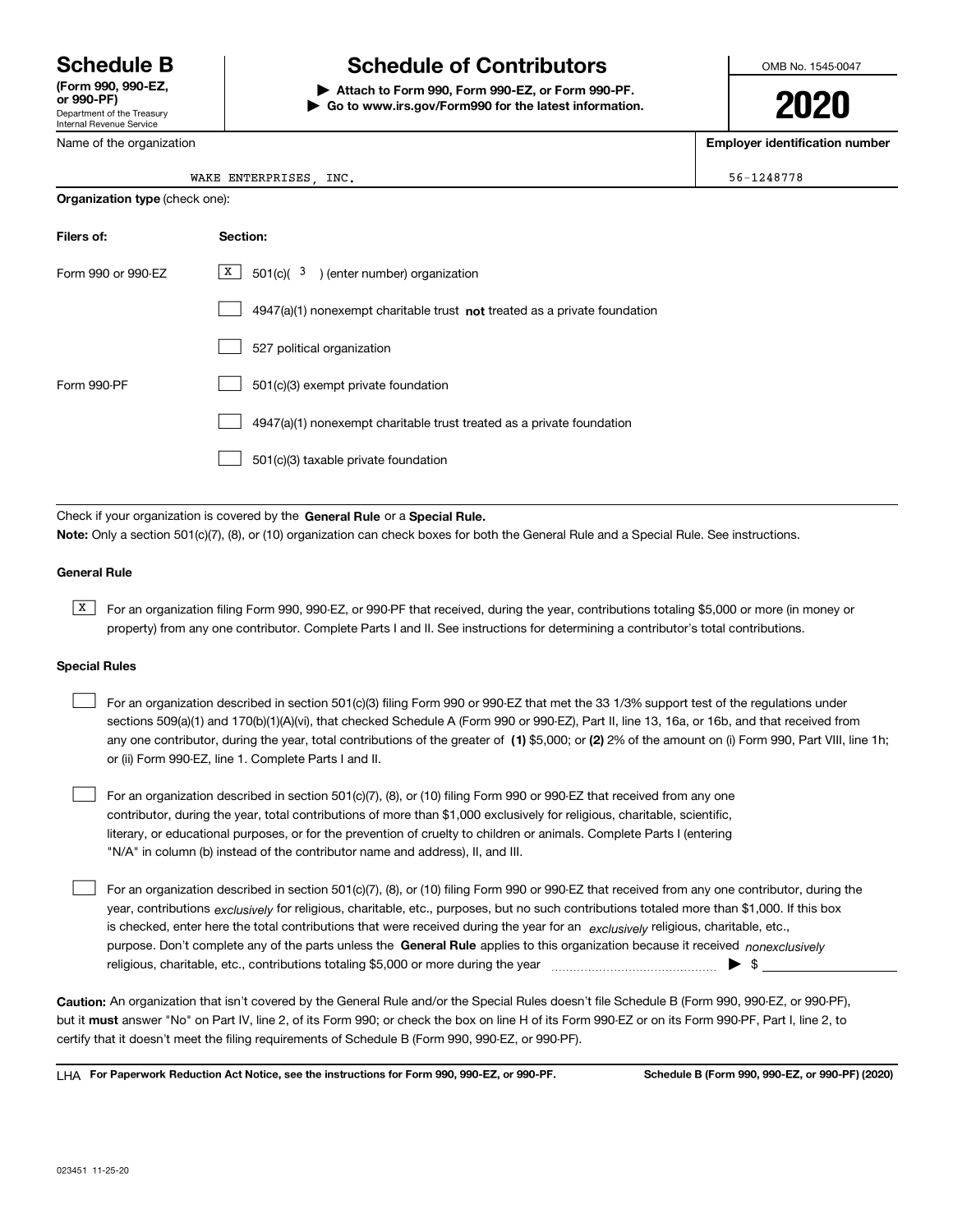# Schedule B
**(Form 990, 990-EZ, or 990-PF)**
Department of the Treasury
Internal Revenue Service

# Schedule of Contributors

**▶ Attach to Form 990, Form 990-EZ, or Form 990-PF.**
**▶ Go to www.irs.gov/Form990 for the latest information.**

OMB No. 1545-0047

**2020**

| Name of the organization | Employer identification number |
|---|---|
| WAKE ENTERPRISES, INC. | 56-1248778 |

**Organization type** (check one):

| **Filers of:** | **Section:** |
|---|---|
| Form 990 or 990-EZ | [X] 501(c)( 3 ) (enter number) organization |
| | [ ] 4947(a)(1) nonexempt charitable trust **not** treated as a private foundation |
| | [ ] 527 political organization |
| Form 990-PF | [ ] 501(c)(3) exempt private foundation |
| | [ ] 4947(a)(1) nonexempt charitable trust treated as a private foundation |
| | [ ] 501(c)(3) taxable private foundation |

Check if your organization is covered by the **General Rule** or a **Special Rule.**

**Note:** Only a section 501(c)(7), (8), or (10) organization can check boxes for both the General Rule and a Special Rule. See instructions.

**General Rule**

[X] For an organization filing Form 990, 990-EZ, or 990-PF that received, during the year, contributions totaling $5,000 or more (in money or property) from any one contributor. Complete Parts I and II. See instructions for determining a contributor's total contributions.

**Special Rules**

[ ] For an organization described in section 501(c)(3) filing Form 990 or 990-EZ that met the 33 1/3% support test of the regulations under sections 509(a)(1) and 170(b)(1)(A)(vi), that checked Schedule A (Form 990 or 990-EZ), Part II, line 13, 16a, or 16b, and that received from any one contributor, during the year, total contributions of the greater of **(1)** $5,000; or **(2)** 2% of the amount on (i) Form 990, Part VIII, line 1h; or (ii) Form 990-EZ, line 1. Complete Parts I and II.

[ ] For an organization described in section 501(c)(7), (8), or (10) filing Form 990 or 990-EZ that received from any one contributor, during the year, total contributions of more than $1,000 exclusively for religious, charitable, scientific, literary, or educational purposes, or for the prevention of cruelty to children or animals. Complete Parts I (entering "N/A" in column (b) instead of the contributor name and address), II, and III.

[ ] For an organization described in section 501(c)(7), (8), or (10) filing Form 990 or 990-EZ that received from any one contributor, during the year, contributions *exclusively* for religious, charitable, etc., purposes, but no such contributions totaled more than $1,000. If this box is checked, enter here the total contributions that were received during the year for an *exclusively* religious, charitable, etc., purpose. Don't complete any of the parts unless the **General Rule** applies to this organization because it received *nonexclusively* religious, charitable, etc., contributions totaling $5,000 or more during the year ▶ $ ____________

**Caution:** An organization that isn't covered by the General Rule and/or the Special Rules doesn't file Schedule B (Form 990, 990-EZ, or 990-PF), but it **must** answer "No" on Part IV, line 2, of its Form 990; or check the box on line H of its Form 990-EZ or on its Form 990-PF, Part I, line 2, to certify that it doesn't meet the filing requirements of Schedule B (Form 990, 990-EZ, or 990-PF).

LHA **For Paperwork Reduction Act Notice, see the instructions for Form 990, 990-EZ, or 990-PF.** **Schedule B (Form 990, 990-EZ, or 990-PF) (2020)**

023451 11-25-20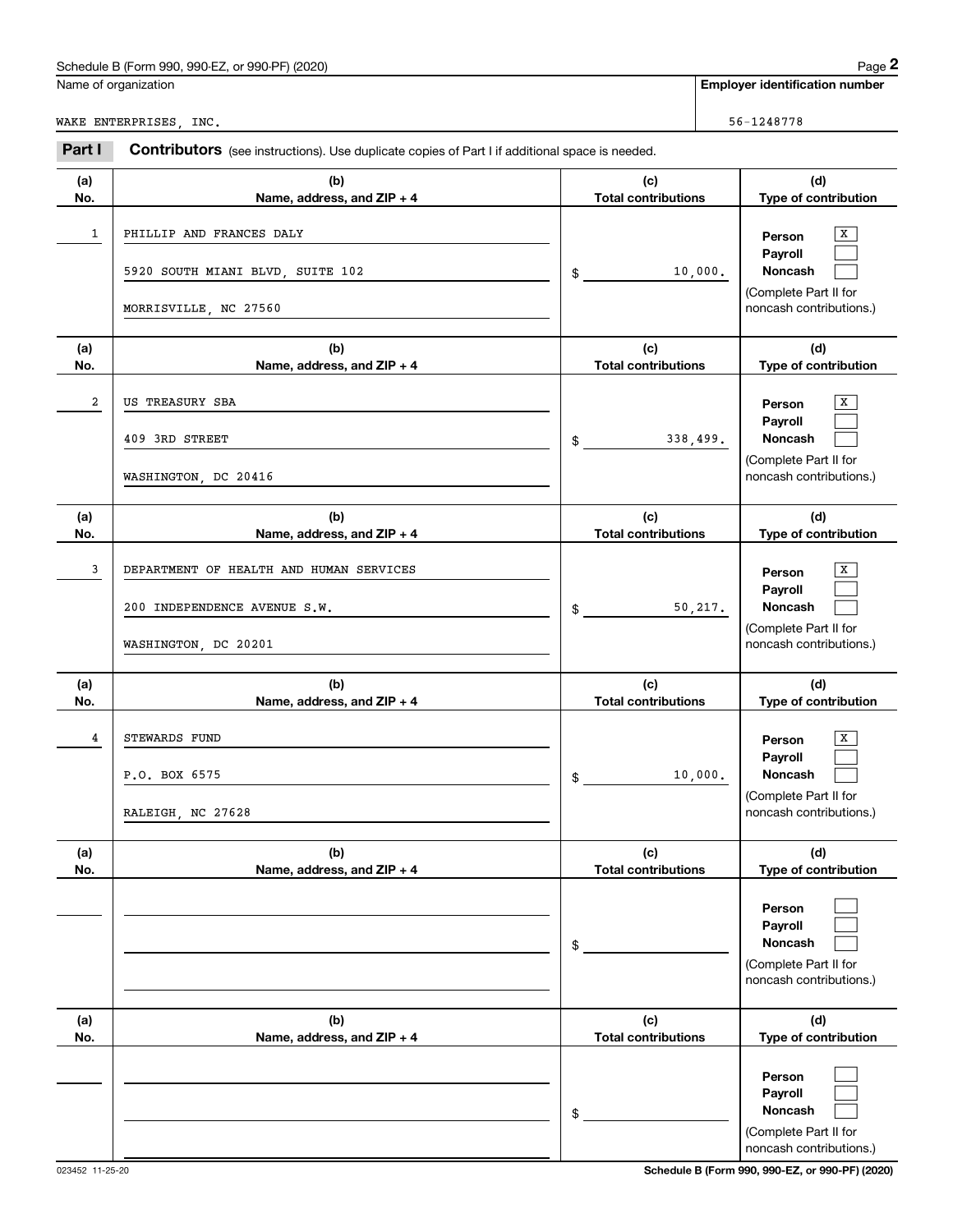Name of organization

WAKE ENTERPRISES, INC.

**Employer identification number**

56-1248778

**Part I** **Contributors** (see instructions). Use duplicate copies of Part I if additional space is needed.

| (a) No. | (b) Name, address, and ZIP + 4 | (c) Total contributions | (d) Type of contribution |
|---|---|---|---|
| 1 | PHILLIP AND FRANCES DALY<br>5920 SOUTH MIANI BLVD, SUITE 102<br>MORRISVILLE, NC 27560 | $ 10,000. | Person [X]<br>Payroll [ ]<br>Noncash [ ]<br>(Complete Part II for noncash contributions.) |
| 2 | US TREASURY SBA<br>409 3RD STREET<br>WASHINGTON, DC 20416 | $ 338,499. | Person [X]<br>Payroll [ ]<br>Noncash [ ]<br>(Complete Part II for noncash contributions.) |
| 3 | DEPARTMENT OF HEALTH AND HUMAN SERVICES<br>200 INDEPENDENCE AVENUE S.W.<br>WASHINGTON, DC 20201 | $ 50,217. | Person [X]<br>Payroll [ ]<br>Noncash [ ]<br>(Complete Part II for noncash contributions.) |
| 4 | STEWARDS FUND<br>P.O. BOX 6575<br>RALEIGH, NC 27628 | $ 10,000. | Person [X]<br>Payroll [ ]<br>Noncash [ ]<br>(Complete Part II for noncash contributions.) |
| | | $ | Person [ ]<br>Payroll [ ]<br>Noncash [ ]<br>(Complete Part II for noncash contributions.) |
| | | $ | Person [ ]<br>Payroll [ ]<br>Noncash [ ]<br>(Complete Part II for noncash contributions.) |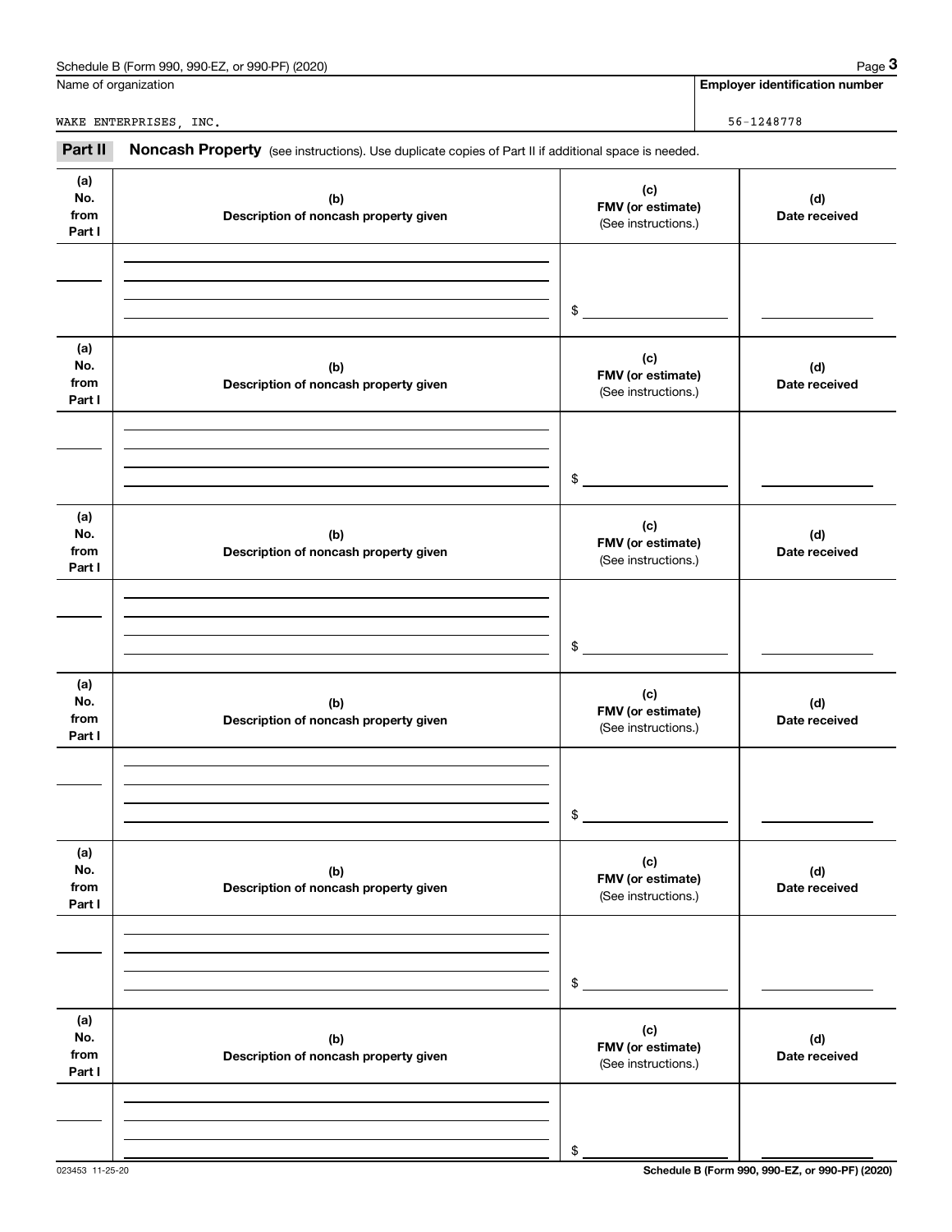Name of organization

WAKE ENTERPRISES, INC.

**Employer identification number**

56-1248778

**Part II** **Noncash Property** (see instructions). Use duplicate copies of Part II if additional space is needed.

| (a) No. from Part I | (b) Description of noncash property given | (c) FMV (or estimate) (See instructions.) | (d) Date received |
|---|---|---|---|
| | | $ | |

| (a) No. from Part I | (b) Description of noncash property given | (c) FMV (or estimate) (See instructions.) | (d) Date received |
|---|---|---|---|
| | | $ | |

| (a) No. from Part I | (b) Description of noncash property given | (c) FMV (or estimate) (See instructions.) | (d) Date received |
|---|---|---|---|
| | | $ | |

| (a) No. from Part I | (b) Description of noncash property given | (c) FMV (or estimate) (See instructions.) | (d) Date received |
|---|---|---|---|
| | | $ | |

| (a) No. from Part I | (b) Description of noncash property given | (c) FMV (or estimate) (See instructions.) | (d) Date received |
|---|---|---|---|
| | | $ | |

| (a) No. from Part I | (b) Description of noncash property given | (c) FMV (or estimate) (See instructions.) | (d) Date received |
|---|---|---|---|
| | | $ | |

023453 11-25-20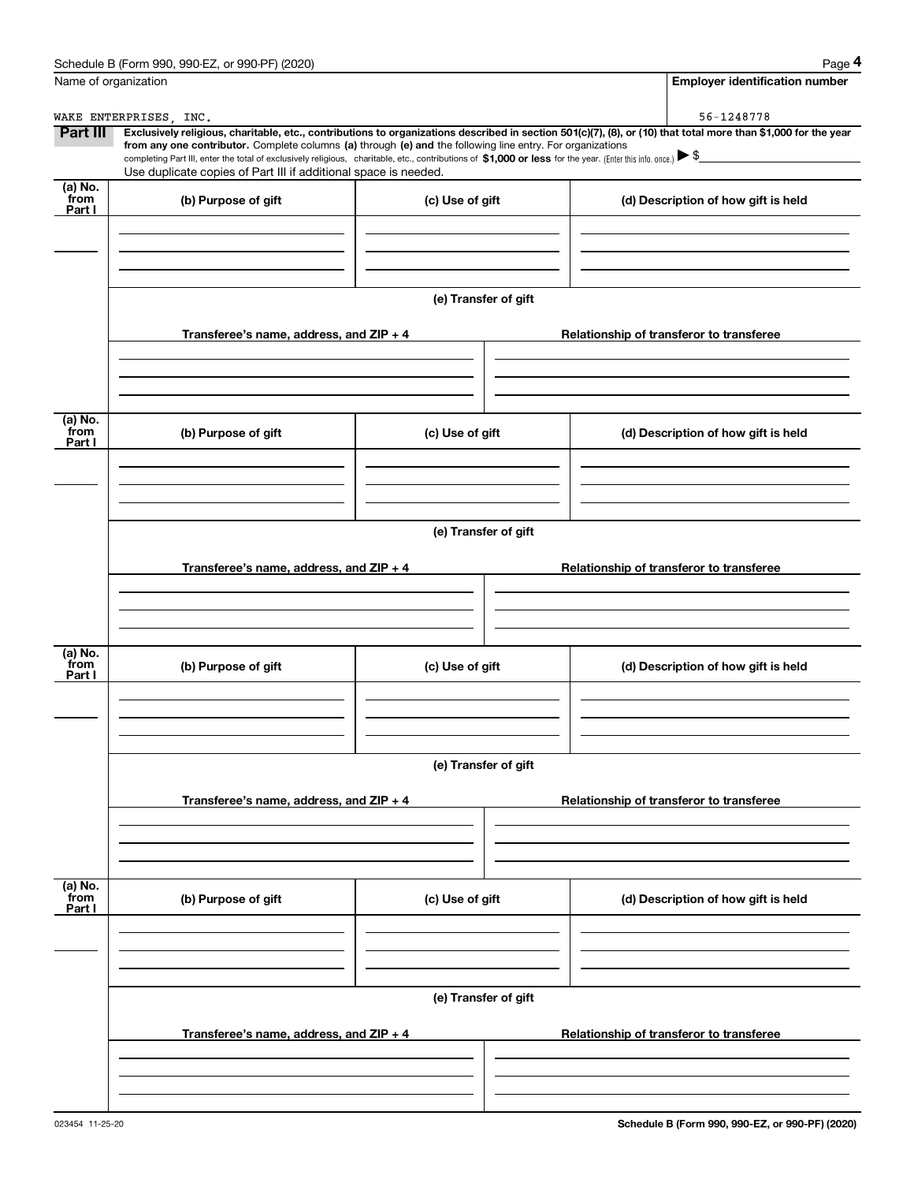Name of organization: WAKE ENTERPRISES, INC.

Employer identification number: 56-1248778

## Part III

**Exclusively religious, charitable, etc., contributions to organizations described in section 501(c)(7), (8), or (10) that total more than $1,000 for the year from any one contributor.** Complete columns **(a)** through **(e) and** the following line entry. For organizations completing Part III, enter the total of exclusively religious, charitable, etc., contributions of **$1,000 or less** for the year. (Enter this info. once.) ▶ $

Use duplicate copies of Part III if additional space is needed.

| (a) No. from Part I | (b) Purpose of gift | (c) Use of gift | (d) Description of how gift is held |
|---|---|---|---|
| | | | |

**(e) Transfer of gift**

| Transferee's name, address, and ZIP + 4 | Relationship of transferor to transferee |
|---|---|
| | |

| (a) No. from Part I | (b) Purpose of gift | (c) Use of gift | (d) Description of how gift is held |
|---|---|---|---|
| | | | |

**(e) Transfer of gift**

| Transferee's name, address, and ZIP + 4 | Relationship of transferor to transferee |
|---|---|
| | |

| (a) No. from Part I | (b) Purpose of gift | (c) Use of gift | (d) Description of how gift is held |
|---|---|---|---|
| | | | |

**(e) Transfer of gift**

| Transferee's name, address, and ZIP + 4 | Relationship of transferor to transferee |
|---|---|
| | |

| (a) No. from Part I | (b) Purpose of gift | (c) Use of gift | (d) Description of how gift is held |
|---|---|---|---|
| | | | |

**(e) Transfer of gift**

| Transferee's name, address, and ZIP + 4 | Relationship of transferor to transferee |
|---|---|
| | |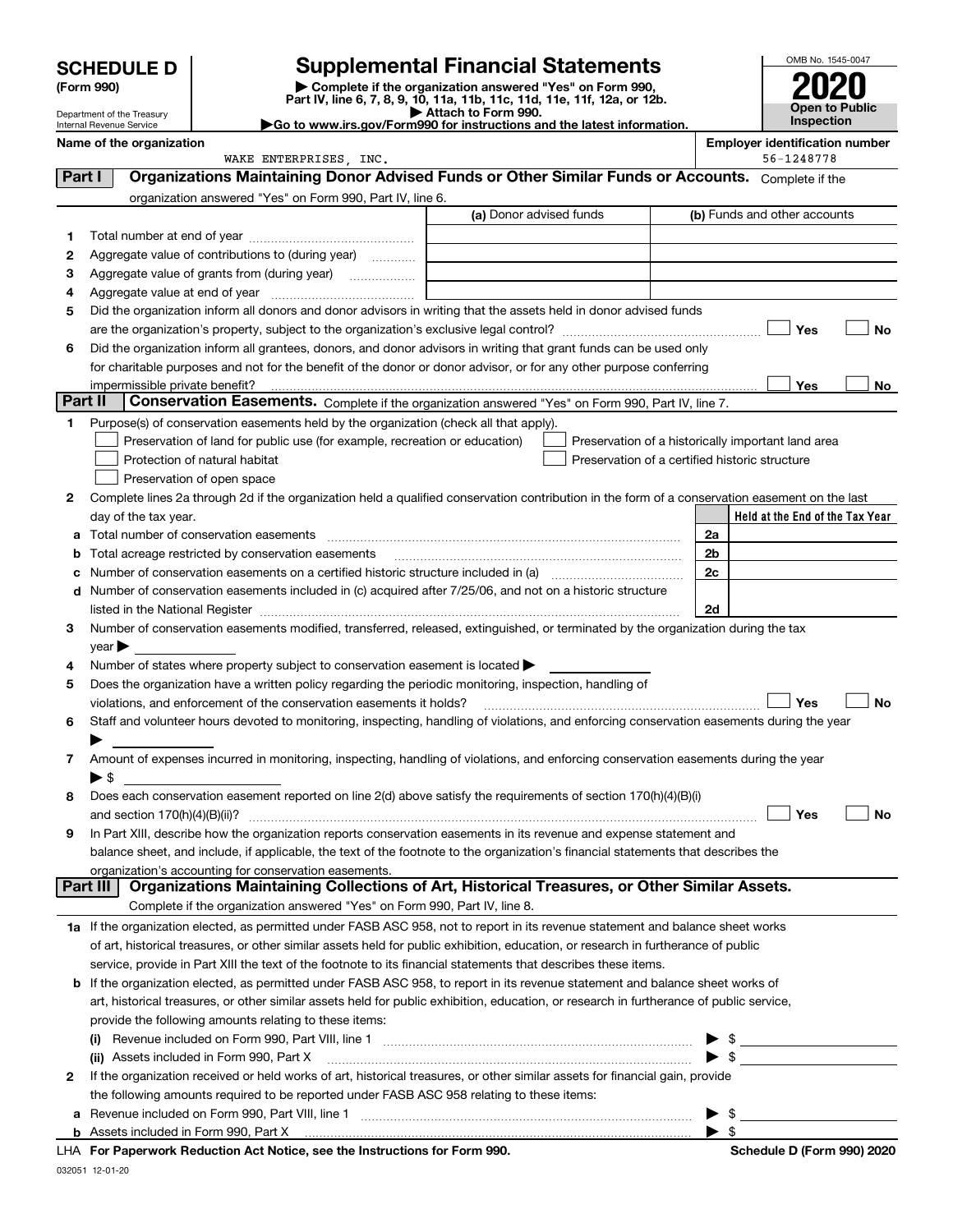# SCHEDULE D (Form 990)

Department of the Treasury
Internal Revenue Service

## Supplemental Financial Statements

▶ Complete if the organization answered "Yes" on Form 990, Part IV, line 6, 7, 8, 9, 10, 11a, 11b, 11c, 11d, 11e, 11f, 12a, or 12b.
▶ Attach to Form 990.
▶Go to www.irs.gov/Form990 for instructions and the latest information.

OMB No. 1545-0047

**2020**

**Open to Public Inspection**

**Name of the organization**
WAKE ENTERPRISES, INC.

**Employer identification number**
56-1248778

**Part I — Organizations Maintaining Donor Advised Funds or Other Similar Funds or Accounts.** Complete if the organization answered "Yes" on Form 990, Part IV, line 6.

| | | (a) Donor advised funds | (b) Funds and other accounts |
|---|---|---|---|
| 1 | Total number at end of year | | |
| 2 | Aggregate value of contributions to (during year) | | |
| 3 | Aggregate value of grants from (during year) | | |
| 4 | Aggregate value at end of year | | |

5 Did the organization inform all donors and donor advisors in writing that the assets held in donor advised funds are the organization's property, subject to the organization's exclusive legal control? ☐ Yes ☐ No

6 Did the organization inform all grantees, donors, and donor advisors in writing that grant funds can be used only for charitable purposes and not for the benefit of the donor or donor advisor, or for any other purpose conferring impermissible private benefit? ☐ Yes ☐ No

**Part II — Conservation Easements.** Complete if the organization answered "Yes" on Form 990, Part IV, line 7.

1 Purpose(s) of conservation easements held by the organization (check all that apply).
- ☐ Preservation of land for public use (for example, recreation or education)
- ☐ Protection of natural habitat
- ☐ Preservation of open space
- ☐ Preservation of a historically important land area
- ☐ Preservation of a certified historic structure

2 Complete lines 2a through 2d if the organization held a qualified conservation contribution in the form of a conservation easement on the last day of the tax year.

| | | | Held at the End of the Tax Year |
|---|---|---|---|
| a | Total number of conservation easements | 2a | |
| b | Total acreage restricted by conservation easements | 2b | |
| c | Number of conservation easements on a certified historic structure included in (a) | 2c | |
| d | Number of conservation easements included in (c) acquired after 7/25/06, and not on a historic structure listed in the National Register | 2d | |

3 Number of conservation easements modified, transferred, released, extinguished, or terminated by the organization during the tax year ▶

4 Number of states where property subject to conservation easement is located ▶

5 Does the organization have a written policy regarding the periodic monitoring, inspection, handling of violations, and enforcement of the conservation easements it holds? ☐ Yes ☐ No

6 Staff and volunteer hours devoted to monitoring, inspecting, handling of violations, and enforcing conservation easements during the year ▶

7 Amount of expenses incurred in monitoring, inspecting, handling of violations, and enforcing conservation easements during the year ▶ $

8 Does each conservation easement reported on line 2(d) above satisfy the requirements of section 170(h)(4)(B)(i) and section 170(h)(4)(B)(ii)? ☐ Yes ☐ No

9 In Part XIII, describe how the organization reports conservation easements in its revenue and expense statement and balance sheet, and include, if applicable, the text of the footnote to the organization's financial statements that describes the organization's accounting for conservation easements.

**Part III — Organizations Maintaining Collections of Art, Historical Treasures, or Other Similar Assets.** Complete if the organization answered "Yes" on Form 990, Part IV, line 8.

1a If the organization elected, as permitted under FASB ASC 958, not to report in its revenue statement and balance sheet works of art, historical treasures, or other similar assets held for public exhibition, education, or research in furtherance of public service, provide in Part XIII the text of the footnote to its financial statements that describes these items.

b If the organization elected, as permitted under FASB ASC 958, to report in its revenue statement and balance sheet works of art, historical treasures, or other similar assets held for public exhibition, education, or research in furtherance of public service, provide the following amounts relating to these items:

(i) Revenue included on Form 990, Part VIII, line 1 ▶ $

(ii) Assets included in Form 990, Part X ▶ $

2 If the organization received or held works of art, historical treasures, or other similar assets for financial gain, provide the following amounts required to be reported under FASB ASC 958 relating to these items:

a Revenue included on Form 990, Part VIII, line 1 ▶ $

b Assets included in Form 990, Part X ▶ $

LHA **For Paperwork Reduction Act Notice, see the Instructions for Form 990.** **Schedule D (Form 990) 2020**

032051 12-01-20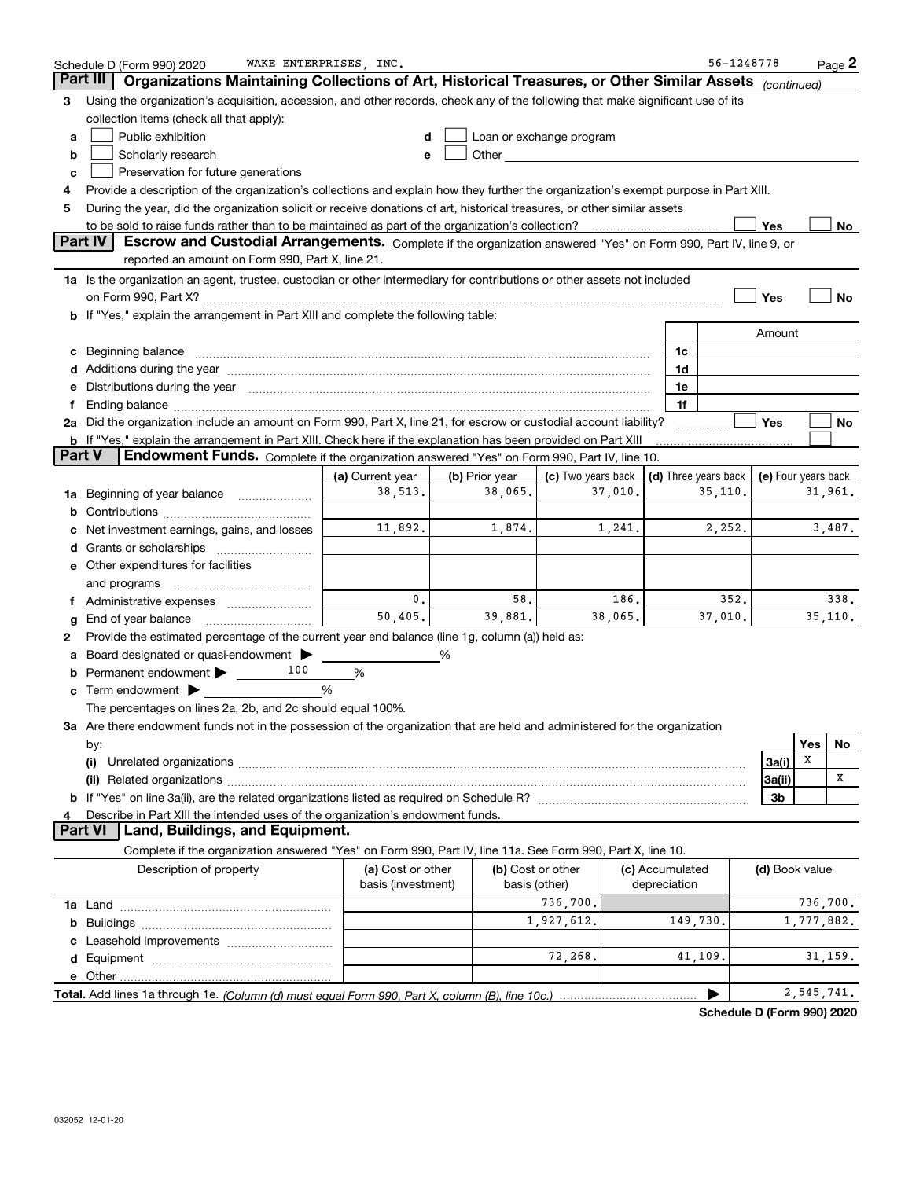Schedule D (Form 990) 2020 WAKE ENTERPRISES, INC. 56-1248778

## Part III Organizations Maintaining Collections of Art, Historical Treasures, or Other Similar Assets *(continued)*

**3** Using the organization's acquisition, accession, and other records, check any of the following that make significant use of its collection items (check all that apply):

- **a** ☐ Public exhibition
- **b** ☐ Scholarly research
- **c** ☐ Preservation for future generations
- **d** ☐ Loan or exchange program
- **e** ☐ Other

**4** Provide a description of the organization's collections and explain how they further the organization's exempt purpose in Part XIII.

**5** During the year, did the organization solicit or receive donations of art, historical treasures, or other similar assets to be sold to raise funds rather than to be maintained as part of the organization's collection? ☐ Yes ☐ No

## Part IV Escrow and Custodial Arrangements.

Complete if the organization answered "Yes" on Form 990, Part IV, line 9, or reported an amount on Form 990, Part X, line 21.

**1a** Is the organization an agent, trustee, custodian or other intermediary for contributions or other assets not included on Form 990, Part X? ☐ Yes ☐ No

**b** If "Yes," explain the arrangement in Part XIII and complete the following table:

| | | Amount |
|---|---|---|
| **c** Beginning balance | 1c | |
| **d** Additions during the year | 1d | |
| **e** Distributions during the year | 1e | |
| **f** Ending balance | 1f | |

**2a** Did the organization include an amount on Form 990, Part X, line 21, for escrow or custodial account liability? ☐ Yes ☐ No

**b** If "Yes," explain the arrangement in Part XIII. Check here if the explanation has been provided on Part XIII ☐

## Part V Endowment Funds.

Complete if the organization answered "Yes" on Form 990, Part IV, line 10.

| | (a) Current year | (b) Prior year | (c) Two years back | (d) Three years back | (e) Four years back |
|---|---|---|---|---|---|
| **1a** Beginning of year balance | 38,513. | 38,065. | 37,010. | 35,110. | 31,961. |
| **b** Contributions | | | | | |
| **c** Net investment earnings, gains, and losses | 11,892. | 1,874. | 1,241. | 2,252. | 3,487. |
| **d** Grants or scholarships | | | | | |
| **e** Other expenditures for facilities and programs | | | | | |
| **f** Administrative expenses | 0. | 58. | 186. | 352. | 338. |
| **g** End of year balance | 50,405. | 39,881. | 38,065. | 37,010. | 35,110. |

**2** Provide the estimated percentage of the current year end balance (line 1g, column (a)) held as:

- **a** Board designated or quasi-endowment ▶ ______ %
- **b** Permanent endowment ▶ 100 %
- **c** Term endowment ▶ ______ %

The percentages on lines 2a, 2b, and 2c should equal 100%.

**3a** Are there endowment funds not in the possession of the organization that are held and administered for the organization by:

| | | Yes | No |
|---|---|---|---|
| **(i)** Unrelated organizations | 3a(i) | X | |
| **(ii)** Related organizations | 3a(ii) | | X |
| **b** If "Yes" on line 3a(ii), are the related organizations listed as required on Schedule R? | 3b | | |

**4** Describe in Part XIII the intended uses of the organization's endowment funds.

## Part VI Land, Buildings, and Equipment.

Complete if the organization answered "Yes" on Form 990, Part IV, line 11a. See Form 990, Part X, line 10.

| Description of property | (a) Cost or other basis (investment) | (b) Cost or other basis (other) | (c) Accumulated depreciation | (d) Book value |
|---|---|---|---|---|
| **1a** Land | | 736,700. | | 736,700. |
| **b** Buildings | | 1,927,612. | 149,730. | 1,777,882. |
| **c** Leasehold improvements | | | | |
| **d** Equipment | | 72,268. | 41,109. | 31,159. |
| **e** Other | | | | |
| **Total.** Add lines 1a through 1e. *(Column (d) must equal Form 990, Part X, column (B), line 10c.)* | | | ▶ | 2,545,741. |

**Schedule D (Form 990) 2020**

032052 12-01-20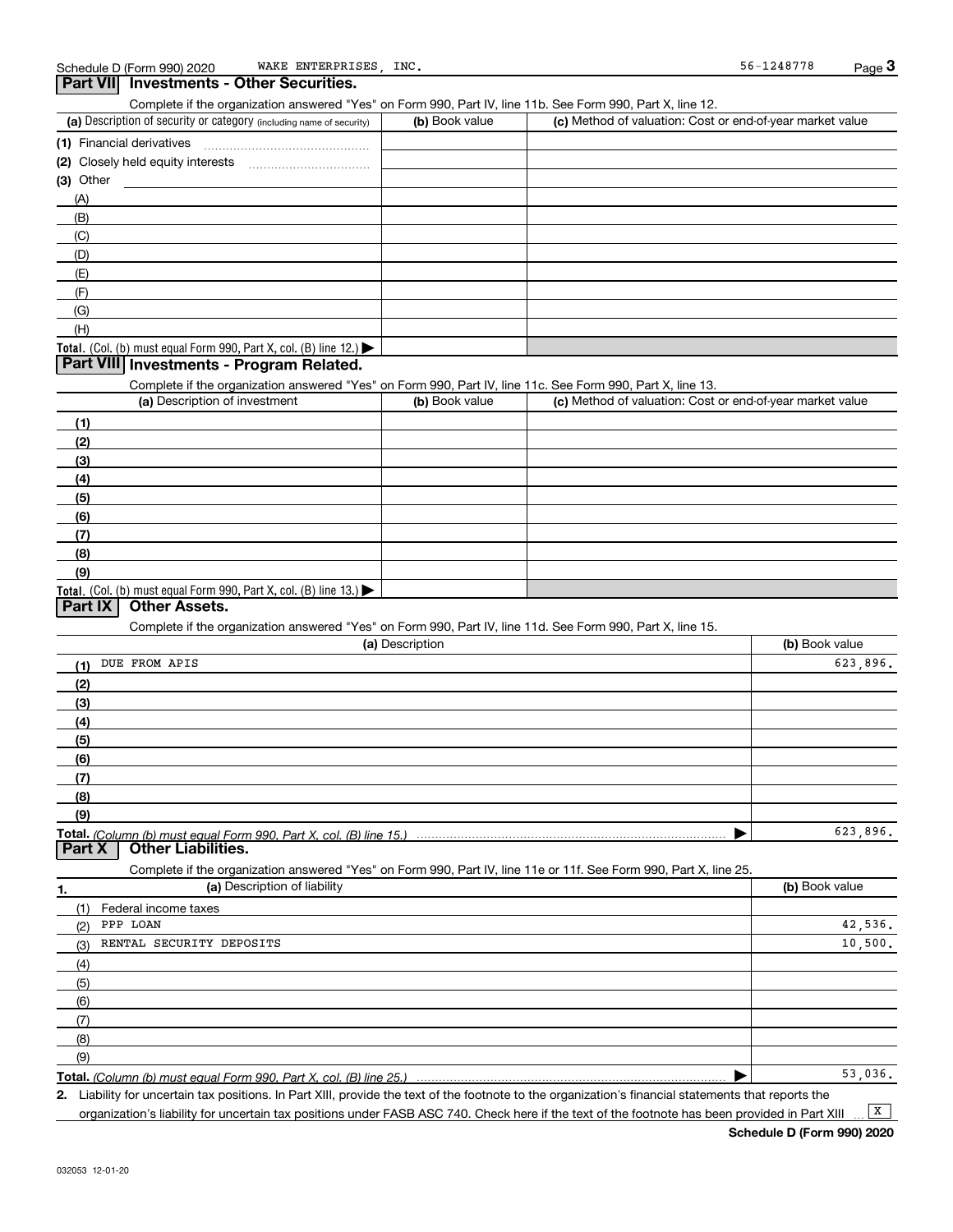Schedule D (Form 990) 2020 WAKE ENTERPRISES, INC. 56-1248778

## Part VII Investments - Other Securities.

Complete if the organization answered "Yes" on Form 990, Part IV, line 11b. See Form 990, Part X, line 12.

| (a) Description of security or category (including name of security) | (b) Book value | (c) Method of valuation: Cost or end-of-year market value |
|---|---|---|
| (1) Financial derivatives | | |
| (2) Closely held equity interests | | |
| (3) Other | | |
| (A) | | |
| (B) | | |
| (C) | | |
| (D) | | |
| (E) | | |
| (F) | | |
| (G) | | |
| (H) | | |
| **Total.** (Col. (b) must equal Form 990, Part X, col. (B) line 12.) ▶ | | |

## Part VIII Investments - Program Related.

Complete if the organization answered "Yes" on Form 990, Part IV, line 11c. See Form 990, Part X, line 13.

| (a) Description of investment | (b) Book value | (c) Method of valuation: Cost or end-of-year market value |
|---|---|---|
| (1) | | |
| (2) | | |
| (3) | | |
| (4) | | |
| (5) | | |
| (6) | | |
| (7) | | |
| (8) | | |
| (9) | | |
| **Total.** (Col. (b) must equal Form 990, Part X, col. (B) line 13.) ▶ | | |

## Part IX Other Assets.

Complete if the organization answered "Yes" on Form 990, Part IV, line 11d. See Form 990, Part X, line 15.

| (a) Description | (b) Book value |
|---|---|
| (1) DUE FROM APIS | 623,896. |
| (2) | |
| (3) | |
| (4) | |
| (5) | |
| (6) | |
| (7) | |
| (8) | |
| (9) | |
| **Total.** *(Column (b) must equal Form 990, Part X, col. (B) line 15.)* ▶ | 623,896. |

## Part X Other Liabilities.

Complete if the organization answered "Yes" on Form 990, Part IV, line 11e or 11f. See Form 990, Part X, line 25.

| 1. (a) Description of liability | (b) Book value |
|---|---|
| (1) Federal income taxes | |
| (2) PPP LOAN | 42,536. |
| (3) RENTAL SECURITY DEPOSITS | 10,500. |
| (4) | |
| (5) | |
| (6) | |
| (7) | |
| (8) | |
| (9) | |
| **Total.** *(Column (b) must equal Form 990, Part X, col. (B) line 25.)* ▶ | 53,036. |

2. Liability for uncertain tax positions. In Part XIII, provide the text of the footnote to the organization's financial statements that reports the organization's liability for uncertain tax positions under FASB ASC 740. Check here if the text of the footnote has been provided in Part XIII ... [X]

**Schedule D (Form 990) 2020**

032053 12-01-20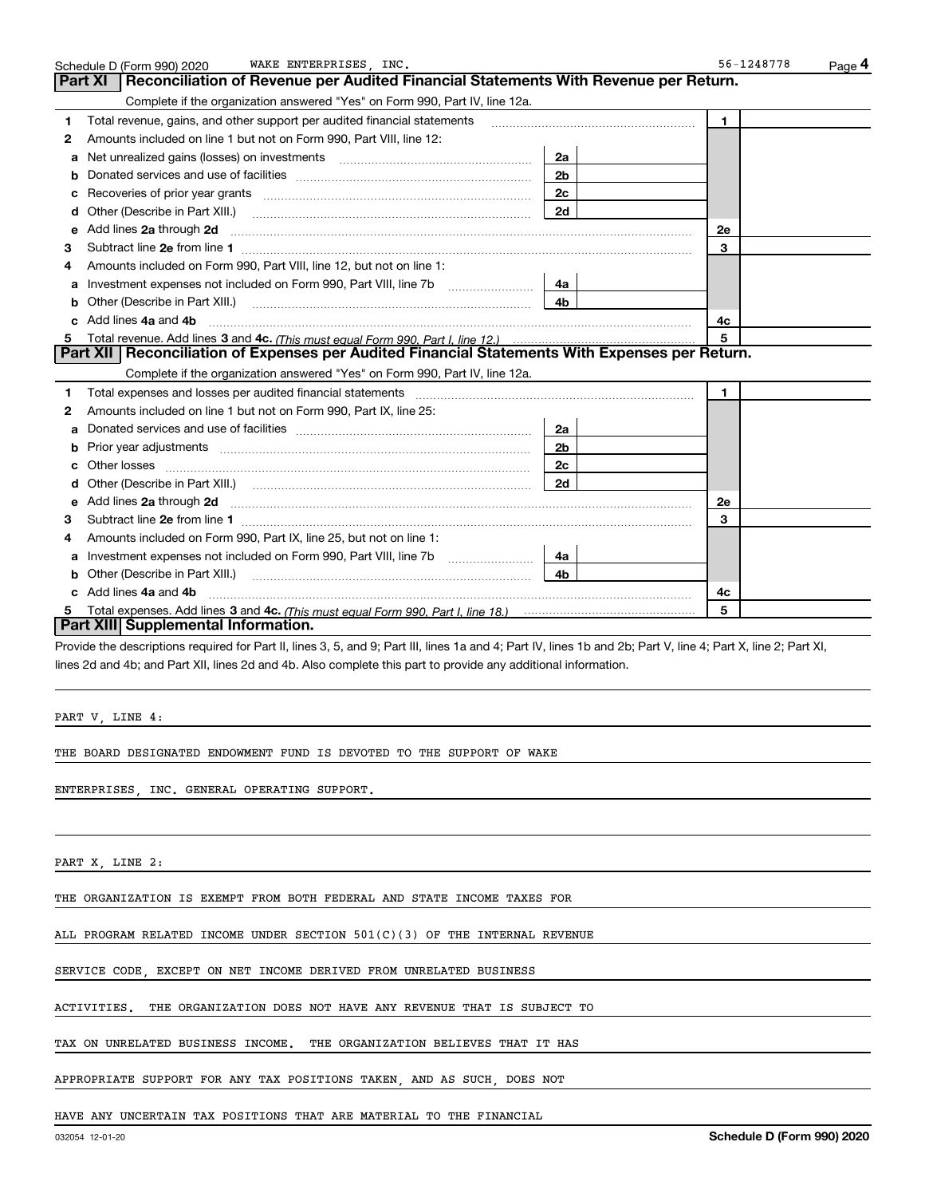Schedule D (Form 990) 2020 WAKE ENTERPRISES, INC. 56-1248778

## Part XI Reconciliation of Revenue per Audited Financial Statements With Revenue per Return.

Complete if the organization answered "Yes" on Form 990, Part IV, line 12a.

| | | | | | |
|---|---|---|---|---|---|
| 1 | Total revenue, gains, and other support per audited financial statements | | | 1 | |
| 2 | Amounts included on line 1 but not on Form 990, Part VIII, line 12: | | | | |
| a | Net unrealized gains (losses) on investments | 2a | | | |
| b | Donated services and use of facilities | 2b | | | |
| c | Recoveries of prior year grants | 2c | | | |
| d | Other (Describe in Part XIII.) | 2d | | | |
| e | Add lines 2a through 2d | | | 2e | |
| 3 | Subtract line 2e from line 1 | | | 3 | |
| 4 | Amounts included on Form 990, Part VIII, line 12, but not on line 1: | | | | |
| a | Investment expenses not included on Form 990, Part VIII, line 7b | 4a | | | |
| b | Other (Describe in Part XIII.) | 4b | | | |
| c | Add lines 4a and 4b | | | 4c | |
| 5 | Total revenue. Add lines 3 and 4c. *(This must equal Form 990, Part I, line 12.)* | | | 5 | |

## Part XII Reconciliation of Expenses per Audited Financial Statements With Expenses per Return.

Complete if the organization answered "Yes" on Form 990, Part IV, line 12a.

| | | | | | |
|---|---|---|---|---|---|
| 1 | Total expenses and losses per audited financial statements | | | 1 | |
| 2 | Amounts included on line 1 but not on Form 990, Part IX, line 25: | | | | |
| a | Donated services and use of facilities | 2a | | | |
| b | Prior year adjustments | 2b | | | |
| c | Other losses | 2c | | | |
| d | Other (Describe in Part XIII.) | 2d | | | |
| e | Add lines 2a through 2d | | | 2e | |
| 3 | Subtract line 2e from line 1 | | | 3 | |
| 4 | Amounts included on Form 990, Part IX, line 25, but not on line 1: | | | | |
| a | Investment expenses not included on Form 990, Part VIII, line 7b | 4a | | | |
| b | Other (Describe in Part XIII.) | 4b | | | |
| c | Add lines 4a and 4b | | | 4c | |
| 5 | Total expenses. Add lines 3 and 4c. *(This must equal Form 990, Part I, line 18.)* | | | 5 | |

## Part XIII Supplemental Information.

Provide the descriptions required for Part II, lines 3, 5, and 9; Part III, lines 1a and 4; Part IV, lines 1b and 2b; Part V, line 4; Part X, line 2; Part XI, lines 2d and 4b; and Part XII, lines 2d and 4b. Also complete this part to provide any additional information.

PART V, LINE 4:

THE BOARD DESIGNATED ENDOWMENT FUND IS DEVOTED TO THE SUPPORT OF WAKE ENTERPRISES, INC. GENERAL OPERATING SUPPORT.

PART X, LINE 2:

THE ORGANIZATION IS EXEMPT FROM BOTH FEDERAL AND STATE INCOME TAXES FOR ALL PROGRAM RELATED INCOME UNDER SECTION 501(C)(3) OF THE INTERNAL REVENUE SERVICE CODE, EXCEPT ON NET INCOME DERIVED FROM UNRELATED BUSINESS ACTIVITIES. THE ORGANIZATION DOES NOT HAVE ANY REVENUE THAT IS SUBJECT TO TAX ON UNRELATED BUSINESS INCOME. THE ORGANIZATION BELIEVES THAT IT HAS APPROPRIATE SUPPORT FOR ANY TAX POSITIONS TAKEN, AND AS SUCH, DOES NOT HAVE ANY UNCERTAIN TAX POSITIONS THAT ARE MATERIAL TO THE FINANCIAL

032054 12-01-20 **Schedule D (Form 990) 2020**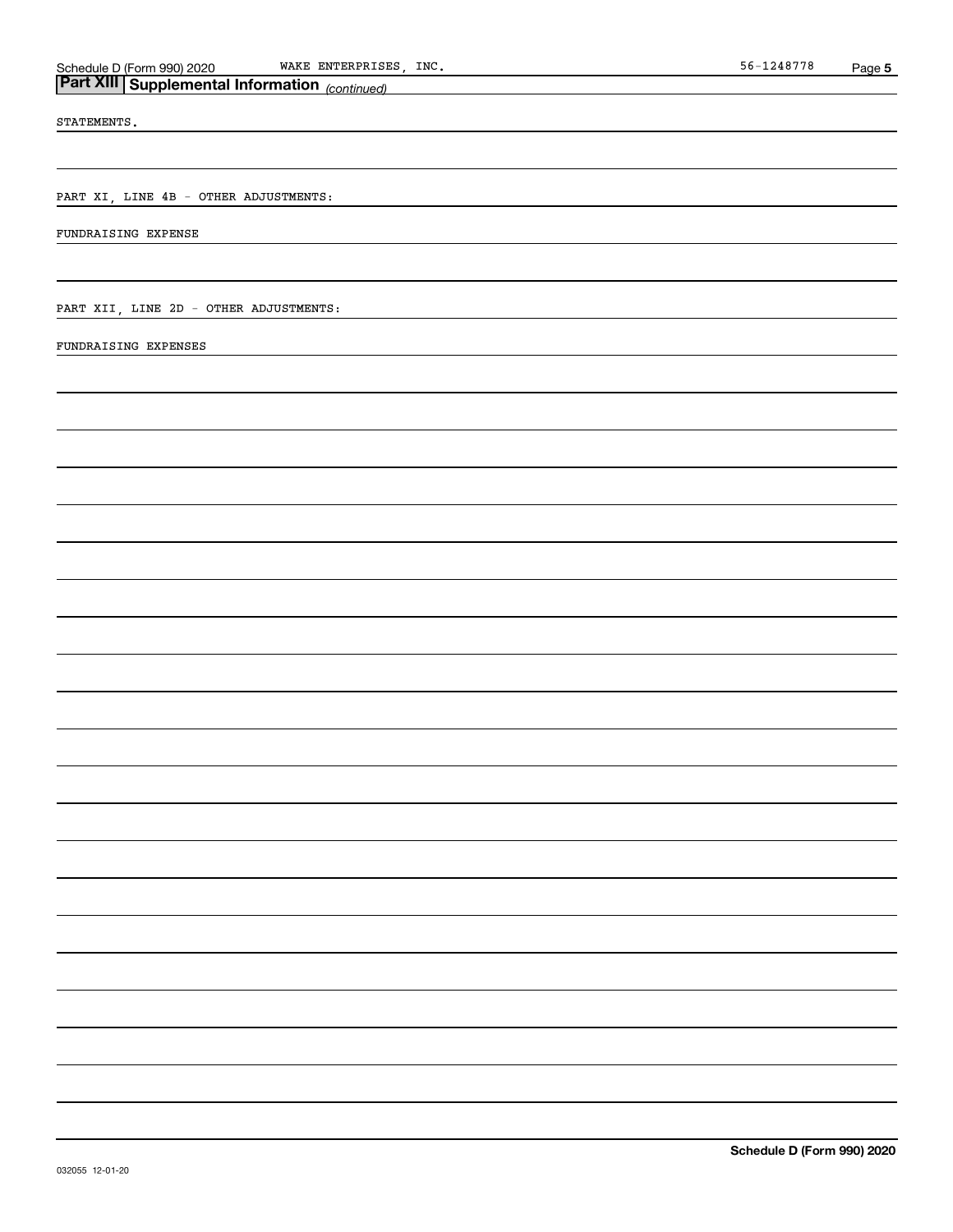## Part XIII | Supplemental Information *(continued)*

STATEMENTS.

PART XI, LINE 4B - OTHER ADJUSTMENTS:

FUNDRAISING EXPENSE

PART XII, LINE 2D - OTHER ADJUSTMENTS:

FUNDRAISING EXPENSES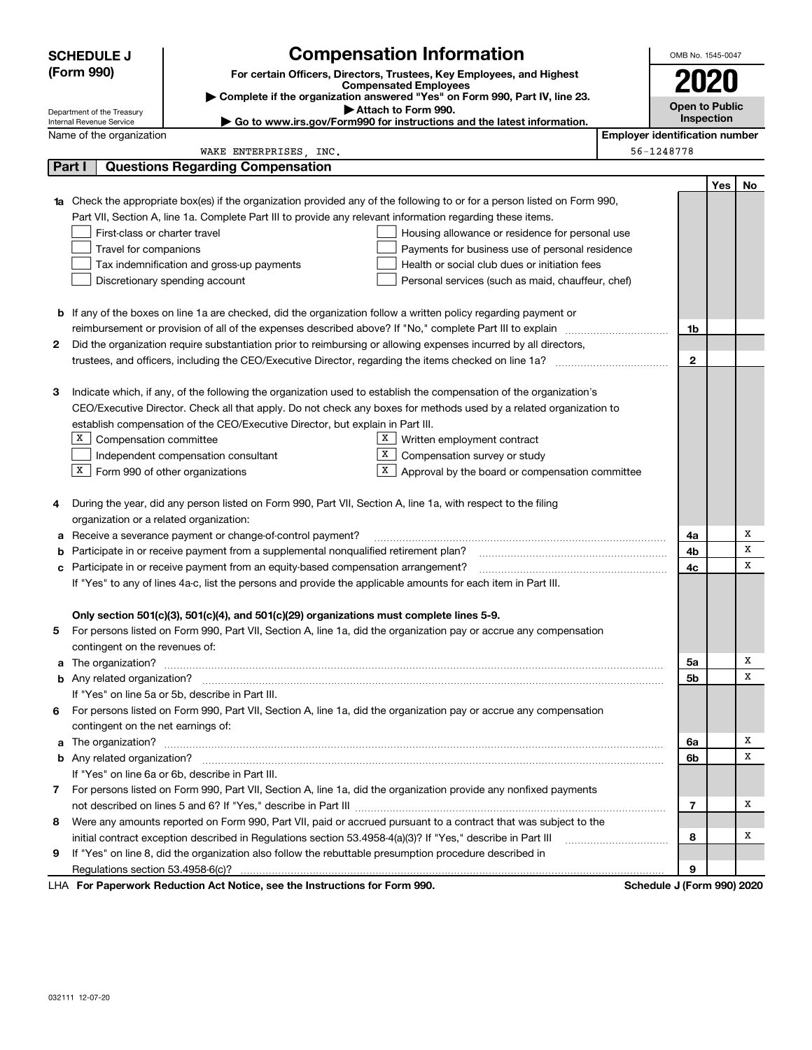**SCHEDULE J (Form 990)**

Department of the Treasury
Internal Revenue Service

# Compensation Information

**For certain Officers, Directors, Trustees, Key Employees, and Highest Compensated Employees**

▶ Complete if the organization answered "Yes" on Form 990, Part IV, line 23.

▶ Attach to Form 990.

▶ Go to www.irs.gov/Form990 for instructions and the latest information.

OMB No. 1545-0047

**2020**

**Open to Public Inspection**

| Name of the organization | Employer identification number |
|---|---|
| WAKE ENTERPRISES, INC. | 56-1248778 |

## Part I Questions Regarding Compensation

| | | | Yes | No |
|---|---|---|---|---|
| **1a** | Check the appropriate box(es) if the organization provided any of the following to or for a person listed on Form 990, Part VII, Section A, line 1a. Complete Part III to provide any relevant information regarding these items.<br>☐ First-class or charter travel ☐ Housing allowance or residence for personal use<br>☐ Travel for companions ☐ Payments for business use of personal residence<br>☐ Tax indemnification and gross-up payments ☐ Health or social club dues or initiation fees<br>☐ Discretionary spending account ☐ Personal services (such as maid, chauffeur, chef) | | | |
| **b** | If any of the boxes on line 1a are checked, did the organization follow a written policy regarding payment or reimbursement or provision of all of the expenses described above? If "No," complete Part III to explain | 1b | | |
| **2** | Did the organization require substantiation prior to reimbursing or allowing expenses incurred by all directors, trustees, and officers, including the CEO/Executive Director, regarding the items checked on line 1a? | 2 | | |
| **3** | Indicate which, if any, of the following the organization used to establish the compensation of the organization's CEO/Executive Director. Check all that apply. Do not check any boxes for methods used by a related organization to establish compensation of the CEO/Executive Director, but explain in Part III.<br>☒ Compensation committee ☒ Written employment contract<br>☐ Independent compensation consultant ☒ Compensation survey or study<br>☒ Form 990 of other organizations ☒ Approval by the board or compensation committee | | | |
| **4** | During the year, did any person listed on Form 990, Part VII, Section A, line 1a, with respect to the filing organization or a related organization: | | | |
| **a** | Receive a severance payment or change-of-control payment? | 4a | | X |
| **b** | Participate in or receive payment from a supplemental nonqualified retirement plan? | 4b | | X |
| **c** | Participate in or receive payment from an equity-based compensation arrangement? | 4c | | X |
| | If "Yes" to any of lines 4a-c, list the persons and provide the applicable amounts for each item in Part III. | | | |
| | **Only section 501(c)(3), 501(c)(4), and 501(c)(29) organizations must complete lines 5-9.** | | | |
| **5** | For persons listed on Form 990, Part VII, Section A, line 1a, did the organization pay or accrue any compensation contingent on the revenues of: | | | |
| **a** | The organization? | 5a | | X |
| **b** | Any related organization? | 5b | | X |
| | If "Yes" on line 5a or 5b, describe in Part III. | | | |
| **6** | For persons listed on Form 990, Part VII, Section A, line 1a, did the organization pay or accrue any compensation contingent on the net earnings of: | | | |
| **a** | The organization? | 6a | | X |
| **b** | Any related organization? | 6b | | X |
| | If "Yes" on line 6a or 6b, describe in Part III. | | | |
| **7** | For persons listed on Form 990, Part VII, Section A, line 1a, did the organization provide any nonfixed payments not described on lines 5 and 6? If "Yes," describe in Part III | 7 | | X |
| **8** | Were any amounts reported on Form 990, Part VII, paid or accrued pursuant to a contract that was subject to the initial contract exception described in Regulations section 53.4958-4(a)(3)? If "Yes," describe in Part III | 8 | | X |
| **9** | If "Yes" on line 8, did the organization also follow the rebuttable presumption procedure described in Regulations section 53.4958-6(c)? | 9 | | |

LHA **For Paperwork Reduction Act Notice, see the Instructions for Form 990.** **Schedule J (Form 990) 2020**

032111 12-07-20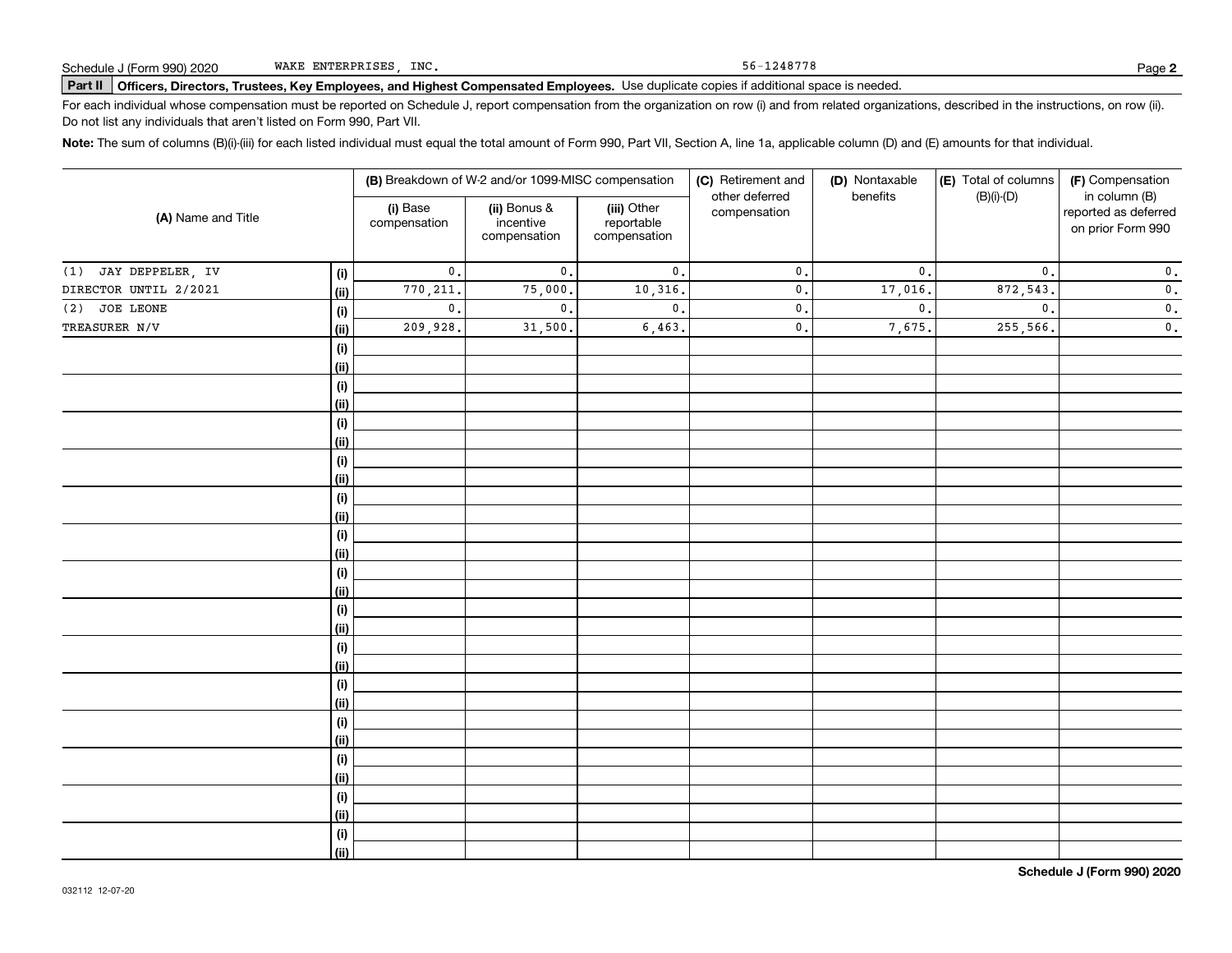Schedule J (Form 990) 2020 WAKE ENTERPRISES, INC. 56-1248778 Page **2**

**Part II** **Officers, Directors, Trustees, Key Employees, and Highest Compensated Employees.** Use duplicate copies if additional space is needed.

For each individual whose compensation must be reported on Schedule J, report compensation from the organization on row (i) and from related organizations, described in the instructions, on row (ii). Do not list any individuals that aren't listed on Form 990, Part VII.

**Note:** The sum of columns (B)(i)-(iii) for each listed individual must equal the total amount of Form 990, Part VII, Section A, line 1a, applicable column (D) and (E) amounts for that individual.

| (A) Name and Title | | (B) Breakdown of W-2 and/or 1099-MISC compensation | | | (C) Retirement and other deferred compensation | (D) Nontaxable benefits | (E) Total of columns (B)(i)-(D) | (F) Compensation in column (B) reported as deferred on prior Form 990 |
|---|---|---|---|---|---|---|---|---|
| | | (i) Base compensation | (ii) Bonus & incentive compensation | (iii) Other reportable compensation | | | | |
| (1) JAY DEPPELER, IV | (i) | 0. | 0. | 0. | 0. | 0. | 0. | 0. |
| DIRECTOR UNTIL 2/2021 | (ii) | 770,211. | 75,000. | 10,316. | 0. | 17,016. | 872,543. | 0. |
| (2) JOE LEONE | (i) | 0. | 0. | 0. | 0. | 0. | 0. | 0. |
| TREASURER N/V | (ii) | 209,928. | 31,500. | 6,463. | 0. | 7,675. | 255,566. | 0. |
| | (i) | | | | | | | |
| | (ii) | | | | | | | |
| | (i) | | | | | | | |
| | (ii) | | | | | | | |
| | (i) | | | | | | | |
| | (ii) | | | | | | | |
| | (i) | | | | | | | |
| | (ii) | | | | | | | |
| | (i) | | | | | | | |
| | (ii) | | | | | | | |
| | (i) | | | | | | | |
| | (ii) | | | | | | | |
| | (i) | | | | | | | |
| | (ii) | | | | | | | |
| | (i) | | | | | | | |
| | (ii) | | | | | | | |
| | (i) | | | | | | | |
| | (ii) | | | | | | | |
| | (i) | | | | | | | |
| | (ii) | | | | | | | |
| | (i) | | | | | | | |
| | (ii) | | | | | | | |
| | (i) | | | | | | | |
| | (ii) | | | | | | | |
| | (i) | | | | | | | |
| | (ii) | | | | | | | |
| | (i) | | | | | | | |
| | (ii) | | | | | | | |

**Schedule J (Form 990) 2020**

032112 12-07-20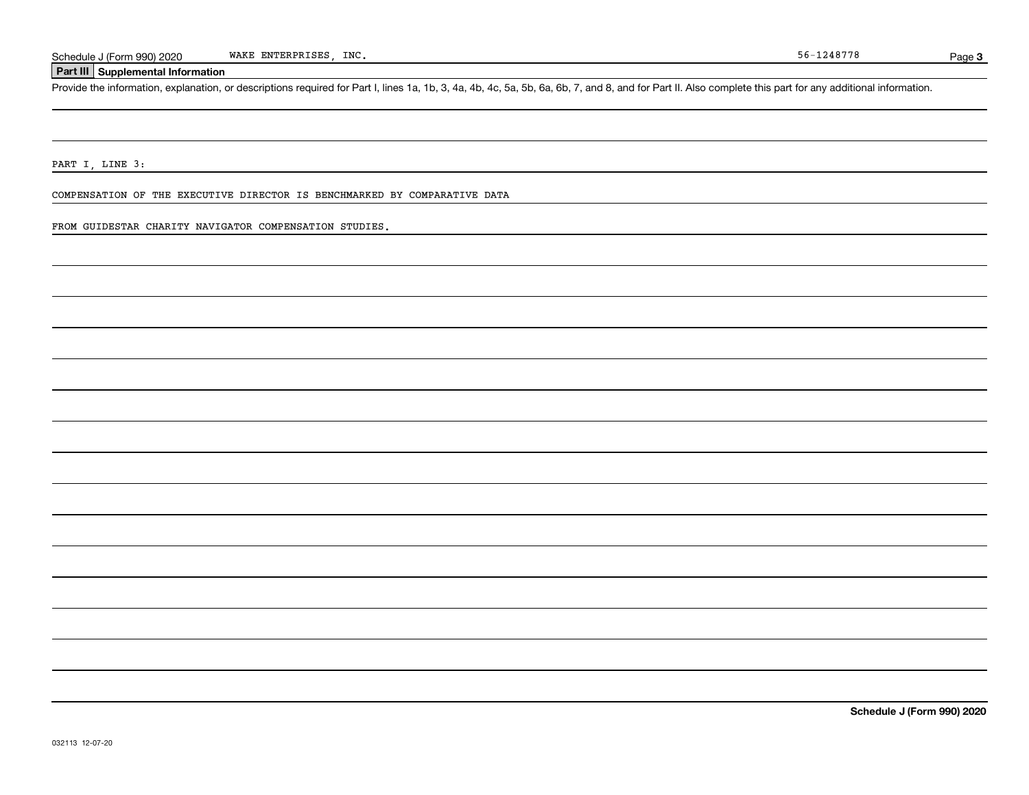Schedule J (Form 990) 2020 WAKE ENTERPRISES, INC. 56-1248778

## Part III Supplemental Information

Provide the information, explanation, or descriptions required for Part I, lines 1a, 1b, 3, 4a, 4b, 4c, 5a, 5b, 6a, 6b, 7, and 8, and for Part II. Also complete this part for any additional information.

PART I, LINE 3:

COMPENSATION OF THE EXECUTIVE DIRECTOR IS BENCHMARKED BY COMPARATIVE DATA

FROM GUIDESTAR CHARITY NAVIGATOR COMPENSATION STUDIES.

**Schedule J (Form 990) 2020**

032113 12-07-20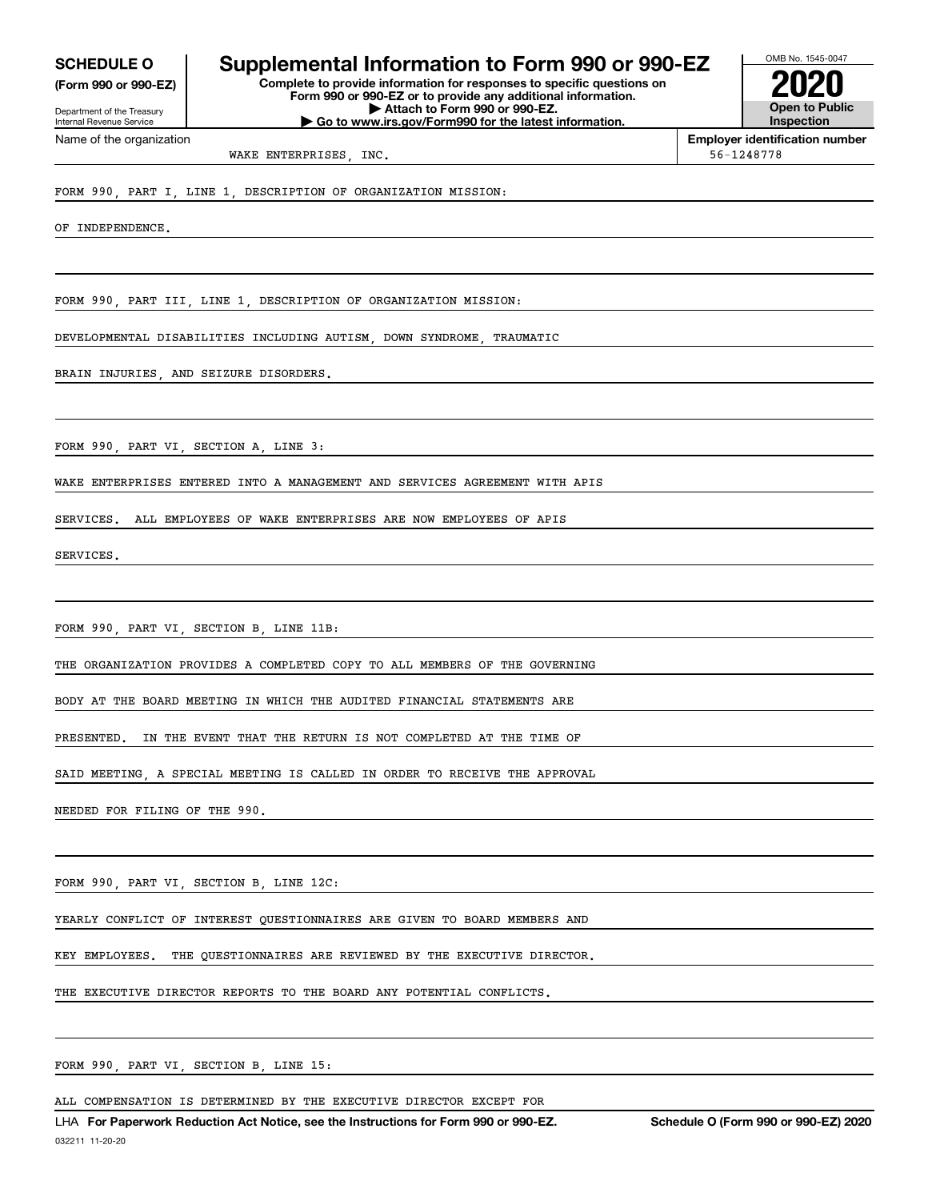**SCHEDULE O**
**(Form 990 or 990-EZ)**

Department of the Treasury
Internal Revenue Service

# Supplemental Information to Form 990 or 990-EZ

**Complete to provide information for responses to specific questions on Form 990 or 990-EZ or to provide any additional information.**
**▶ Attach to Form 990 or 990-EZ.**
**▶ Go to www.irs.gov/Form990 for the latest information.**

OMB No. 1545-0047
**2020**
**Open to Public Inspection**

Name of the organization: WAKE ENTERPRISES, INC.
**Employer identification number:** 56-1248778

FORM 990, PART I, LINE 1, DESCRIPTION OF ORGANIZATION MISSION:

OF INDEPENDENCE.

FORM 990, PART III, LINE 1, DESCRIPTION OF ORGANIZATION MISSION:

DEVELOPMENTAL DISABILITIES INCLUDING AUTISM, DOWN SYNDROME, TRAUMATIC BRAIN INJURIES, AND SEIZURE DISORDERS.

FORM 990, PART VI, SECTION A, LINE 3:

WAKE ENTERPRISES ENTERED INTO A MANAGEMENT AND SERVICES AGREEMENT WITH APIS SERVICES. ALL EMPLOYEES OF WAKE ENTERPRISES ARE NOW EMPLOYEES OF APIS SERVICES.

FORM 990, PART VI, SECTION B, LINE 11B:

THE ORGANIZATION PROVIDES A COMPLETED COPY TO ALL MEMBERS OF THE GOVERNING BODY AT THE BOARD MEETING IN WHICH THE AUDITED FINANCIAL STATEMENTS ARE PRESENTED. IN THE EVENT THAT THE RETURN IS NOT COMPLETED AT THE TIME OF SAID MEETING, A SPECIAL MEETING IS CALLED IN ORDER TO RECEIVE THE APPROVAL NEEDED FOR FILING OF THE 990.

FORM 990, PART VI, SECTION B, LINE 12C:

YEARLY CONFLICT OF INTEREST QUESTIONNAIRES ARE GIVEN TO BOARD MEMBERS AND KEY EMPLOYEES. THE QUESTIONNAIRES ARE REVIEWED BY THE EXECUTIVE DIRECTOR. THE EXECUTIVE DIRECTOR REPORTS TO THE BOARD ANY POTENTIAL CONFLICTS.

FORM 990, PART VI, SECTION B, LINE 15:

ALL COMPENSATION IS DETERMINED BY THE EXECUTIVE DIRECTOR EXCEPT FOR

LHA **For Paperwork Reduction Act Notice, see the Instructions for Form 990 or 990-EZ.** **Schedule O (Form 990 or 990-EZ) 2020**
032211 11-20-20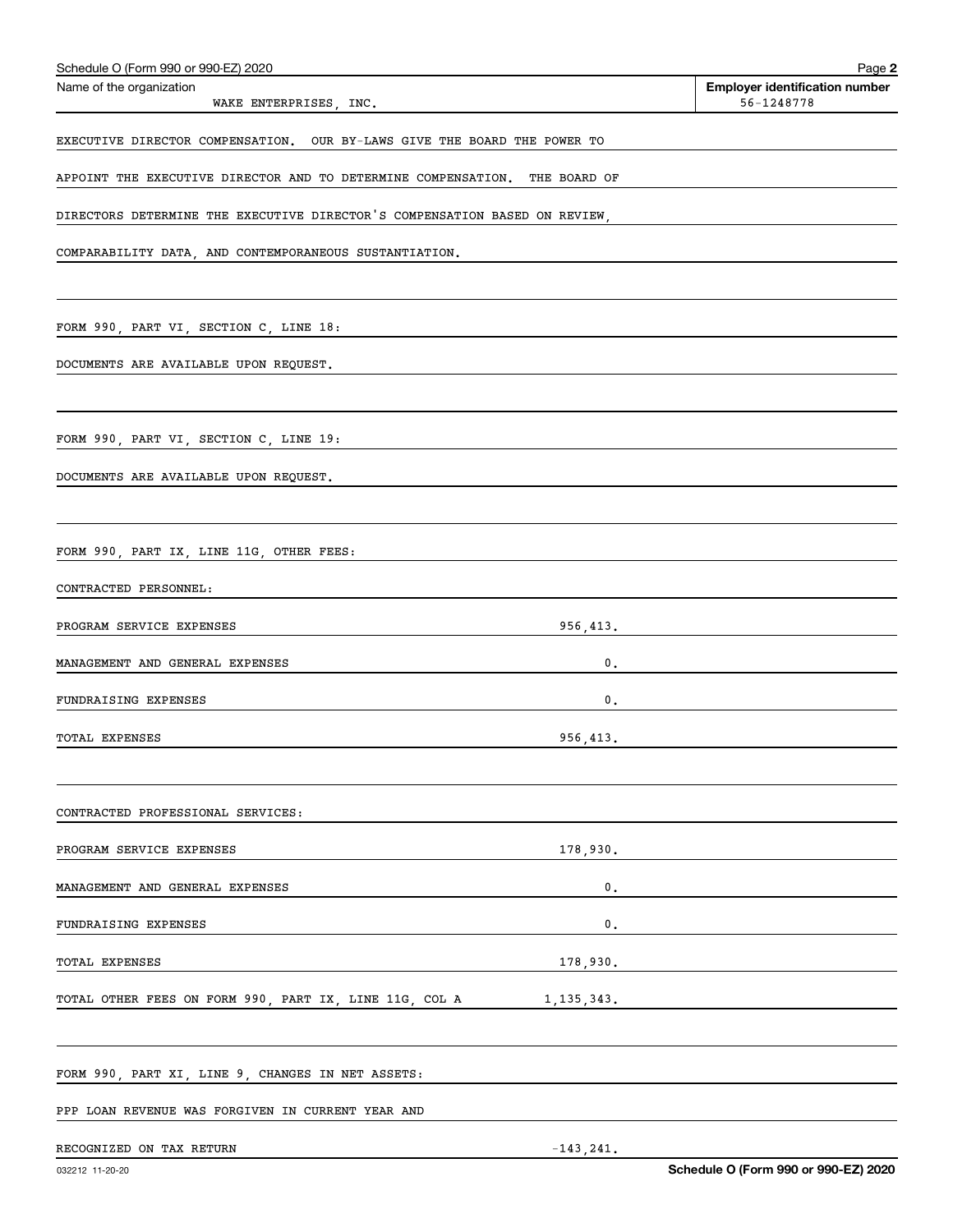Schedule O (Form 990 or 990-EZ) 2020

Name of the organization: WAKE ENTERPRISES, INC.

Employer identification number: 56-1248778

EXECUTIVE DIRECTOR COMPENSATION. OUR BY-LAWS GIVE THE BOARD THE POWER TO APPOINT THE EXECUTIVE DIRECTOR AND TO DETERMINE COMPENSATION. THE BOARD OF DIRECTORS DETERMINE THE EXECUTIVE DIRECTOR'S COMPENSATION BASED ON REVIEW, COMPARABILITY DATA, AND CONTEMPORANEOUS SUSTANTIATION.

FORM 990, PART VI, SECTION C, LINE 18:

DOCUMENTS ARE AVAILABLE UPON REQUEST.

FORM 990, PART VI, SECTION C, LINE 19:

DOCUMENTS ARE AVAILABLE UPON REQUEST.

FORM 990, PART IX, LINE 11G, OTHER FEES:

CONTRACTED PERSONNEL:

| | |
|---|---|
| PROGRAM SERVICE EXPENSES | 956,413. |
| MANAGEMENT AND GENERAL EXPENSES | 0. |
| FUNDRAISING EXPENSES | 0. |
| TOTAL EXPENSES | 956,413. |

CONTRACTED PROFESSIONAL SERVICES:

| | |
|---|---|
| PROGRAM SERVICE EXPENSES | 178,930. |
| MANAGEMENT AND GENERAL EXPENSES | 0. |
| FUNDRAISING EXPENSES | 0. |
| TOTAL EXPENSES | 178,930. |
| TOTAL OTHER FEES ON FORM 990, PART IX, LINE 11G, COL A | 1,135,343. |

FORM 990, PART XI, LINE 9, CHANGES IN NET ASSETS:

| | |
|---|---|
| PPP LOAN REVENUE WAS FORGIVEN IN CURRENT YEAR AND RECOGNIZED ON TAX RETURN | -143,241. |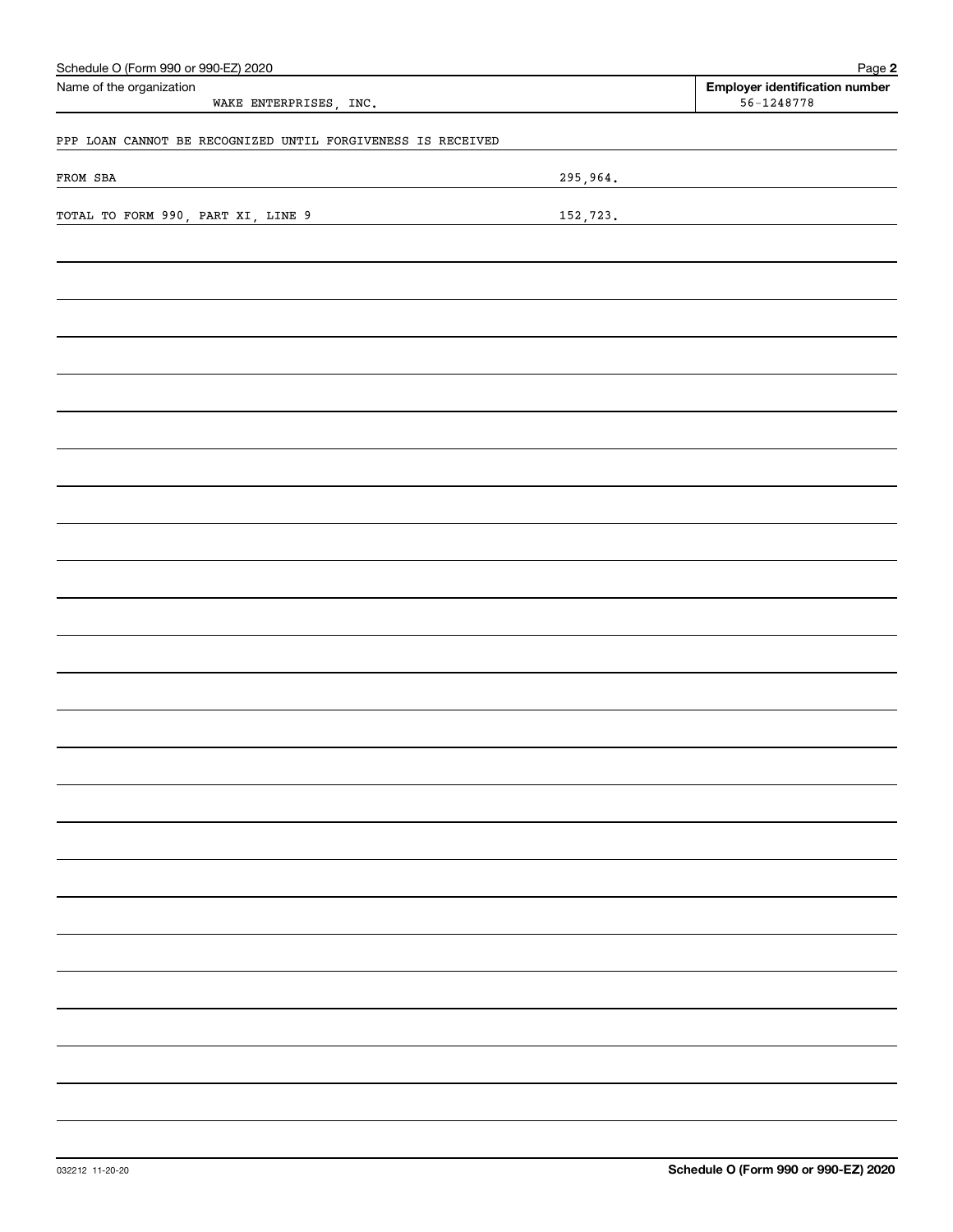Schedule O (Form 990 or 990-EZ) 2020

| Name of the organization | Employer identification number |
|---|---|
| WAKE ENTERPRISES, INC. | 56-1248778 |

PPP LOAN CANNOT BE RECOGNIZED UNTIL FORGIVENESS IS RECEIVED

| | |
|---|---|
| FROM SBA | 295,964. |
| TOTAL TO FORM 990, PART XI, LINE 9 | 152,723. |

Schedule O (Form 990 or 990-EZ) 2020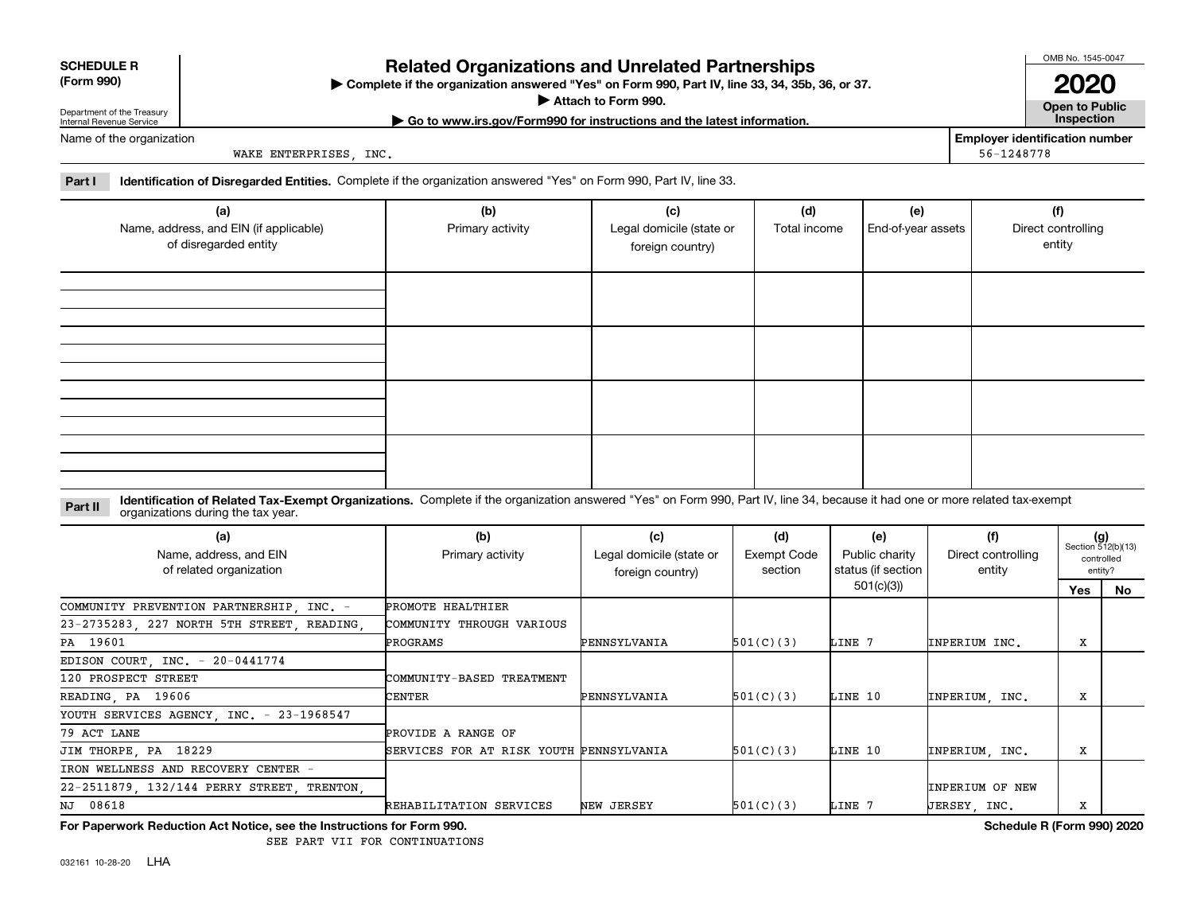**SCHEDULE R (Form 990)**

Department of the Treasury
Internal Revenue Service

# Related Organizations and Unrelated Partnerships

▶ **Complete if the organization answered "Yes" on Form 990, Part IV, line 33, 34, 35b, 36, or 37.**
▶ **Attach to Form 990.**
▶ **Go to www.irs.gov/Form990 for instructions and the latest information.**

OMB No. 1545-0047
**2020**
**Open to Public Inspection**

Name of the organization: WAKE ENTERPRISES, INC.

**Employer identification number:** 56-1248778

**Part I** **Identification of Disregarded Entities.** Complete if the organization answered "Yes" on Form 990, Part IV, line 33.

| (a) Name, address, and EIN (if applicable) of disregarded entity | (b) Primary activity | (c) Legal domicile (state or foreign country) | (d) Total income | (e) End-of-year assets | (f) Direct controlling entity |
|---|---|---|---|---|---|
| | | | | | |
| | | | | | |
| | | | | | |
| | | | | | |

**Part II** **Identification of Related Tax-Exempt Organizations.** Complete if the organization answered "Yes" on Form 990, Part IV, line 34, because it had one or more related tax-exempt organizations during the tax year.

| (a) Name, address, and EIN of related organization | (b) Primary activity | (c) Legal domicile (state or foreign country) | (d) Exempt Code section | (e) Public charity status (if section 501(c)(3)) | (f) Direct controlling entity | (g) Section 512(b)(13) controlled entity? Yes | No |
|---|---|---|---|---|---|---|---|
| COMMUNITY PREVENTION PARTNERSHIP, INC. - 23-2735283, 227 NORTH 5TH STREET, READING, PA 19601 | PROMOTE HEALTHIER COMMUNITY THROUGH VARIOUS PROGRAMS | PENNSYLVANIA | 501(C)(3) | LINE 7 | INPERIUM INC. | X | |
| EDISON COURT, INC. - 20-0441774 120 PROSPECT STREET READING, PA 19606 | COMMUNITY-BASED TREATMENT CENTER | PENNSYLVANIA | 501(C)(3) | LINE 10 | INPERIUM, INC. | X | |
| YOUTH SERVICES AGENCY, INC. - 23-1968547 79 ACT LANE JIM THORPE, PA 18229 | PROVIDE A RANGE OF SERVICES FOR AT RISK YOUTH | PENNSYLVANIA | 501(C)(3) | LINE 10 | INPERIUM, INC. | X | |
| IRON WELLNESS AND RECOVERY CENTER - 22-2511879, 132/144 PERRY STREET, TRENTON, NJ 08618 | REHABILITATION SERVICES | NEW JERSEY | 501(C)(3) | LINE 7 | INPERIUM OF NEW JERSEY, INC. | X | |

**For Paperwork Reduction Act Notice, see the Instructions for Form 990.** **Schedule R (Form 990) 2020**

SEE PART VII FOR CONTINUATIONS

032161 10-28-20 LHA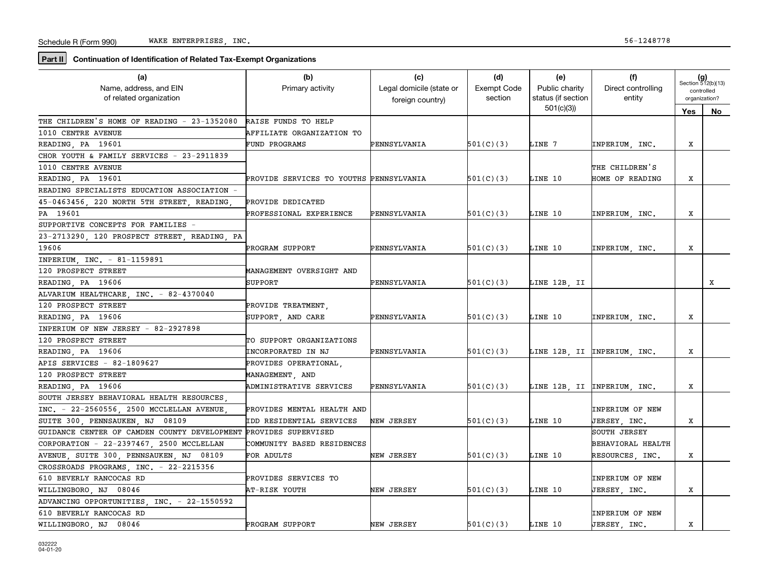Schedule R (Form 990) WAKE ENTERPRISES, INC. 56-1248778

**Part II** **Continuation of Identification of Related Tax-Exempt Organizations**

| (a) Name, address, and EIN of related organization | (b) Primary activity | (c) Legal domicile (state or foreign country) | (d) Exempt Code section | (e) Public charity status (if section 501(c)(3)) | (f) Direct controlling entity | (g) Section 512(b)(13) controlled organization? Yes | No |
|---|---|---|---|---|---|---|---|
| THE CHILDREN'S HOME OF READING - 23-1352080 1010 CENTRE AVENUE READING, PA 19601 | RAISE FUNDS TO HELP AFFILIATE ORGANIZATION TO FUND PROGRAMS | PENNSYLVANIA | 501(C)(3) | LINE 7 | INPERIUM, INC. | X | |
| CHOR YOUTH & FAMILY SERVICES - 23-2911839 1010 CENTRE AVENUE READING, PA 19601 | PROVIDE SERVICES TO YOUTHS | PENNSYLVANIA | 501(C)(3) | LINE 10 | THE CHILDREN'S HOME OF READING | X | |
| READING SPECIALISTS EDUCATION ASSOCIATION - 45-0463456, 220 NORTH 5TH STREET, READING, PA 19601 | PROVIDE DEDICATED PROFESSIONAL EXPERIENCE | PENNSYLVANIA | 501(C)(3) | LINE 10 | INPERIUM, INC. | X | |
| SUPPORTIVE CONCEPTS FOR FAMILIES - 23-2713290, 120 PROSPECT STREET, READING, PA 19606 | PROGRAM SUPPORT | PENNSYLVANIA | 501(C)(3) | LINE 10 | INPERIUM, INC. | X | |
| INPERIUM, INC. - 81-1159891 120 PROSPECT STREET READING, PA 19606 | MANAGEMENT OVERSIGHT AND SUPPORT | PENNSYLVANIA | 501(C)(3) | LINE 12B, II | | | X |
| ALVARIUM HEALTHCARE, INC. - 82-4370040 120 PROSPECT STREET READING, PA 19606 | PROVIDE TREATMENT, SUPPORT, AND CARE | PENNSYLVANIA | 501(C)(3) | LINE 10 | INPERIUM, INC. | X | |
| INPERIUM OF NEW JERSEY - 82-2927898 120 PROSPECT STREET READING, PA 19606 | TO SUPPORT ORGANIZATIONS INCORPORATED IN NJ | PENNSYLVANIA | 501(C)(3) | LINE 12B, II | INPERIUM, INC. | X | |
| APIS SERVICES - 82-1809627 120 PROSPECT STREET READING, PA 19606 | PROVIDES OPERATIONAL, MANAGEMENT, AND ADMINISTRATIVE SERVICES | PENNSYLVANIA | 501(C)(3) | LINE 12B, II | INPERIUM, INC. | X | |
| SOUTH JERSEY BEHAVIORAL HEALTH RESOURCES, INC. - 22-2560556, 2500 MCCLELLAN AVENUE, SUITE 300, PENNSAUKEN, NJ 08109 | PROVIDES MENTAL HEALTH AND IDD RESIDENTIAL SERVICES | NEW JERSEY | 501(C)(3) | LINE 10 | INPERIUM OF NEW JERSEY, INC. | X | |
| GUIDANCE CENTER OF CAMDEN COUNTY DEVELOPMENT CORPORATION - 22-2397467, 2500 MCCLELLAN AVENUE, SUITE 300, PENNSAUKEN, NJ 08109 | PROVIDES SUPERVISED COMMUNITY BASED RESIDENCES FOR ADULTS | NEW JERSEY | 501(C)(3) | LINE 10 | SOUTH JERSEY BEHAVIORAL HEALTH RESOURCES, INC. | X | |
| CROSSROADS PROGRAMS, INC. - 22-2215356 610 BEVERLY RANCOCAS RD WILLINGBORO, NJ 08046 | PROVIDES SERVICES TO AT-RISK YOUTH | NEW JERSEY | 501(C)(3) | LINE 10 | INPERIUM OF NEW JERSEY, INC. | X | |
| ADVANCING OPPORTUNITIES, INC. - 22-1550592 610 BEVERLY RANCOCAS RD WILLINGBORO, NJ 08046 | PROGRAM SUPPORT | NEW JERSEY | 501(C)(3) | LINE 10 | INPERIUM OF NEW JERSEY, INC. | X | |

032222 04-01-20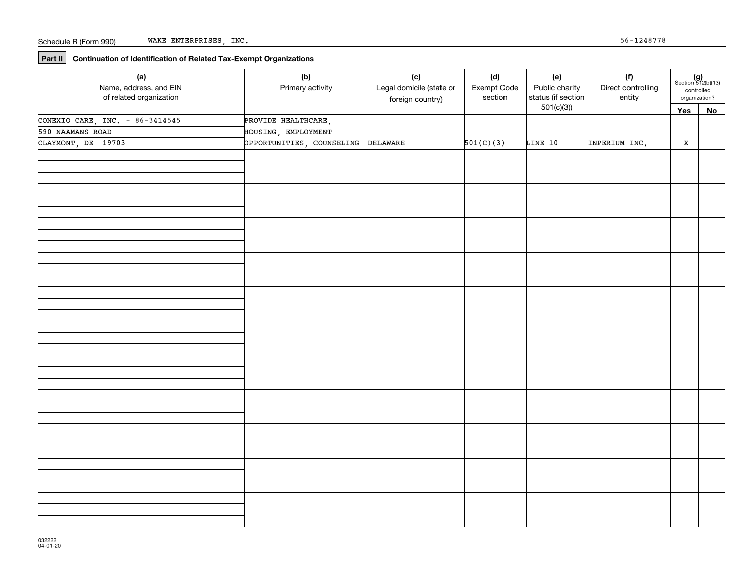Schedule R (Form 990) WAKE ENTERPRISES, INC. 56-1248778

**Part II** **Continuation of Identification of Related Tax-Exempt Organizations**

| (a) Name, address, and EIN of related organization | (b) Primary activity | (c) Legal domicile (state or foreign country) | (d) Exempt Code section | (e) Public charity status (if section 501(c)(3)) | (f) Direct controlling entity | (g) Section 512(b)(13) controlled organization? Yes | No |
|---|---|---|---|---|---|---|---|
| CONEXIO CARE, INC. - 86-3414545<br>590 NAAMANS ROAD<br>CLAYMONT, DE 19703 | PROVIDE HEALTHCARE, HOUSING, EMPLOYMENT OPPORTUNITIES, COUNSELING | DELAWARE | 501(C)(3) | LINE 10 | INPERIUM INC. | X | |
| | | | | | | | |
| | | | | | | | |
| | | | | | | | |
| | | | | | | | |
| | | | | | | | |
| | | | | | | | |
| | | | | | | | |
| | | | | | | | |
| | | | | | | | |
| | | | | | | | |
| | | | | | | | |

032222
04-01-20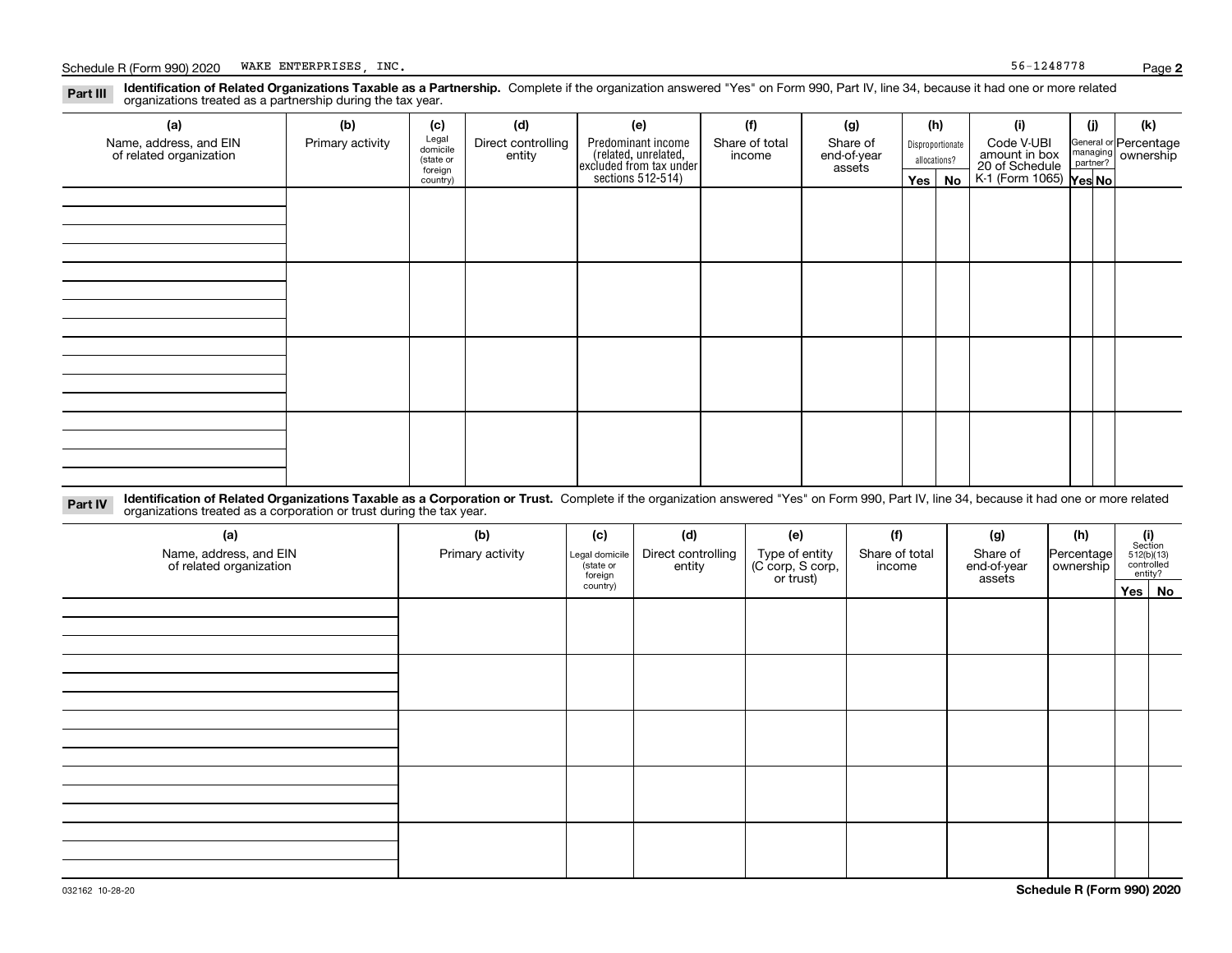Schedule R (Form 990) 2020 WAKE ENTERPRISES, INC. 56-1248778

**Part III** **Identification of Related Organizations Taxable as a Partnership.** Complete if the organization answered "Yes" on Form 990, Part IV, line 34, because it had one or more related organizations treated as a partnership during the tax year.

| (a) Name, address, and EIN of related organization | (b) Primary activity | (c) Legal domicile (state or foreign country) | (d) Direct controlling entity | (e) Predominant income (related, unrelated, excluded from tax under sections 512-514) | (f) Share of total income | (g) Share of end-of-year assets | (h) Disproportionate allocations? | | (i) Code V-UBI amount in box 20 of Schedule K-1 (Form 1065) | (j) General or managing partner? | | (k) Percentage ownership |
|---|---|---|---|---|---|---|---|---|---|---|---|---|
| | | | | | | | Yes | No | | Yes | No | |
| | | | | | | | | | | | | |
| | | | | | | | | | | | | |
| | | | | | | | | | | | | |
| | | | | | | | | | | | | |

**Part IV** **Identification of Related Organizations Taxable as a Corporation or Trust.** Complete if the organization answered "Yes" on Form 990, Part IV, line 34, because it had one or more related organizations treated as a corporation or trust during the tax year.

| (a) Name, address, and EIN of related organization | (b) Primary activity | (c) Legal domicile (state or foreign country) | (d) Direct controlling entity | (e) Type of entity (C corp, S corp, or trust) | (f) Share of total income | (g) Share of end-of-year assets | (h) Percentage ownership | (i) Section 512(b)(13) controlled entity? | |
|---|---|---|---|---|---|---|---|---|---|
| | | | | | | | | Yes | No |
| | | | | | | | | | |
| | | | | | | | | | |
| | | | | | | | | | |
| | | | | | | | | | |
| | | | | | | | | | |

032162 10-28-20 **Schedule R (Form 990) 2020**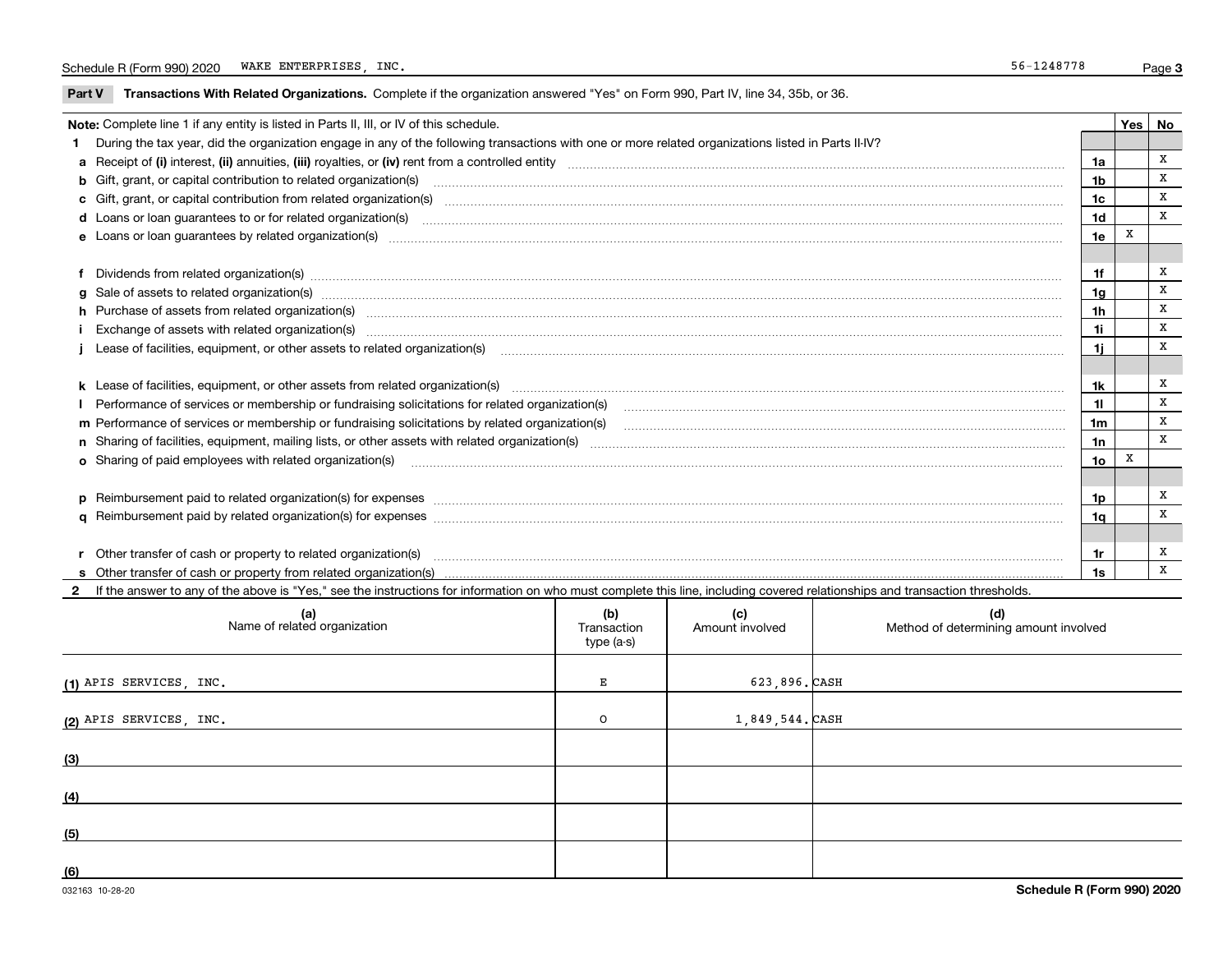Schedule R (Form 990) 2020 WAKE ENTERPRISES, INC. 56-1248778

## Part V Transactions With Related Organizations.

Complete if the organization answered "Yes" on Form 990, Part IV, line 34, 35b, or 36.

| **Note:** Complete line 1 if any entity is listed in Parts II, III, or IV of this schedule. | | Yes | No |
|---|---|---|---|
| **1** During the tax year, did the organization engage in any of the following transactions with one or more related organizations listed in Parts II-IV? | | | |
| **a** Receipt of **(i)** interest, **(ii)** annuities, **(iii)** royalties, or **(iv)** rent from a controlled entity | 1a | | X |
| **b** Gift, grant, or capital contribution to related organization(s) | 1b | | X |
| **c** Gift, grant, or capital contribution from related organization(s) | 1c | | X |
| **d** Loans or loan guarantees to or for related organization(s) | 1d | | X |
| **e** Loans or loan guarantees by related organization(s) | 1e | X | |
| **f** Dividends from related organization(s) | 1f | | X |
| **g** Sale of assets to related organization(s) | 1g | | X |
| **h** Purchase of assets from related organization(s) | 1h | | X |
| **i** Exchange of assets with related organization(s) | 1i | | X |
| **j** Lease of facilities, equipment, or other assets to related organization(s) | 1j | | X |
| **k** Lease of facilities, equipment, or other assets from related organization(s) | 1k | | X |
| **l** Performance of services or membership or fundraising solicitations for related organization(s) | 1l | | X |
| **m** Performance of services or membership or fundraising solicitations by related organization(s) | 1m | | X |
| **n** Sharing of facilities, equipment, mailing lists, or other assets with related organization(s) | 1n | | X |
| **o** Sharing of paid employees with related organization(s) | 1o | X | |
| **p** Reimbursement paid to related organization(s) for expenses | 1p | | X |
| **q** Reimbursement paid by related organization(s) for expenses | 1q | | X |
| **r** Other transfer of cash or property to related organization(s) | 1r | | X |
| **s** Other transfer of cash or property from related organization(s) | 1s | | X |

**2** If the answer to any of the above is "Yes," see the instructions for information on who must complete this line, including covered relationships and transaction thresholds.

| | (a) Name of related organization | (b) Transaction type (a-s) | (c) Amount involved | (d) Method of determining amount involved |
|---|---|---|---|---|
| (1) | APIS SERVICES, INC. | E | 623,896. | CASH |
| (2) | APIS SERVICES, INC. | O | 1,849,544. | CASH |
| (3) | | | | |
| (4) | | | | |
| (5) | | | | |
| (6) | | | | |

032163 10-28-20 **Schedule R (Form 990) 2020**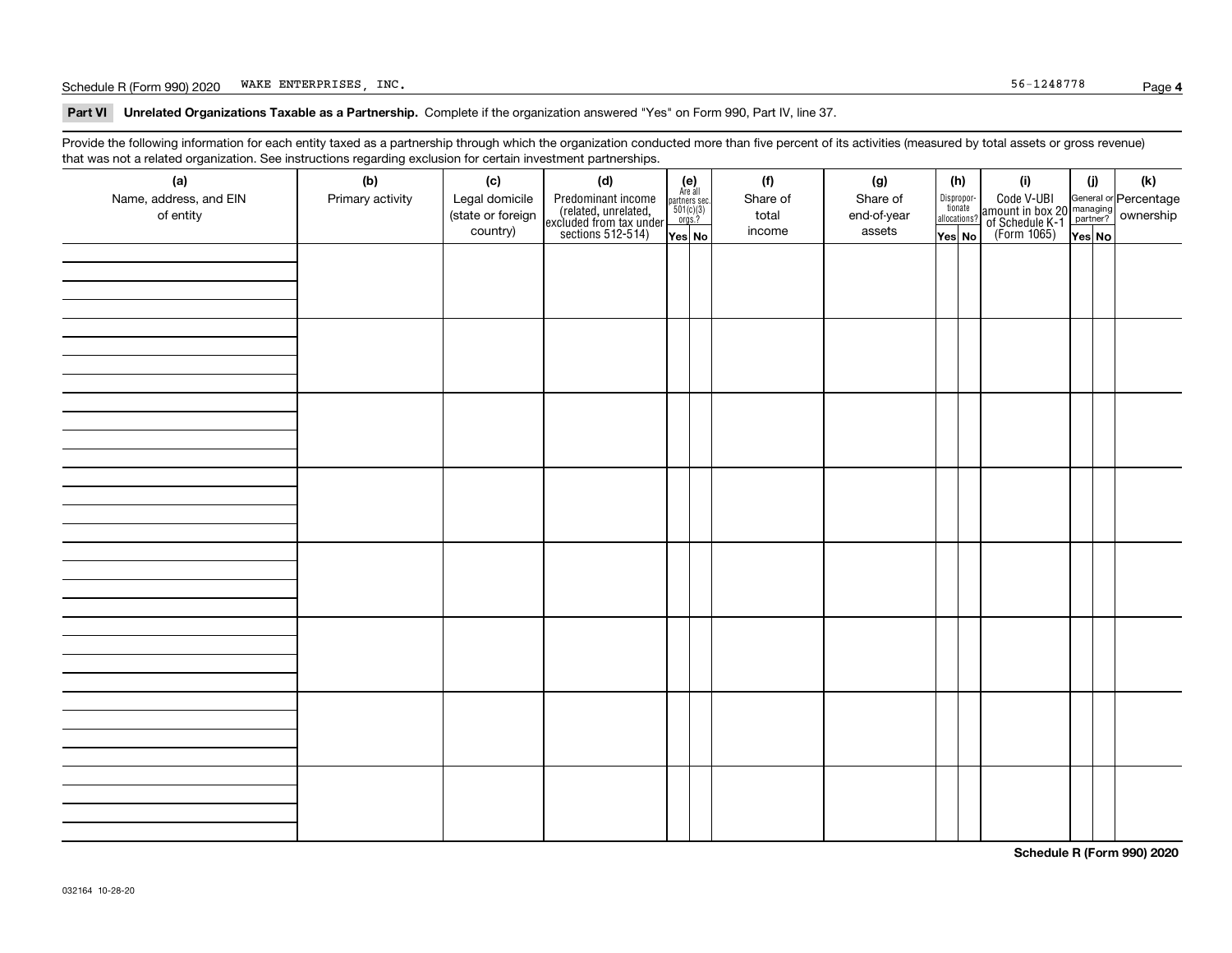Schedule R (Form 990) 2020 WAKE ENTERPRISES, INC. 56-1248778

**Part VI Unrelated Organizations Taxable as a Partnership.** Complete if the organization answered "Yes" on Form 990, Part IV, line 37.

Provide the following information for each entity taxed as a partnership through which the organization conducted more than five percent of its activities (measured by total assets or gross revenue) that was not a related organization. See instructions regarding exclusion for certain investment partnerships.

| (a) Name, address, and EIN of entity | (b) Primary activity | (c) Legal domicile (state or foreign country) | (d) Predominant income (related, unrelated, excluded from tax under sections 512-514) | (e) Are all partners sec. 501(c)(3) orgs.? Yes | (e) No | (f) Share of total income | (g) Share of end-of-year assets | (h) Dispropor-tionate allocations? Yes | (h) No | (i) Code V-UBI amount in box 20 of Schedule K-1 (Form 1065) | (j) General or managing partner? Yes | (j) No | (k) Percentage ownership |
|---|---|---|---|---|---|---|---|---|---|---|---|---|---|
| | | | | | | | | | | | | | |
| | | | | | | | | | | | | | |
| | | | | | | | | | | | | | |
| | | | | | | | | | | | | | |
| | | | | | | | | | | | | | |
| | | | | | | | | | | | | | |
| | | | | | | | | | | | | | |
| | | | | | | | | | | | | | |

Schedule R (Form 990) 2020

032164 10-28-20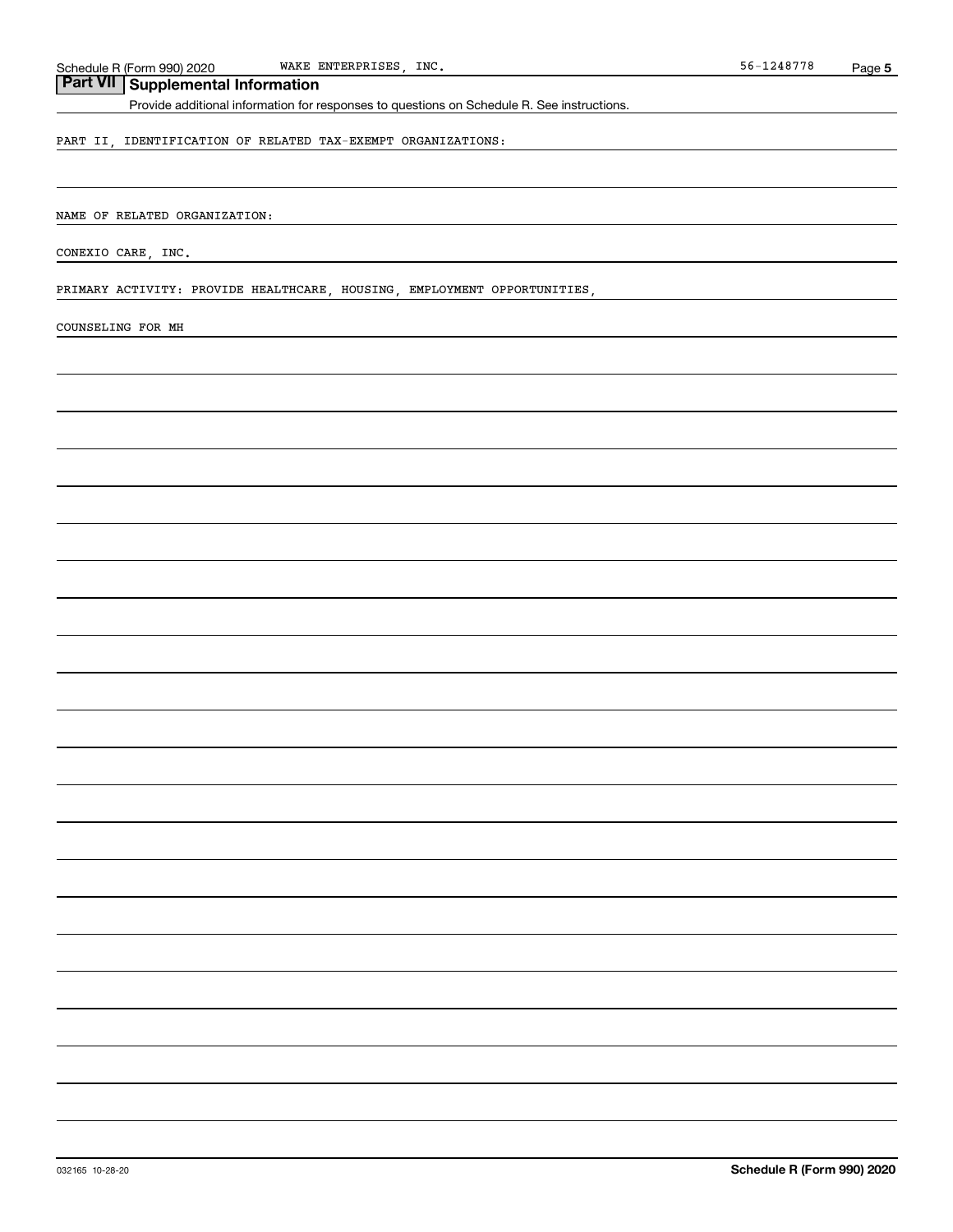Schedule R (Form 990) 2020 WAKE ENTERPRISES, INC. 56-1248778

## Part VII Supplemental Information

Provide additional information for responses to questions on Schedule R. See instructions.

PART II, IDENTIFICATION OF RELATED TAX-EXEMPT ORGANIZATIONS:

NAME OF RELATED ORGANIZATION:

CONEXIO CARE, INC.

PRIMARY ACTIVITY: PROVIDE HEALTHCARE, HOUSING, EMPLOYMENT OPPORTUNITIES,

COUNSELING FOR MH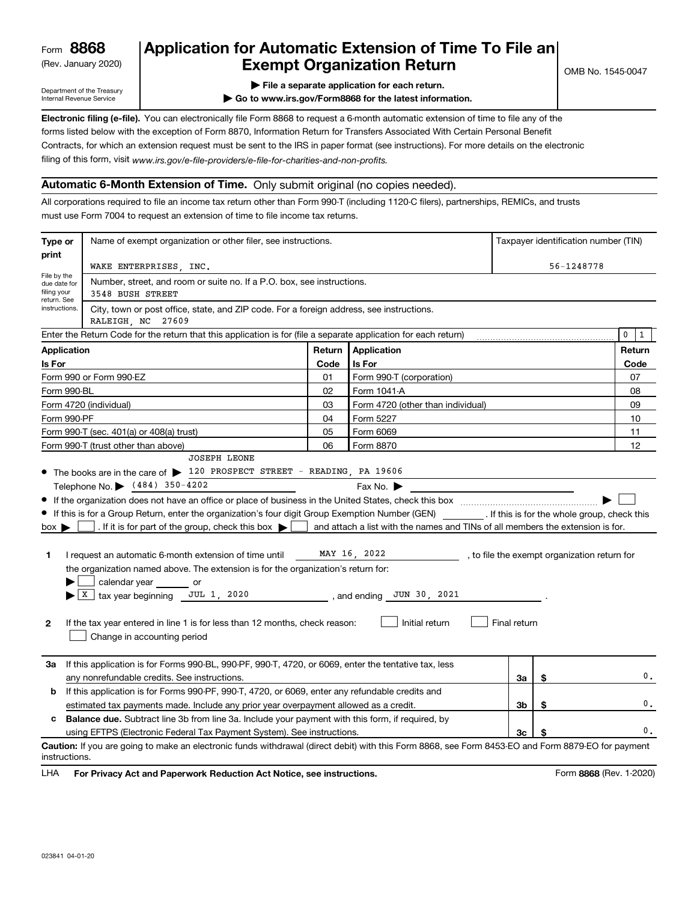Form **8868**
(Rev. January 2020)
Department of the Treasury
Internal Revenue Service

# Application for Automatic Extension of Time To File an Exempt Organization Return

OMB No. 1545-0047

▶ File a separate application for each return.
▶ Go to www.irs.gov/Form8868 for the latest information.

**Electronic filing (e-file).** You can electronically file Form 8868 to request a 6-month automatic extension of time to file any of the forms listed below with the exception of Form 8870, Information Return for Transfers Associated With Certain Personal Benefit Contracts, for which an extension request must be sent to the IRS in paper format (see instructions). For more details on the electronic filing of this form, visit *www.irs.gov/e-file-providers/e-file-for-charities-and-non-profits.*

## Automatic 6-Month Extension of Time. Only submit original (no copies needed).

All corporations required to file an income tax return other than Form 990-T (including 1120-C filers), partnerships, REMICs, and trusts must use Form 7004 to request an extension of time to file income tax returns.

| | | |
|---|---|---|
| **Type or print**<br>File by the due date for filing your return. See instructions. | Name of exempt organization or other filer, see instructions.<br>WAKE ENTERPRISES, INC. | Taxpayer identification number (TIN)<br>56-1248778 |
| | Number, street, and room or suite no. If a P.O. box, see instructions.<br>3548 BUSH STREET | |
| | City, town or post office, state, and ZIP code. For a foreign address, see instructions.<br>RALEIGH, NC 27609 | |

Enter the Return Code for the return that this application is for (file a separate application for each return) 0 1

| Application Is For | Return Code | Application Is For | Return Code |
|---|---|---|---|
| Form 990 or Form 990-EZ | 01 | Form 990-T (corporation) | 07 |
| Form 990-BL | 02 | Form 1041-A | 08 |
| Form 4720 (individual) | 03 | Form 4720 (other than individual) | 09 |
| Form 990-PF | 04 | Form 5227 | 10 |
| Form 990-T (sec. 401(a) or 408(a) trust) | 05 | Form 6069 | 11 |
| Form 990-T (trust other than above) | 06 | Form 8870 | 12 |

- The books are in the care of ▶ JOSEPH LEONE 120 PROSPECT STREET - READING, PA 19606
  Telephone No. ▶ (484) 350-4202 Fax No. ▶
- If the organization does not have an office or place of business in the United States, check this box ▶ ☐
- If this is for a Group Return, enter the organization's four digit Group Exemption Number (GEN) ______ . If this is for the whole group, check this box ▶ ☐ . If it is for part of the group, check this box ▶ ☐ and attach a list with the names and TINs of all members the extension is for.

**1** I request an automatic 6-month extension of time until MAY 16, 2022, to file the exempt organization return for the organization named above. The extension is for the organization's return for:
▶ ☐ calendar year ______ or
▶ ☒ tax year beginning JUL 1, 2020, and ending JUN 30, 2021.

**2** If the tax year entered in line 1 is for less than 12 months, check reason: ☐ Initial return ☐ Final return ☐ Change in accounting period

| | | | |
|---|---|---|---|
| **3a** | If this application is for Forms 990-BL, 990-PF, 990-T, 4720, or 6069, enter the tentative tax, less any nonrefundable credits. See instructions. | 3a | $ 0. |
| **b** | If this application is for Forms 990-PF, 990-T, 4720, or 6069, enter any refundable credits and estimated tax payments made. Include any prior year overpayment allowed as a credit. | 3b | $ 0. |
| **c** | **Balance due.** Subtract line 3b from line 3a. Include your payment with this form, if required, by using EFTPS (Electronic Federal Tax Payment System). See instructions. | 3c | $ 0. |

**Caution:** If you are going to make an electronic funds withdrawal (direct debit) with this Form 8868, see Form 8453-EO and Form 8879-EO for payment instructions.

LHA **For Privacy Act and Paperwork Reduction Act Notice, see instructions.** Form **8868** (Rev. 1-2020)

023841 04-01-20